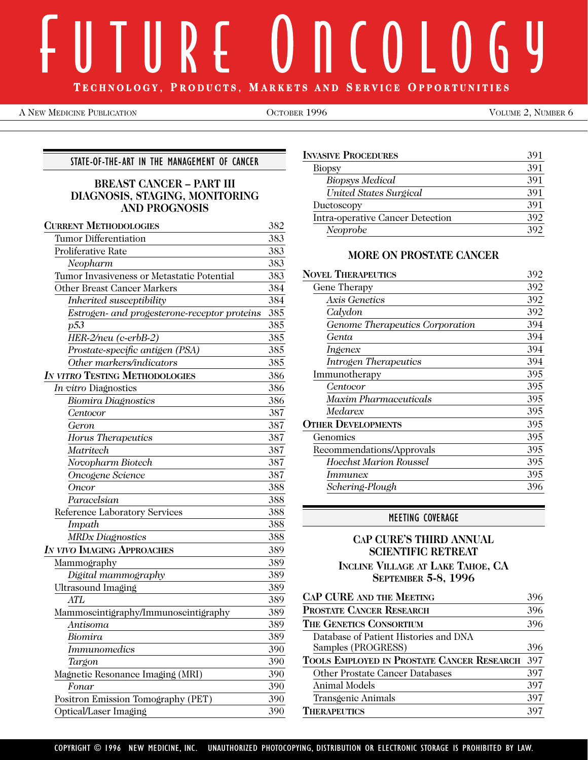# FUTURE ONCOLOGY

**TECHNOLOGY, PRODUCTS, MARKETS AND SERVICE OPPORTUNITIES**

A NEW MEDICINE PUBLICATION — OCTOBER 1996 — VOLUME 2, NUMBER 6

## STATE-OF-THE-ART IN THE MANAGEMENT OF CANCER

### BREAST CANCER – PART III DIAGNOSIS, STAGING, MONITORING AND PROGNOSIS

| | |
|---|---|
| **CURRENT METHODOLOGIES** | 382 |
| Tumor Differentiation | 383 |
| Proliferative Rate | 383 |
| *Neopharm* | 383 |
| Tumor Invasiveness or Metastatic Potential | 383 |
| Other Breast Cancer Markers | 384 |
| *Inherited susceptibility* | 384 |
| *Estrogen- and progesterone-receptor proteins* | 385 |
| *p53* | 385 |
| *HER-2/neu (c-erbB-2)* | 385 |
| *Prostate-specific antigen (PSA)* | 385 |
| *Other markers/indicators* | 385 |
| ***IN VITRO* TESTING METHODOLOGIES** | 386 |
| *In vitro* Diagnostics | 386 |
| *Biomira Diagnostics* | 386 |
| *Centocor* | 387 |
| *Geron* | 387 |
| *Horus Therapeutics* | 387 |
| *Matritech* | 387 |
| *Novopharm Biotech* | 387 |
| *Oncogene Science* | 387 |
| *Oncor* | 388 |
| *Paracelsian* | 388 |
| Reference Laboratory Services | 388 |
| *Impath* | 388 |
| *MRDx Diagnostics* | 388 |
| ***IN VIVO* IMAGING APPROACHES** | 389 |
| Mammography | 389 |
| *Digital mammography* | 389 |
| Ultrasound Imaging | 389 |
| *ATL* | 389 |
| Mammoscintigraphy/Immunoscintigraphy | 389 |
| *Antisoma* | 389 |
| *Biomira* | 389 |
| *Immunomedics* | 390 |
| *Targon* | 390 |
| Magnetic Resonance Imaging (MRI) | 390 |
| *Fonar* | 390 |
| Positron Emission Tomography (PET) | 390 |
| Optical/Laser Imaging | 390 |
| **INVASIVE PROCEDURES** | 391 |
| Biopsy | 391 |
| *Biopsys Medical* | 391 |
| *United States Surgical* | 391 |
| Ductoscopy | 391 |
| Intra-operative Cancer Detection | 392 |
| *Neoprobe* | 392 |

### MORE ON PROSTATE CANCER

| | |
|---|---|
| **NOVEL THERAPEUTICS** | 392 |
| Gene Therapy | 392 |
| *Axis Genetics* | 392 |
| *Calydon* | 392 |
| *Genome Therapeutics Corporation* | 394 |
| *Genta* | 394 |
| *Ingenex* | 394 |
| *Introgen Therapeutics* | 394 |
| Immunotherapy | 395 |
| *Centocor* | 395 |
| *Maxim Pharmaceuticals* | 395 |
| *Medarex* | 395 |
| **OTHER DEVELOPMENTS** | 395 |
| Genomics | 395 |
| Recommendations/Approvals | 395 |
| *Hoechst Marion Roussel* | 395 |
| *Immunex* | 395 |
| *Schering-Plough* | 396 |

## MEETING COVERAGE

### CAP CURE'S THIRD ANNUAL SCIENTIFIC RETREAT

**INCLINE VILLAGE AT LAKE TAHOE, CA**
**SEPTEMBER 5-8, 1996**

| | |
|---|---|
| **CAP CURE AND THE MEETING** | 396 |
| **PROSTATE CANCER RESEARCH** | 396 |
| **THE GENETICS CONSORTIUM** | 396 |
| Database of Patient Histories and DNA Samples (PROGRESS) | 396 |
| **TOOLS EMPLOYED IN PROSTATE CANCER RESEARCH** | 397 |
| Other Prostate Cancer Databases | 397 |
| Animal Models | 397 |
| Transgenic Animals | 397 |
| **THERAPEUTICS** | 397 |

COPYRIGHT © 1996 NEW MEDICINE, INC. UNAUTHORIZED PHOTOCOPYING, DISTRIBUTION OR ELECTRONIC STORAGE IS PROHIBITED BY LAW.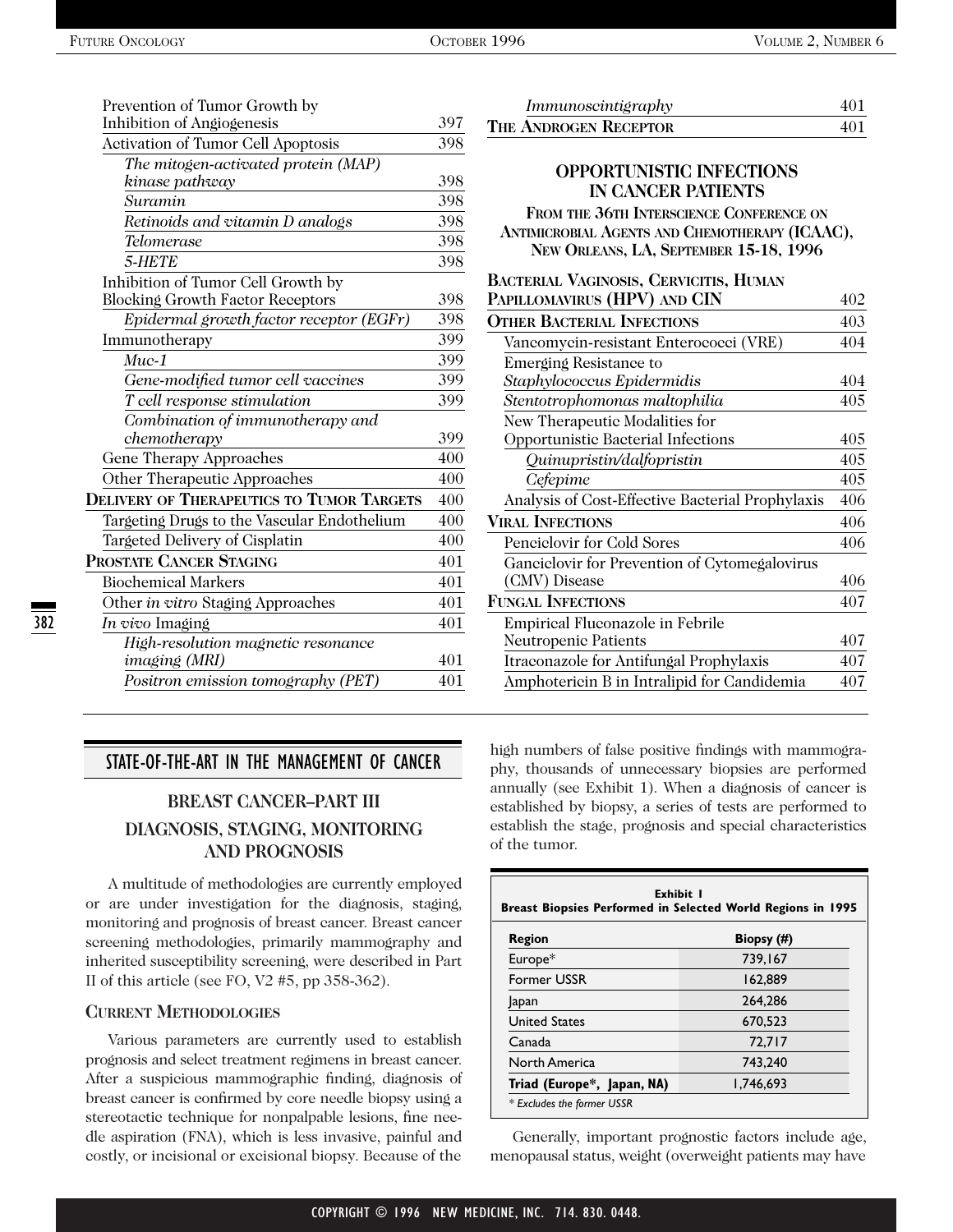| | |
|---|---|
| Prevention of Tumor Growth by Inhibition of Angiogenesis | 397 |
| Activation of Tumor Cell Apoptosis | 398 |
| *The mitogen-activated protein (MAP) kinase pathway* | 398 |
| *Suramin* | 398 |
| *Retinoids and vitamin D analogs* | 398 |
| *Telomerase* | 398 |
| *5-HETE* | 398 |
| Inhibition of Tumor Cell Growth by Blocking Growth Factor Receptors | 398 |
| *Epidermal growth factor receptor (EGFr)* | 398 |
| Immunotherapy | 399 |
| *Muc-1* | 399 |
| *Gene-modified tumor cell vaccines* | 399 |
| *T cell response stimulation* | 399 |
| *Combination of immunotherapy and chemotherapy* | 399 |
| Gene Therapy Approaches | 400 |
| Other Therapeutic Approaches | 400 |
| **DELIVERY OF THERAPEUTICS TO TUMOR TARGETS** | 400 |
| Targeting Drugs to the Vascular Endothelium | 400 |
| Targeted Delivery of Cisplatin | 400 |
| **PROSTATE CANCER STAGING** | 401 |
| Biochemical Markers | 401 |
| Other *in vitro* Staging Approaches | 401 |
| *In vivo* Imaging | 401 |
| *High-resolution magnetic resonance imaging (MRI)* | 401 |
| *Positron emission tomography (PET)* | 401 |
| *Immunoscintigraphy* | 401 |
| **THE ANDROGEN RECEPTOR** | 401 |

**OPPORTUNISTIC INFECTIONS IN CANCER PATIENTS**

**FROM THE 36TH INTERSCIENCE CONFERENCE ON ANTIMICROBIAL AGENTS AND CHEMOTHERAPY (ICAAC), NEW ORLEANS, LA, SEPTEMBER 15-18, 1996**

| | |
|---|---|
| **BACTERIAL VAGINOSIS, CERVICITIS, HUMAN PAPILLOMAVIRUS (HPV) AND CIN** | 402 |
| **OTHER BACTERIAL INFECTIONS** | 403 |
| Vancomycin-resistant Enterococci (VRE) | 404 |
| Emerging Resistance to *Staphylococcus Epidermidis* | 404 |
| *Stentotrophomonas maltophilia* | 405 |
| New Therapeutic Modalities for Opportunistic Bacterial Infections | 405 |
| *Quinupristin/dalfopristin* | 405 |
| *Cefepime* | 405 |
| Analysis of Cost-Effective Bacterial Prophylaxis | 406 |
| **VIRAL INFECTIONS** | 406 |
| Penciclovir for Cold Sores | 406 |
| Ganciclovir for Prevention of Cytomegalovirus (CMV) Disease | 406 |
| **FUNGAL INFECTIONS** | 407 |
| Empirical Fluconazole in Febrile Neutropenic Patients | 407 |
| Itraconazole for Antifungal Prophylaxis | 407 |
| Amphotericin B in Intralipid for Candidemia | 407 |

## STATE-OF-THE-ART IN THE MANAGEMENT OF CANCER

### BREAST CANCER–PART III
### DIAGNOSIS, STAGING, MONITORING AND PROGNOSIS

A multitude of methodologies are currently employed or are under investigation for the diagnosis, staging, monitoring and prognosis of breast cancer. Breast cancer screening methodologies, primarily mammography and inherited susceptibility screening, were described in Part II of this article (see FO, V2 #5, pp 358-362).

#### CURRENT METHODOLOGIES

Various parameters are currently used to establish prognosis and select treatment regimens in breast cancer. After a suspicious mammographic finding, diagnosis of breast cancer is confirmed by core needle biopsy using a stereotactic technique for nonpalpable lesions, fine needle aspiration (FNA), which is less invasive, painful and costly, or incisional or excisional biopsy. Because of the high numbers of false positive findings with mammography, thousands of unnecessary biopsies are performed annually (see Exhibit 1). When a diagnosis of cancer is established by biopsy, a series of tests are performed to establish the stage, prognosis and special characteristics of the tumor.

**Exhibit 1**
**Breast Biopsies Performed in Selected World Regions in 1995**

| Region | Biopsy (#) |
|---|---|
| Europe* | 739,167 |
| Former USSR | 162,889 |
| Japan | 264,286 |
| United States | 670,523 |
| Canada | 72,717 |
| North America | 743,240 |
| **Triad (Europe\*, Japan, NA)** | 1,746,693 |

*\* Excludes the former USSR*

Generally, important prognostic factors include age, menopausal status, weight (overweight patients may have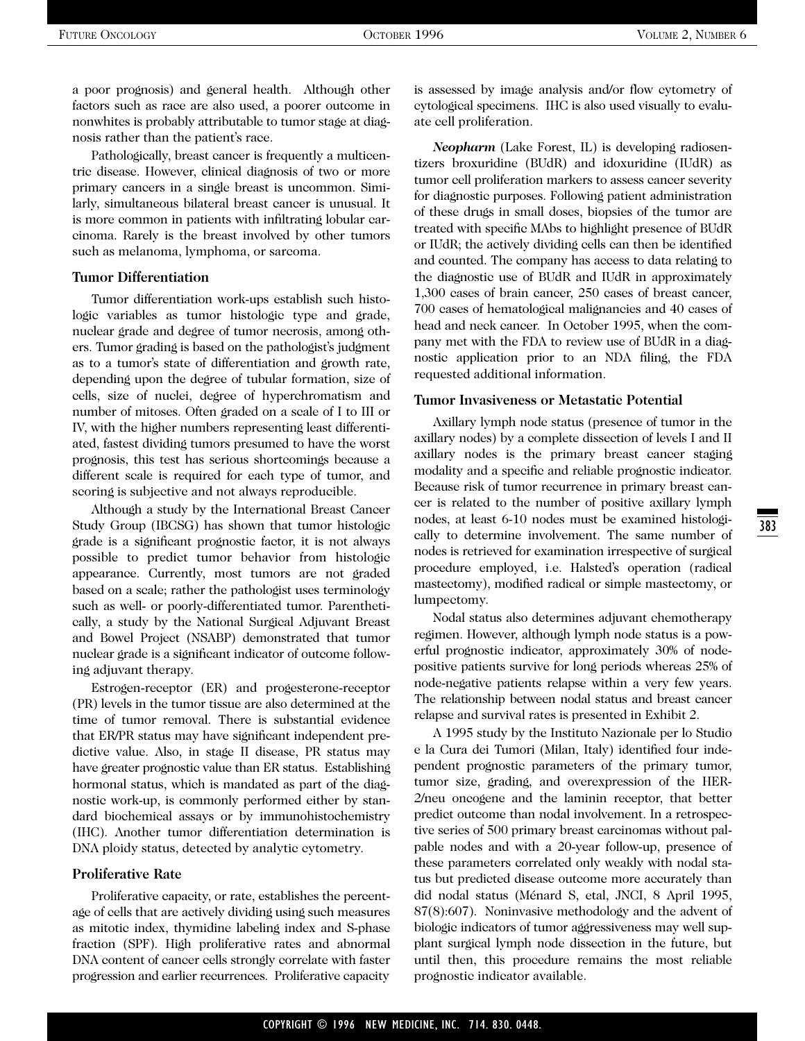a poor prognosis) and general health. Although other factors such as race are also used, a poorer outcome in nonwhites is probably attributable to tumor stage at diagnosis rather than the patient's race.

Pathologically, breast cancer is frequently a multicentric disease. However, clinical diagnosis of two or more primary cancers in a single breast is uncommon. Similarly, simultaneous bilateral breast cancer is unusual. It is more common in patients with infiltrating lobular carcinoma. Rarely is the breast involved by other tumors such as melanoma, lymphoma, or sarcoma.

### Tumor Differentiation

Tumor differentiation work-ups establish such histologic variables as tumor histologic type and grade, nuclear grade and degree of tumor necrosis, among others. Tumor grading is based on the pathologist's judgment as to a tumor's state of differentiation and growth rate, depending upon the degree of tubular formation, size of cells, size of nuclei, degree of hyperchromatism and number of mitoses. Often graded on a scale of I to III or IV, with the higher numbers representing least differentiated, fastest dividing tumors presumed to have the worst prognosis, this test has serious shortcomings because a different scale is required for each type of tumor, and scoring is subjective and not always reproducible.

Although a study by the International Breast Cancer Study Group (IBCSG) has shown that tumor histologic grade is a significant prognostic factor, it is not always possible to predict tumor behavior from histologic appearance. Currently, most tumors are not graded based on a scale; rather the pathologist uses terminology such as well- or poorly-differentiated tumor. Parenthetically, a study by the National Surgical Adjuvant Breast and Bowel Project (NSABP) demonstrated that tumor nuclear grade is a significant indicator of outcome following adjuvant therapy.

Estrogen-receptor (ER) and progesterone-receptor (PR) levels in the tumor tissue are also determined at the time of tumor removal. There is substantial evidence that ER/PR status may have significant independent predictive value. Also, in stage II disease, PR status may have greater prognostic value than ER status. Establishing hormonal status, which is mandated as part of the diagnostic work-up, is commonly performed either by standard biochemical assays or by immunohistochemistry (IHC). Another tumor differentiation determination is DNA ploidy status, detected by analytic cytometry.

### Proliferative Rate

Proliferative capacity, or rate, establishes the percentage of cells that are actively dividing using such measures as mitotic index, thymidine labeling index and S-phase fraction (SPF). High proliferative rates and abnormal DNA content of cancer cells strongly correlate with faster progression and earlier recurrences. Proliferative capacity is assessed by image analysis and/or flow cytometry of cytological specimens. IHC is also used visually to evaluate cell proliferation.

***Neopharm*** (Lake Forest, IL) is developing radiosentizers broxuridine (BUdR) and idoxuridine (IUdR) as tumor cell proliferation markers to assess cancer severity for diagnostic purposes. Following patient administration of these drugs in small doses, biopsies of the tumor are treated with specific MAbs to highlight presence of BUdR or IUdR; the actively dividing cells can then be identified and counted. The company has access to data relating to the diagnostic use of BUdR and IUdR in approximately 1,300 cases of brain cancer, 250 cases of breast cancer, 700 cases of hematological malignancies and 40 cases of head and neck cancer. In October 1995, when the company met with the FDA to review use of BUdR in a diagnostic application prior to an NDA filing, the FDA requested additional information.

### Tumor Invasiveness or Metastatic Potential

Axillary lymph node status (presence of tumor in the axillary nodes) by a complete dissection of levels I and II axillary nodes is the primary breast cancer staging modality and a specific and reliable prognostic indicator. Because risk of tumor recurrence in primary breast cancer is related to the number of positive axillary lymph nodes, at least 6-10 nodes must be examined histologically to determine involvement. The same number of nodes is retrieved for examination irrespective of surgical procedure employed, i.e. Halsted's operation (radical mastectomy), modified radical or simple mastectomy, or lumpectomy.

Nodal status also determines adjuvant chemotherapy regimen. However, although lymph node status is a powerful prognostic indicator, approximately 30% of node-positive patients survive for long periods whereas 25% of node-negative patients relapse within a very few years. The relationship between nodal status and breast cancer relapse and survival rates is presented in Exhibit 2.

A 1995 study by the Instituto Nazionale per lo Studio e la Cura dei Tumori (Milan, Italy) identified four independent prognostic parameters of the primary tumor, tumor size, grading, and overexpression of the HER-2/neu oncogene and the laminin receptor, that better predict outcome than nodal involvement. In a retrospective series of 500 primary breast carcinomas without palpable nodes and with a 20-year follow-up, presence of these parameters correlated only weakly with nodal status but predicted disease outcome more accurately than did nodal status (Ménard S, etal, JNCI, 8 April 1995, 87(8):607). Noninvasive methodology and the advent of biologic indicators of tumor aggressiveness may well supplant surgical lymph node dissection in the future, but until then, this procedure remains the most reliable prognostic indicator available.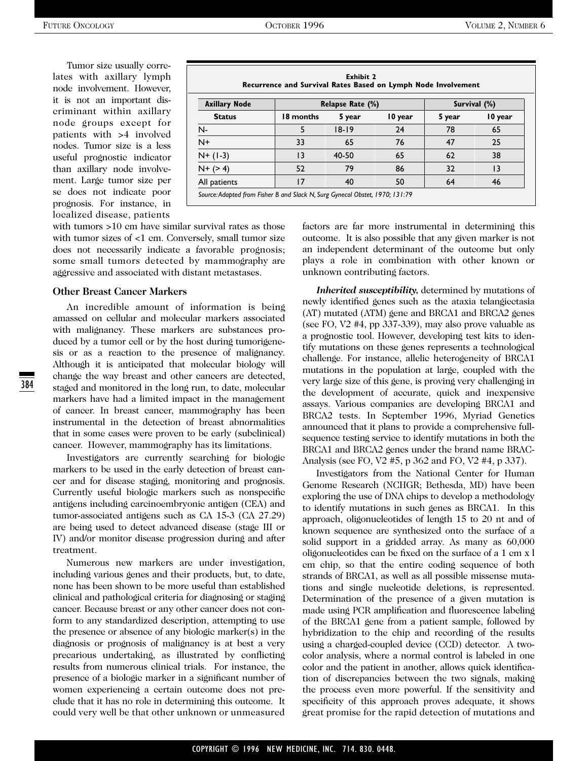Tumor size usually correlates with axillary lymph node involvement. However, it is not an important discriminant within axillary node groups except for patients with >4 involved nodes. Tumor size is a less useful prognostic indicator than axillary node involvement. Large tumor size per se does not indicate poor prognosis. For instance, in localized disease, patients with tumors >10 cm have similar survival rates as those with tumor sizes of <1 cm. Conversely, small tumor size does not necessarily indicate a favorable prognosis; some small tumors detected by mammography are aggressive and associated with distant metastases.

**Exhibit 2**
**Recurrence and Survival Rates Based on Lymph Node Involvement**

| Axillary Node | Relapse Rate (%) | | | Survival (%) | |
|---|---|---|---|---|---|
| **Status** | **18 months** | **5 year** | **10 year** | **5 year** | **10 year** |
| N- | 5 | 18-19 | 24 | 78 | 65 |
| N+ | 33 | 65 | 76 | 47 | 25 |
| N+ (1-3) | 13 | 40-50 | 65 | 62 | 38 |
| N+ (> 4) | 52 | 79 | 86 | 32 | 13 |
| All patients | 17 | 40 | 50 | 64 | 46 |

*Source: Adapted from Fisher B and Slack N, Surg Gynecol Obstet, 1970; 131:79*

### Other Breast Cancer Markers

An incredible amount of information is being amassed on cellular and molecular markers associated with malignancy. These markers are substances produced by a tumor cell or by the host during tumorigenesis or as a reaction to the presence of malignancy. Although it is anticipated that molecular biology will change the way breast and other cancers are detected, staged and monitored in the long run, to date, molecular markers have had a limited impact in the management of cancer. In breast cancer, mammography has been instrumental in the detection of breast abnormalities that in some cases were proven to be early (subclinical) cancer. However, mammography has its limitations.

Investigators are currently searching for biologic markers to be used in the early detection of breast cancer and for disease staging, monitoring and prognosis. Currently useful biologic markers such as nonspecific antigens including carcinoembryonic antigen (CEA) and tumor-associated antigens such as CA 15-3 (CA 27.29) are being used to detect advanced disease (stage III or IV) and/or monitor disease progression during and after treatment.

Numerous new markers are under investigation, including various genes and their products, but, to date, none has been shown to be more useful than established clinical and pathological criteria for diagnosing or staging cancer. Because breast or any other cancer does not conform to any standardized description, attempting to use the presence or absence of any biologic marker(s) in the diagnosis or prognosis of malignancy is at best a very precarious undertaking, as illustrated by conflicting results from numerous clinical trials. For instance, the presence of a biologic marker in a significant number of women experiencing a certain outcome does not preclude that it has no role in determining this outcome. It could very well be that other unknown or unmeasured factors are far more instrumental in determining this outcome. It is also possible that any given marker is not an independent determinant of the outcome but only plays a role in combination with other known or unknown contributing factors.

***Inherited susceptibility,*** determined by mutations of newly identified genes such as the ataxia telangiectasia (AT) mutated (ATM) gene and BRCA1 and BRCA2 genes (see FO, V2 #4, pp 337-339), may also prove valuable as a prognostic tool. However, developing test kits to identify mutations on these genes represents a technological challenge. For instance, allelic heterogeneity of BRCA1 mutations in the population at large, coupled with the very large size of this gene, is proving very challenging in the development of accurate, quick and inexpensive assays. Various companies are developing BRCA1 and BRCA2 tests. In September 1996, Myriad Genetics announced that it plans to provide a comprehensive full-sequence testing service to identify mutations in both the BRCA1 and BRCA2 genes under the brand name BRACAnalysis (see FO, V2 #5, p 362 and FO, V2 #4, p 337).

Investigators from the National Center for Human Genome Research (NCHGR; Bethesda, MD) have been exploring the use of DNA chips to develop a methodology to identify mutations in such genes as BRCA1. In this approach, oligonucleotides of length 15 to 20 nt and of known sequence are synthesized onto the surface of a solid support in a gridded array. As many as 60,000 oligonucleotides can be fixed on the surface of a 1 cm x 1 cm chip, so that the entire coding sequence of both strands of BRCA1, as well as all possible missense mutations and single nucleotide deletions, is represented. Determination of the presence of a given mutation is made using PCR amplification and fluorescence labeling of the BRCA1 gene from a patient sample, followed by hybridization to the chip and recording of the results using a charged-coupled device (CCD) detector. A two-color analysis, where a normal control is labeled in one color and the patient in another, allows quick identification of discrepancies between the two signals, making the process even more powerful. If the sensitivity and specificity of this approach proves adequate, it shows great promise for the rapid detection of mutations and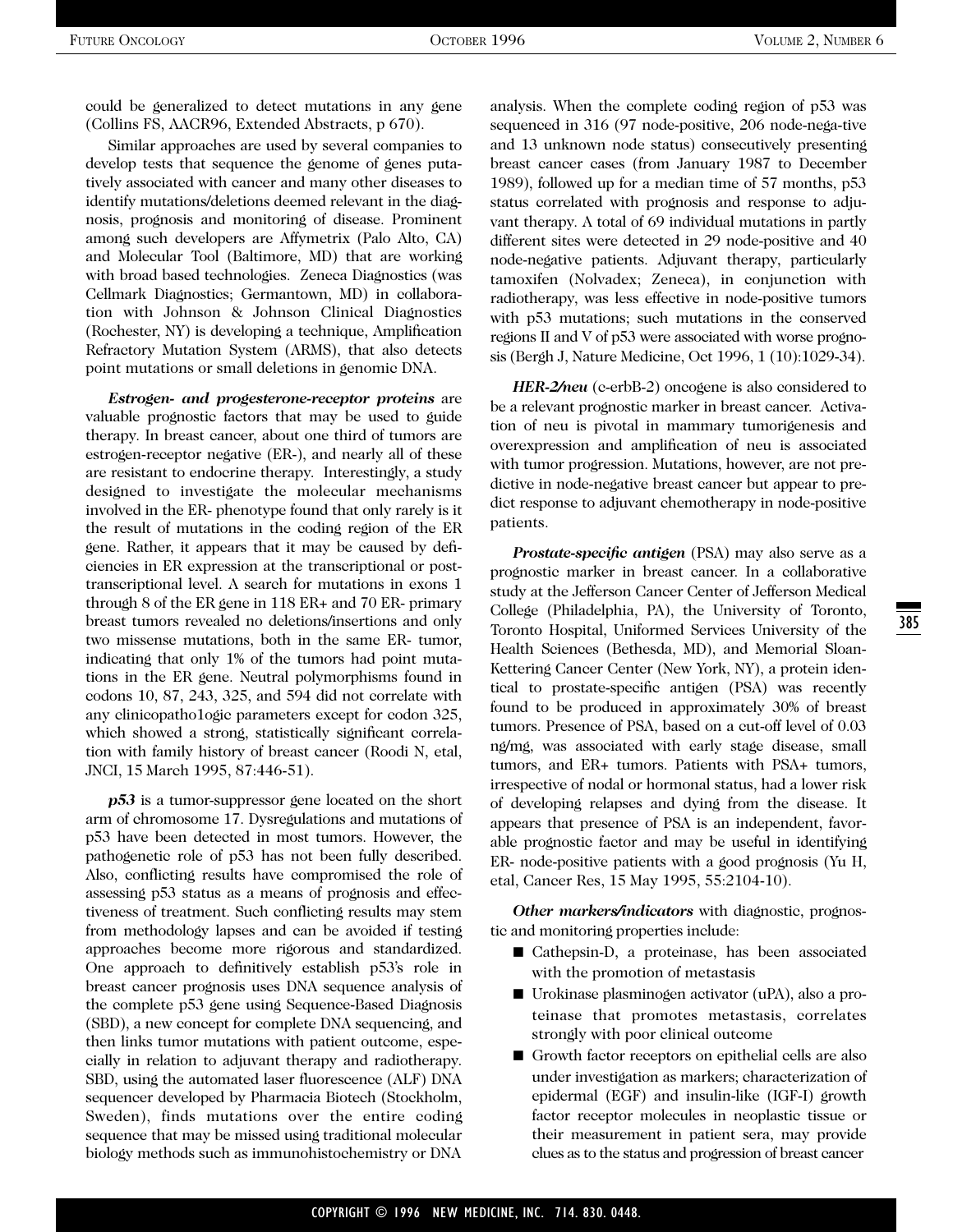could be generalized to detect mutations in any gene (Collins FS, AACR96, Extended Abstracts, p 670).

Similar approaches are used by several companies to develop tests that sequence the genome of genes putatively associated with cancer and many other diseases to identify mutations/deletions deemed relevant in the diagnosis, prognosis and monitoring of disease. Prominent among such developers are Affymetrix (Palo Alto, CA) and Molecular Tool (Baltimore, MD) that are working with broad based technologies. Zeneca Diagnostics (was Cellmark Diagnostics; Germantown, MD) in collaboration with Johnson & Johnson Clinical Diagnostics (Rochester, NY) is developing a technique, Amplification Refractory Mutation System (ARMS), that also detects point mutations or small deletions in genomic DNA.

***Estrogen- and progesterone-receptor proteins*** are valuable prognostic factors that may be used to guide therapy. In breast cancer, about one third of tumors are estrogen-receptor negative (ER-), and nearly all of these are resistant to endocrine therapy. Interestingly, a study designed to investigate the molecular mechanisms involved in the ER- phenotype found that only rarely is it the result of mutations in the coding region of the ER gene. Rather, it appears that it may be caused by deficiencies in ER expression at the transcriptional or post-transcriptional level. A search for mutations in exons 1 through 8 of the ER gene in 118 ER+ and 70 ER- primary breast tumors revealed no deletions/insertions and only two missense mutations, both in the same ER- tumor, indicating that only 1% of the tumors had point mutations in the ER gene. Neutral polymorphisms found in codons 10, 87, 243, 325, and 594 did not correlate with any clinicopatho1ogic parameters except for codon 325, which showed a strong, statistically significant correlation with family history of breast cancer (Roodi N, etal, JNCI, 15 March 1995, 87:446-51).

***p53*** is a tumor-suppressor gene located on the short arm of chromosome 17. Dysregulations and mutations of p53 have been detected in most tumors. However, the pathogenetic role of p53 has not been fully described. Also, conflicting results have compromised the role of assessing p53 status as a means of prognosis and effectiveness of treatment. Such conflicting results may stem from methodology lapses and can be avoided if testing approaches become more rigorous and standardized. One approach to definitively establish p53's role in breast cancer prognosis uses DNA sequence analysis of the complete p53 gene using Sequence-Based Diagnosis (SBD), a new concept for complete DNA sequencing, and then links tumor mutations with patient outcome, especially in relation to adjuvant therapy and radiotherapy. SBD, using the automated laser fluorescence (ALF) DNA sequencer developed by Pharmacia Biotech (Stockholm, Sweden), finds mutations over the entire coding sequence that may be missed using traditional molecular biology methods such as immunohistochemistry or DNA analysis. When the complete coding region of p53 was sequenced in 316 (97 node-positive, 206 node-nega-tive and 13 unknown node status) consecutively presenting breast cancer cases (from January 1987 to December 1989), followed up for a median time of 57 months, p53 status correlated with prognosis and response to adjuvant therapy. A total of 69 individual mutations in partly different sites were detected in 29 node-positive and 40 node-negative patients. Adjuvant therapy, particularly tamoxifen (Nolvadex; Zeneca), in conjunction with radiotherapy, was less effective in node-positive tumors with p53 mutations; such mutations in the conserved regions II and V of p53 were associated with worse prognosis (Bergh J, Nature Medicine, Oct 1996, 1 (10):1029-34).

***HER-2/neu*** (c-erbB-2) oncogene is also considered to be a relevant prognostic marker in breast cancer. Activation of neu is pivotal in mammary tumorigenesis and overexpression and amplification of neu is associated with tumor progression. Mutations, however, are not predictive in node-negative breast cancer but appear to predict response to adjuvant chemotherapy in node-positive patients.

***Prostate-specific antigen*** (PSA) may also serve as a prognostic marker in breast cancer. In a collaborative study at the Jefferson Cancer Center of Jefferson Medical College (Philadelphia, PA), the University of Toronto, Toronto Hospital, Uniformed Services University of the Health Sciences (Bethesda, MD), and Memorial Sloan-Kettering Cancer Center (New York, NY), a protein identical to prostate-specific antigen (PSA) was recently found to be produced in approximately 30% of breast tumors. Presence of PSA, based on a cut-off level of 0.03 ng/mg, was associated with early stage disease, small tumors, and ER+ tumors. Patients with PSA+ tumors, irrespective of nodal or hormonal status, had a lower risk of developing relapses and dying from the disease. It appears that presence of PSA is an independent, favorable prognostic factor and may be useful in identifying ER- node-positive patients with a good prognosis (Yu H, etal, Cancer Res, 15 May 1995, 55:2104-10).

***Other markers/indicators*** with diagnostic, prognostic and monitoring properties include:

- Cathepsin-D, a proteinase, has been associated with the promotion of metastasis
- Urokinase plasminogen activator (uPA), also a proteinase that promotes metastasis, correlates strongly with poor clinical outcome
- Growth factor receptors on epithelial cells are also under investigation as markers; characterization of epidermal (EGF) and insulin-like (IGF-I) growth factor receptor molecules in neoplastic tissue or their measurement in patient sera, may provide clues as to the status and progression of breast cancer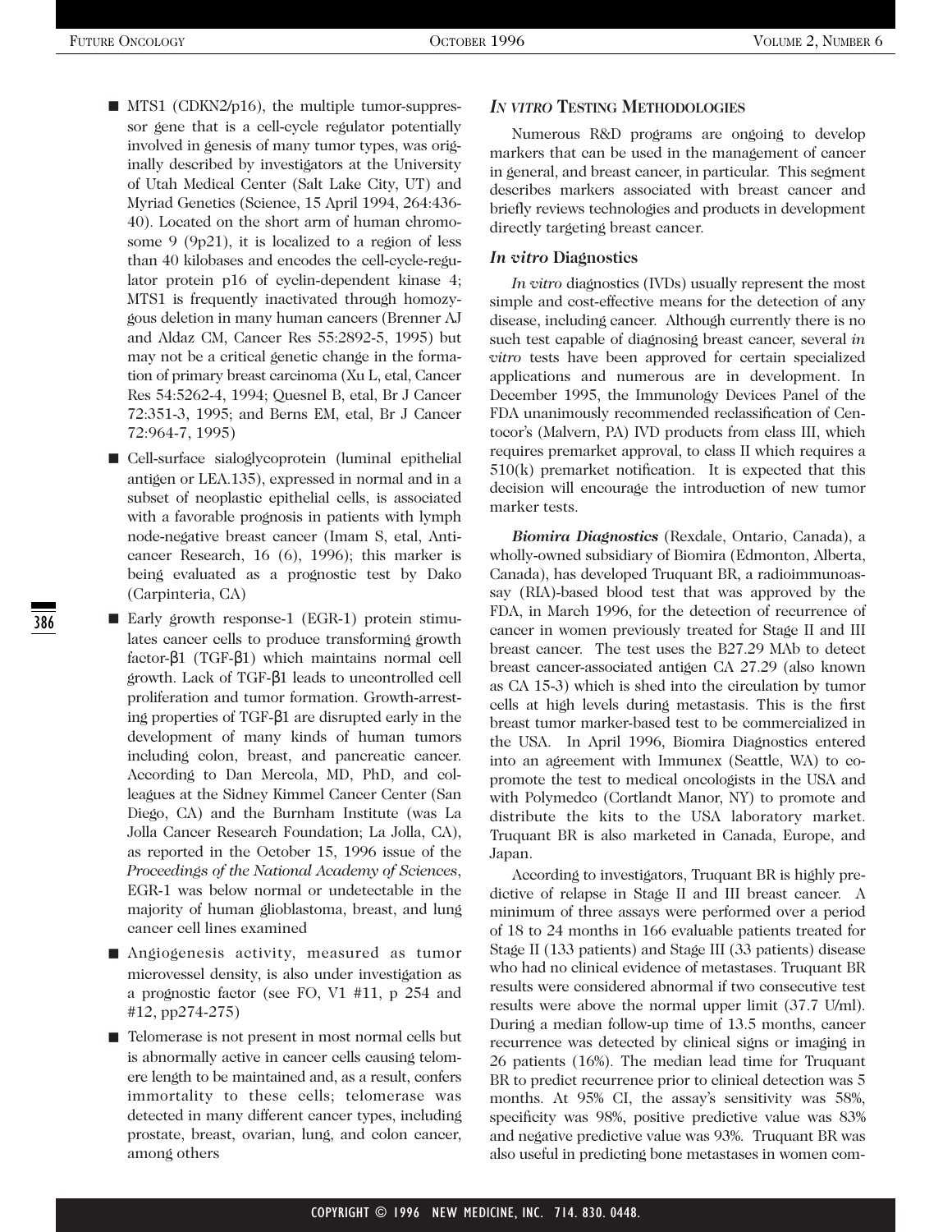- MTS1 (CDKN2/p16), the multiple tumor-suppressor gene that is a cell-cycle regulator potentially involved in genesis of many tumor types, was originally described by investigators at the University of Utah Medical Center (Salt Lake City, UT) and Myriad Genetics (Science, 15 April 1994, 264:436-40). Located on the short arm of human chromosome 9 (9p21), it is localized to a region of less than 40 kilobases and encodes the cell-cycle-regulator protein p16 of cyclin-dependent kinase 4; MTS1 is frequently inactivated through homozygous deletion in many human cancers (Brenner AJ and Aldaz CM, Cancer Res 55:2892-5, 1995) but may not be a critical genetic change in the formation of primary breast carcinoma (Xu L, etal, Cancer Res 54:5262-4, 1994; Quesnel B, etal, Br J Cancer 72:351-3, 1995; and Berns EM, etal, Br J Cancer 72:964-7, 1995)
- Cell-surface sialoglycoprotein (luminal epithelial antigen or LEA.135), expressed in normal and in a subset of neoplastic epithelial cells, is associated with a favorable prognosis in patients with lymph node-negative breast cancer (Imam S, etal, Anticancer Research, 16 (6), 1996); this marker is being evaluated as a prognostic test by Dako (Carpinteria, CA)
- Early growth response-1 (EGR-1) protein stimulates cancer cells to produce transforming growth factor-β1 (TGF-β1) which maintains normal cell growth. Lack of TGF-β1 leads to uncontrolled cell proliferation and tumor formation. Growth-arresting properties of TGF-β1 are disrupted early in the development of many kinds of human tumors including colon, breast, and pancreatic cancer. According to Dan Mercola, MD, PhD, and colleagues at the Sidney Kimmel Cancer Center (San Diego, CA) and the Burnham Institute (was La Jolla Cancer Research Foundation; La Jolla, CA), as reported in the October 15, 1996 issue of the *Proceedings of the National Academy of Sciences*, EGR-1 was below normal or undetectable in the majority of human glioblastoma, breast, and lung cancer cell lines examined
- Angiogenesis activity, measured as tumor microvessel density, is also under investigation as a prognostic factor (see FO, V1 #11, p 254 and #12, pp274-275)
- Telomerase is not present in most normal cells but is abnormally active in cancer cells causing telomere length to be maintained and, as a result, confers immortality to these cells; telomerase was detected in many different cancer types, including prostate, breast, ovarian, lung, and colon cancer, among others

## *IN VITRO* TESTING METHODOLOGIES

Numerous R&D programs are ongoing to develop markers that can be used in the management of cancer in general, and breast cancer, in particular. This segment describes markers associated with breast cancer and briefly reviews technologies and products in development directly targeting breast cancer.

### *In vitro* Diagnostics

*In vitro* diagnostics (IVDs) usually represent the most simple and cost-effective means for the detection of any disease, including cancer. Although currently there is no such test capable of diagnosing breast cancer, several *in vitro* tests have been approved for certain specialized applications and numerous are in development. In December 1995, the Immunology Devices Panel of the FDA unanimously recommended reclassification of Centocor's (Malvern, PA) IVD products from class III, which requires premarket approval, to class II which requires a 510(k) premarket notification. It is expected that this decision will encourage the introduction of new tumor marker tests.

***Biomira Diagnostics*** (Rexdale, Ontario, Canada), a wholly-owned subsidiary of Biomira (Edmonton, Alberta, Canada), has developed Truquant BR, a radioimmunoassay (RIA)-based blood test that was approved by the FDA, in March 1996, for the detection of recurrence of cancer in women previously treated for Stage II and III breast cancer. The test uses the B27.29 MAb to detect breast cancer-associated antigen CA 27.29 (also known as CA 15-3) which is shed into the circulation by tumor cells at high levels during metastasis. This is the first breast tumor marker-based test to be commercialized in the USA. In April 1996, Biomira Diagnostics entered into an agreement with Immunex (Seattle, WA) to co-promote the test to medical oncologists in the USA and with Polymedco (Cortlandt Manor, NY) to promote and distribute the kits to the USA laboratory market. Truquant BR is also marketed in Canada, Europe, and Japan.

According to investigators, Truquant BR is highly predictive of relapse in Stage II and III breast cancer. A minimum of three assays were performed over a period of 18 to 24 months in 166 evaluable patients treated for Stage II (133 patients) and Stage III (33 patients) disease who had no clinical evidence of metastases. Truquant BR results were considered abnormal if two consecutive test results were above the normal upper limit (37.7 U/ml). During a median follow-up time of 13.5 months, cancer recurrence was detected by clinical signs or imaging in 26 patients (16%). The median lead time for Truquant BR to predict recurrence prior to clinical detection was 5 months. At 95% CI, the assay's sensitivity was 58%, specificity was 98%, positive predictive value was 83% and negative predictive value was 93%. Truquant BR was also useful in predicting bone metastases in women com-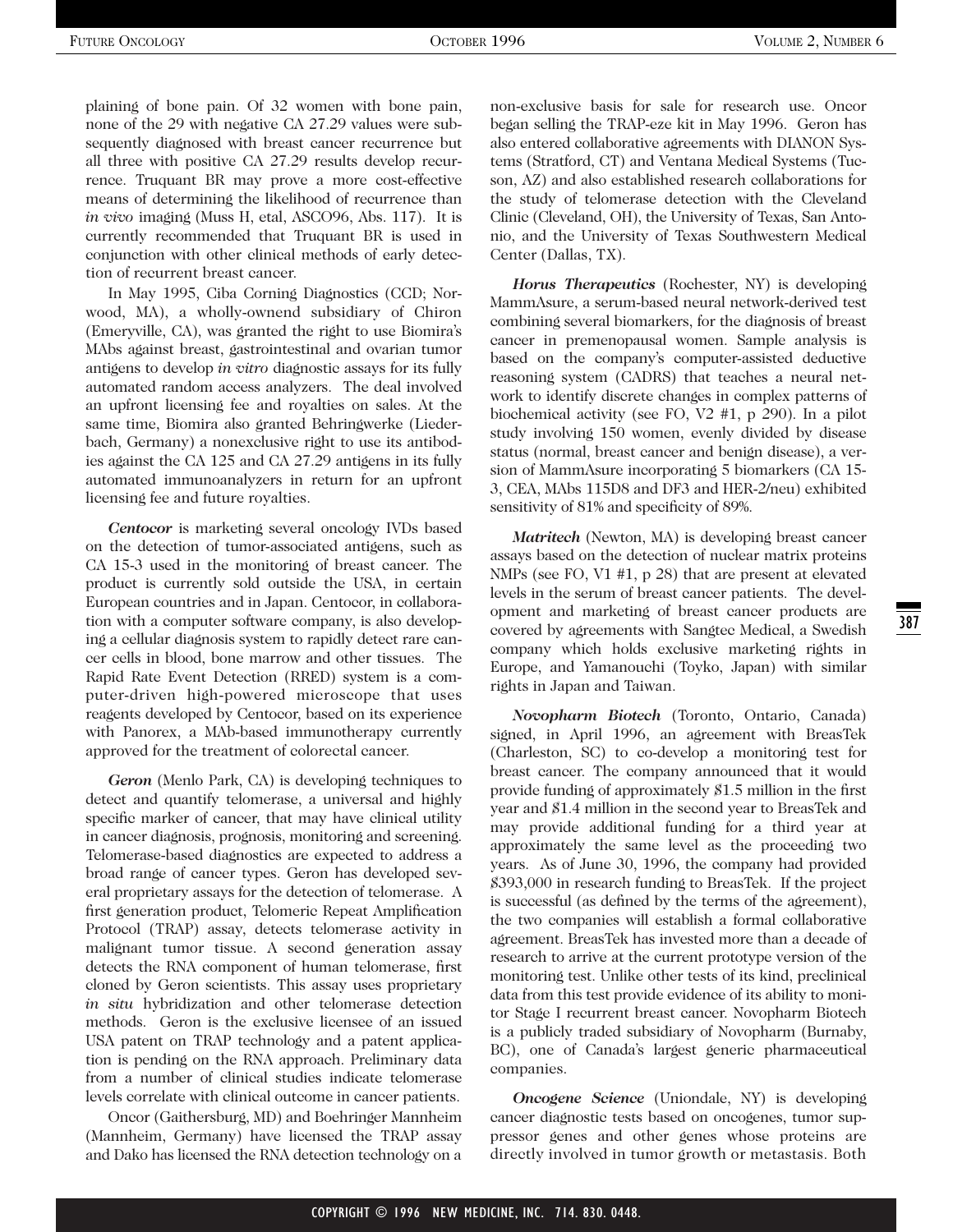plaining of bone pain. Of 32 women with bone pain, none of the 29 with negative CA 27.29 values were subsequently diagnosed with breast cancer recurrence but all three with positive CA 27.29 results develop recurrence. Truquant BR may prove a more cost-effective means of determining the likelihood of recurrence than *in vivo* imaging (Muss H, etal, ASCO96, Abs. 117). It is currently recommended that Truquant BR is used in conjunction with other clinical methods of early detection of recurrent breast cancer.

In May 1995, Ciba Corning Diagnostics (CCD; Norwood, MA), a wholly-ownend subsidiary of Chiron (Emeryville, CA), was granted the right to use Biomira's MAbs against breast, gastrointestinal and ovarian tumor antigens to develop *in vitro* diagnostic assays for its fully automated random access analyzers. The deal involved an upfront licensing fee and royalties on sales. At the same time, Biomira also granted Behringwerke (Liederbach, Germany) a nonexclusive right to use its antibodies against the CA 125 and CA 27.29 antigens in its fully automated immunoanalyzers in return for an upfront licensing fee and future royalties.

***Centocor*** is marketing several oncology IVDs based on the detection of tumor-associated antigens, such as CA 15-3 used in the monitoring of breast cancer. The product is currently sold outside the USA, in certain European countries and in Japan. Centocor, in collaboration with a computer software company, is also developing a cellular diagnosis system to rapidly detect rare cancer cells in blood, bone marrow and other tissues. The Rapid Rate Event Detection (RRED) system is a computer-driven high-powered microscope that uses reagents developed by Centocor, based on its experience with Panorex, a MAb-based immunotherapy currently approved for the treatment of colorectal cancer.

***Geron*** (Menlo Park, CA) is developing techniques to detect and quantify telomerase, a universal and highly specific marker of cancer, that may have clinical utility in cancer diagnosis, prognosis, monitoring and screening. Telomerase-based diagnostics are expected to address a broad range of cancer types. Geron has developed several proprietary assays for the detection of telomerase. A first generation product, Telomeric Repeat Amplification Protocol (TRAP) assay, detects telomerase activity in malignant tumor tissue. A second generation assay detects the RNA component of human telomerase, first cloned by Geron scientists. This assay uses proprietary *in situ* hybridization and other telomerase detection methods. Geron is the exclusive licensee of an issued USA patent on TRAP technology and a patent application is pending on the RNA approach. Preliminary data from a number of clinical studies indicate telomerase levels correlate with clinical outcome in cancer patients.

Oncor (Gaithersburg, MD) and Boehringer Mannheim (Mannheim, Germany) have licensed the TRAP assay and Dako has licensed the RNA detection technology on a non-exclusive basis for sale for research use. Oncor began selling the TRAP-eze kit in May 1996. Geron has also entered collaborative agreements with DIANON Systems (Stratford, CT) and Ventana Medical Systems (Tucson, AZ) and also established research collaborations for the study of telomerase detection with the Cleveland Clinic (Cleveland, OH), the University of Texas, San Antonio, and the University of Texas Southwestern Medical Center (Dallas, TX).

***Horus Therapeutics*** (Rochester, NY) is developing MammAsure, a serum-based neural network-derived test combining several biomarkers, for the diagnosis of breast cancer in premenopausal women. Sample analysis is based on the company's computer-assisted deductive reasoning system (CADRS) that teaches a neural network to identify discrete changes in complex patterns of biochemical activity (see FO, V2 #1, p 290). In a pilot study involving 150 women, evenly divided by disease status (normal, breast cancer and benign disease), a version of MammAsure incorporating 5 biomarkers (CA 15-3, CEA, MAbs 115D8 and DF3 and HER-2/neu) exhibited sensitivity of 81% and specificity of 89%.

***Matritech*** (Newton, MA) is developing breast cancer assays based on the detection of nuclear matrix proteins NMPs (see FO, V1 #1, p 28) that are present at elevated levels in the serum of breast cancer patients. The development and marketing of breast cancer products are covered by agreements with Sangtec Medical, a Swedish company which holds exclusive marketing rights in Europe, and Yamanouchi (Toyko, Japan) with similar rights in Japan and Taiwan.

***Novopharm Biotech*** (Toronto, Ontario, Canada) signed, in April 1996, an agreement with BreasTek (Charleston, SC) to co-develop a monitoring test for breast cancer. The company announced that it would provide funding of approximately $1.5 million in the first year and $1.4 million in the second year to BreasTek and may provide additional funding for a third year at approximately the same level as the proceeding two years. As of June 30, 1996, the company had provided $393,000 in research funding to BreasTek. If the project is successful (as defined by the terms of the agreement), the two companies will establish a formal collaborative agreement. BreasTek has invested more than a decade of research to arrive at the current prototype version of the monitoring test. Unlike other tests of its kind, preclinical data from this test provide evidence of its ability to monitor Stage I recurrent breast cancer. Novopharm Biotech is a publicly traded subsidiary of Novopharm (Burnaby, BC), one of Canada's largest generic pharmaceutical companies.

***Oncogene Science*** (Uniondale, NY) is developing cancer diagnostic tests based on oncogenes, tumor suppressor genes and other genes whose proteins are directly involved in tumor growth or metastasis. Both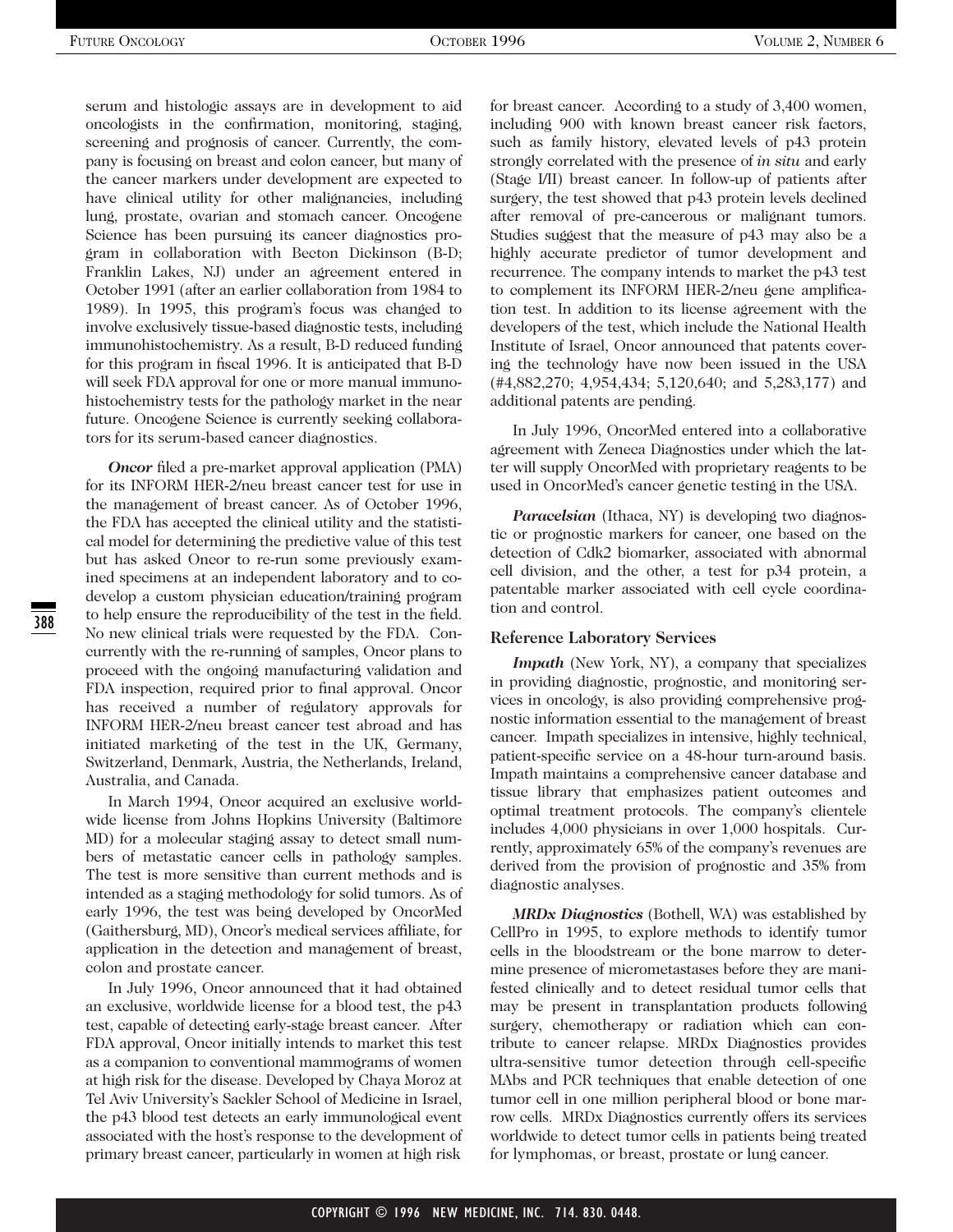serum and histologic assays are in development to aid oncologists in the confirmation, monitoring, staging, screening and prognosis of cancer. Currently, the company is focusing on breast and colon cancer, but many of the cancer markers under development are expected to have clinical utility for other malignancies, including lung, prostate, ovarian and stomach cancer. Oncogene Science has been pursuing its cancer diagnostics program in collaboration with Becton Dickinson (B-D; Franklin Lakes, NJ) under an agreement entered in October 1991 (after an earlier collaboration from 1984 to 1989). In 1995, this program's focus was changed to involve exclusively tissue-based diagnostic tests, including immunohistochemistry. As a result, B-D reduced funding for this program in fiscal 1996. It is anticipated that B-D will seek FDA approval for one or more manual immunohistochemistry tests for the pathology market in the near future. Oncogene Science is currently seeking collaborators for its serum-based cancer diagnostics.

***Oncor*** filed a pre-market approval application (PMA) for its INFORM HER-2/neu breast cancer test for use in the management of breast cancer. As of October 1996, the FDA has accepted the clinical utility and the statistical model for determining the predictive value of this test but has asked Oncor to re-run some previously examined specimens at an independent laboratory and to co-develop a custom physician education/training program to help ensure the reproducibility of the test in the field. No new clinical trials were requested by the FDA. Concurrently with the re-running of samples, Oncor plans to proceed with the ongoing manufacturing validation and FDA inspection, required prior to final approval. Oncor has received a number of regulatory approvals for INFORM HER-2/neu breast cancer test abroad and has initiated marketing of the test in the UK, Germany, Switzerland, Denmark, Austria, the Netherlands, Ireland, Australia, and Canada.

In March 1994, Oncor acquired an exclusive worldwide license from Johns Hopkins University (Baltimore MD) for a molecular staging assay to detect small numbers of metastatic cancer cells in pathology samples. The test is more sensitive than current methods and is intended as a staging methodology for solid tumors. As of early 1996, the test was being developed by OncorMed (Gaithersburg, MD), Oncor's medical services affiliate, for application in the detection and management of breast, colon and prostate cancer.

In July 1996, Oncor announced that it had obtained an exclusive, worldwide license for a blood test, the p43 test, capable of detecting early-stage breast cancer. After FDA approval, Oncor initially intends to market this test as a companion to conventional mammograms of women at high risk for the disease. Developed by Chaya Moroz at Tel Aviv University's Sackler School of Medicine in Israel, the p43 blood test detects an early immunological event associated with the host's response to the development of primary breast cancer, particularly in women at high risk for breast cancer. According to a study of 3,400 women, including 900 with known breast cancer risk factors, such as family history, elevated levels of p43 protein strongly correlated with the presence of *in situ* and early (Stage I/II) breast cancer. In follow-up of patients after surgery, the test showed that p43 protein levels declined after removal of pre-cancerous or malignant tumors. Studies suggest that the measure of p43 may also be a highly accurate predictor of tumor development and recurrence. The company intends to market the p43 test to complement its INFORM HER-2/neu gene amplification test. In addition to its license agreement with the developers of the test, which include the National Health Institute of Israel, Oncor announced that patents covering the technology have now been issued in the USA (#4,882,270; 4,954,434; 5,120,640; and 5,283,177) and additional patents are pending.

In July 1996, OncorMed entered into a collaborative agreement with Zeneca Diagnostics under which the latter will supply OncorMed with proprietary reagents to be used in OncorMed's cancer genetic testing in the USA.

***Paracelsian*** (Ithaca, NY) is developing two diagnostic or prognostic markers for cancer, one based on the detection of Cdk2 biomarker, associated with abnormal cell division, and the other, a test for p34 protein, a patentable marker associated with cell cycle coordination and control.

### Reference Laboratory Services

***Impath*** (New York, NY), a company that specializes in providing diagnostic, prognostic, and monitoring services in oncology, is also providing comprehensive prognostic information essential to the management of breast cancer. Impath specializes in intensive, highly technical, patient-specific service on a 48-hour turn-around basis. Impath maintains a comprehensive cancer database and tissue library that emphasizes patient outcomes and optimal treatment protocols. The company's clientele includes 4,000 physicians in over 1,000 hospitals. Currently, approximately 65% of the company's revenues are derived from the provision of prognostic and 35% from diagnostic analyses.

***MRDx Diagnostics*** (Bothell, WA) was established by CellPro in 1995, to explore methods to identify tumor cells in the bloodstream or the bone marrow to determine presence of micrometastases before they are manifested clinically and to detect residual tumor cells that may be present in transplantation products following surgery, chemotherapy or radiation which can contribute to cancer relapse. MRDx Diagnostics provides ultra-sensitive tumor detection through cell-specific MAbs and PCR techniques that enable detection of one tumor cell in one million peripheral blood or bone marrow cells. MRDx Diagnostics currently offers its services worldwide to detect tumor cells in patients being treated for lymphomas, or breast, prostate or lung cancer.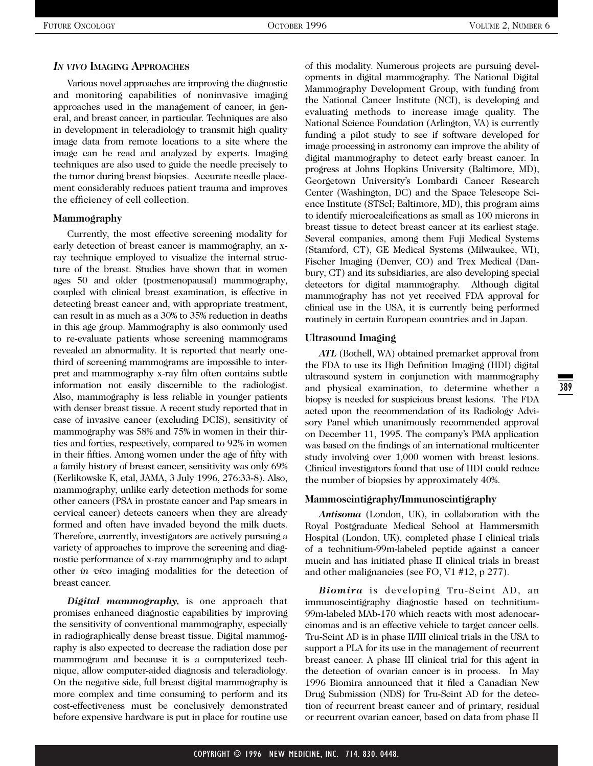## *In vivo* Imaging Approaches

Various novel approaches are improving the diagnostic and monitoring capabilities of noninvasive imaging approaches used in the management of cancer, in general, and breast cancer, in particular. Techniques are also in development in teleradiology to transmit high quality image data from remote locations to a site where the image can be read and analyzed by experts. Imaging techniques are also used to guide the needle precisely to the tumor during breast biopsies. Accurate needle placement considerably reduces patient trauma and improves the efficiency of cell collection.

### Mammography

Currently, the most effective screening modality for early detection of breast cancer is mammography, an x-ray technique employed to visualize the internal structure of the breast. Studies have shown that in women ages 50 and older (postmenopausal) mammography, coupled with clinical breast examination, is effective in detecting breast cancer and, with appropriate treatment, can result in as much as a 30% to 35% reduction in deaths in this age group. Mammography is also commonly used to re-evaluate patients whose screening mammograms revealed an abnormality. It is reported that nearly one-third of screening mammograms are impossible to interpret and mammography x-ray film often contains subtle information not easily discernible to the radiologist. Also, mammography is less reliable in younger patients with denser breast tissue. A recent study reported that in case of invasive cancer (excluding DCIS), sensitivity of mammography was 58% and 75% in women in their thirties and forties, respectively, compared to 92% in women in their fifties. Among women under the age of fifty with a family history of breast cancer, sensitivity was only 69% (Kerlikowske K, etal, JAMA, 3 July 1996, 276:33-8). Also, mammography, unlike early detection methods for some other cancers (PSA in prostate cancer and Pap smears in cervical cancer) detects cancers when they are already formed and often have invaded beyond the milk ducts. Therefore, currently, investigators are actively pursuing a variety of approaches to improve the screening and diagnostic performance of x-ray mammography and to adapt other *in vivo* imaging modalities for the detection of breast cancer.

***Digital mammography,*** is one approach that promises enhanced diagnostic capabilities by improving the sensitivity of conventional mammography, especially in radiographically dense breast tissue. Digital mammography is also expected to decrease the radiation dose per mammogram and because it is a computerized technique, allow computer-aided diagnosis and teleradiology. On the negative side, full breast digital mammography is more complex and time consuming to perform and its cost-effectiveness must be conclusively demonstrated before expensive hardware is put in place for routine use of this modality. Numerous projects are pursuing developments in digital mammography. The National Digital Mammography Development Group, with funding from the National Cancer Institute (NCI), is developing and evaluating methods to increase image quality. The National Science Foundation (Arlington, VA) is currently funding a pilot study to see if software developed for image processing in astronomy can improve the ability of digital mammography to detect early breast cancer. In progress at Johns Hopkins University (Baltimore, MD), Georgetown University's Lombardi Cancer Research Center (Washington, DC) and the Space Telescope Science Institute (STScI; Baltimore, MD), this program aims to identify microcalcifications as small as 100 microns in breast tissue to detect breast cancer at its earliest stage. Several companies, among them Fuji Medical Systems (Stamford, CT), GE Medical Systems (Milwaukee, WI), Fischer Imaging (Denver, CO) and Trex Medical (Danbury, CT) and its subsidiaries, are also developing special detectors for digital mammography. Although digital mammography has not yet received FDA approval for clinical use in the USA, it is currently being performed routinely in certain European countries and in Japan.

### Ultrasound Imaging

***ATL*** (Bothell, WA) obtained premarket approval from the FDA to use its High Definition Imaging (HDI) digital ultrasound system in conjunction with mammography and physical examination, to determine whether a biopsy is needed for suspicious breast lesions. The FDA acted upon the recommendation of its Radiology Advisory Panel which unanimously recommended approval on December 11, 1995. The company's PMA application was based on the findings of an international multicenter study involving over 1,000 women with breast lesions. Clinical investigators found that use of HDI could reduce the number of biopsies by approximately 40%.

### Mammoscintigraphy/Immunoscintigraphy

***Antisoma*** (London, UK), in collaboration with the Royal Postgraduate Medical School at Hammersmith Hospital (London, UK), completed phase I clinical trials of a technitium-99m-labeled peptide against a cancer mucin and has initiated phase II clinical trials in breast and other malignancies (see FO, V1 #12, p 277).

***Biomira*** is developing Tru-Scint AD, an immunoscintigraphy diagnostic based on technitium-99m-labeled MAb-170 which reacts with most adenocarcinomas and is an effective vehicle to target cancer cells. Tru-Scint AD is in phase II/III clinical trials in the USA to support a PLA for its use in the management of recurrent breast cancer. A phase III clinical trial for this agent in the detection of ovarian cancer is in process. In May 1996 Biomira announced that it filed a Canadian New Drug Submission (NDS) for Tru-Scint AD for the detection of recurrent breast cancer and of primary, residual or recurrent ovarian cancer, based on data from phase II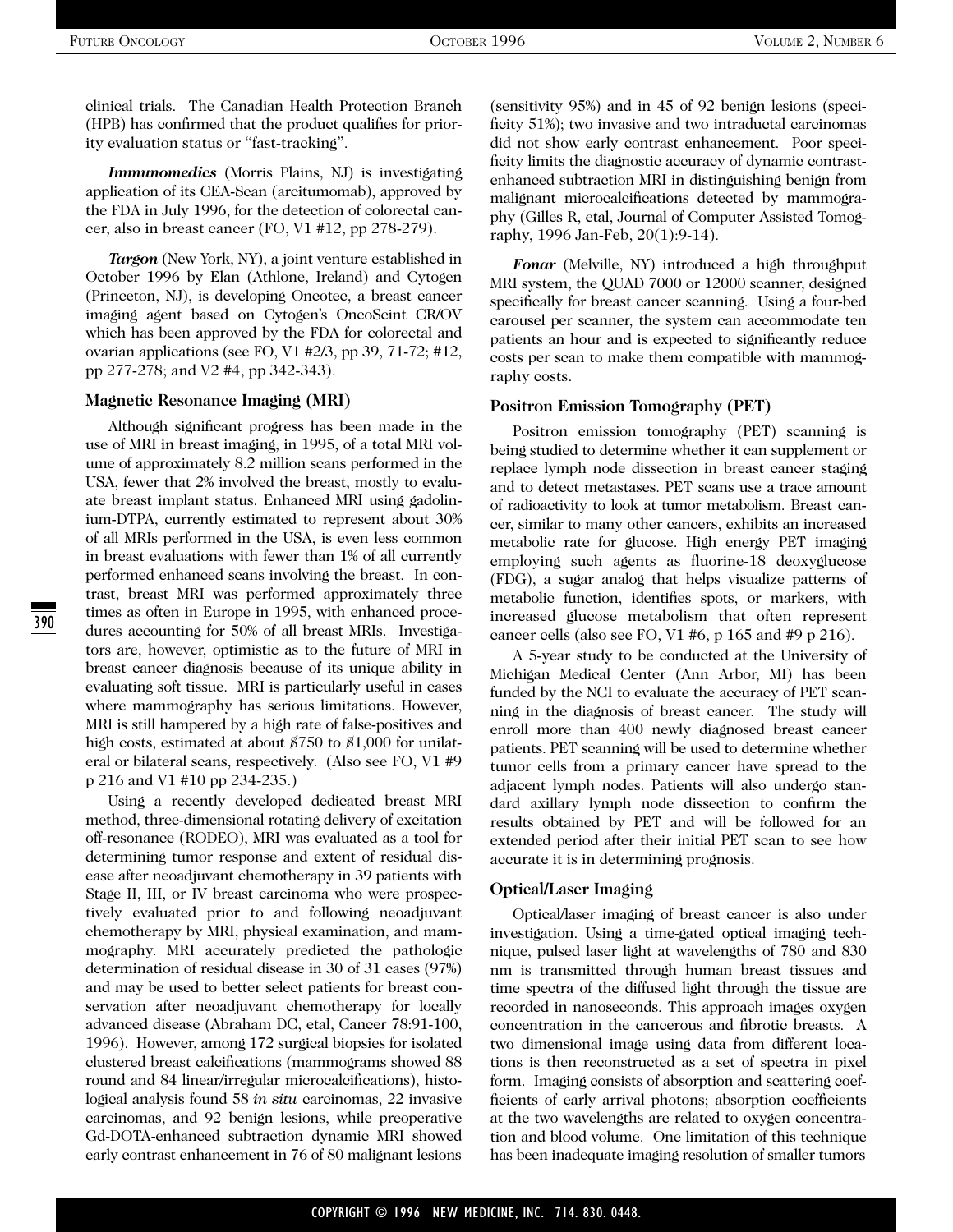clinical trials. The Canadian Health Protection Branch (HPB) has confirmed that the product qualifies for priority evaluation status or "fast-tracking".

***Immunomedics*** (Morris Plains, NJ) is investigating application of its CEA-Scan (arcitumomab), approved by the FDA in July 1996, for the detection of colorectal cancer, also in breast cancer (FO, V1 #12, pp 278-279).

***Targon*** (New York, NY), a joint venture established in October 1996 by Elan (Athlone, Ireland) and Cytogen (Princeton, NJ), is developing Oncotec, a breast cancer imaging agent based on Cytogen's OncoScint CR/OV which has been approved by the FDA for colorectal and ovarian applications (see FO, V1 #2/3, pp 39, 71-72; #12, pp 277-278; and V2 #4, pp 342-343).

### Magnetic Resonance Imaging (MRI)

Although significant progress has been made in the use of MRI in breast imaging, in 1995, of a total MRI volume of approximately 8.2 million scans performed in the USA, fewer that 2% involved the breast, mostly to evaluate breast implant status. Enhanced MRI using gadolinium-DTPA, currently estimated to represent about 30% of all MRIs performed in the USA, is even less common in breast evaluations with fewer than 1% of all currently performed enhanced scans involving the breast. In contrast, breast MRI was performed approximately three times as often in Europe in 1995, with enhanced procedures accounting for 50% of all breast MRIs. Investigators are, however, optimistic as to the future of MRI in breast cancer diagnosis because of its unique ability in evaluating soft tissue. MRI is particularly useful in cases where mammography has serious limitations. However, MRI is still hampered by a high rate of false-positives and high costs, estimated at about $750 to $1,000 for unilateral or bilateral scans, respectively. (Also see FO, V1 #9 p 216 and V1 #10 pp 234-235.)

Using a recently developed dedicated breast MRI method, three-dimensional rotating delivery of excitation off-resonance (RODEO), MRI was evaluated as a tool for determining tumor response and extent of residual disease after neoadjuvant chemotherapy in 39 patients with Stage II, III, or IV breast carcinoma who were prospectively evaluated prior to and following neoadjuvant chemotherapy by MRI, physical examination, and mammography. MRI accurately predicted the pathologic determination of residual disease in 30 of 31 cases (97%) and may be used to better select patients for breast conservation after neoadjuvant chemotherapy for locally advanced disease (Abraham DC, etal, Cancer 78:91-100, 1996). However, among 172 surgical biopsies for isolated clustered breast calcifications (mammograms showed 88 round and 84 linear/irregular microcalcifications), histological analysis found 58 *in situ* carcinomas, 22 invasive carcinomas, and 92 benign lesions, while preoperative Gd-DOTA-enhanced subtraction dynamic MRI showed early contrast enhancement in 76 of 80 malignant lesions (sensitivity 95%) and in 45 of 92 benign lesions (specificity 51%); two invasive and two intraductal carcinomas did not show early contrast enhancement. Poor specificity limits the diagnostic accuracy of dynamic contrast-enhanced subtraction MRI in distinguishing benign from malignant microcalcifications detected by mammography (Gilles R, etal, Journal of Computer Assisted Tomography, 1996 Jan-Feb, 20(1):9-14).

***Fonar*** (Melville, NY) introduced a high throughput MRI system, the QUAD 7000 or 12000 scanner, designed specifically for breast cancer scanning. Using a four-bed carousel per scanner, the system can accommodate ten patients an hour and is expected to significantly reduce costs per scan to make them compatible with mammography costs.

### Positron Emission Tomography (PET)

Positron emission tomography (PET) scanning is being studied to determine whether it can supplement or replace lymph node dissection in breast cancer staging and to detect metastases. PET scans use a trace amount of radioactivity to look at tumor metabolism. Breast cancer, similar to many other cancers, exhibits an increased metabolic rate for glucose. High energy PET imaging employing such agents as fluorine-18 deoxyglucose (FDG), a sugar analog that helps visualize patterns of metabolic function, identifies spots, or markers, with increased glucose metabolism that often represent cancer cells (also see FO, V1 #6, p 165 and #9 p 216).

A 5-year study to be conducted at the University of Michigan Medical Center (Ann Arbor, MI) has been funded by the NCI to evaluate the accuracy of PET scanning in the diagnosis of breast cancer. The study will enroll more than 400 newly diagnosed breast cancer patients. PET scanning will be used to determine whether tumor cells from a primary cancer have spread to the adjacent lymph nodes. Patients will also undergo standard axillary lymph node dissection to confirm the results obtained by PET and will be followed for an extended period after their initial PET scan to see how accurate it is in determining prognosis.

### Optical/Laser Imaging

Optical/laser imaging of breast cancer is also under investigation. Using a time-gated optical imaging technique, pulsed laser light at wavelengths of 780 and 830 nm is transmitted through human breast tissues and time spectra of the diffused light through the tissue are recorded in nanoseconds. This approach images oxygen concentration in the cancerous and fibrotic breasts. A two dimensional image using data from different locations is then reconstructed as a set of spectra in pixel form. Imaging consists of absorption and scattering coefficients of early arrival photons; absorption coefficients at the two wavelengths are related to oxygen concentration and blood volume. One limitation of this technique has been inadequate imaging resolution of smaller tumors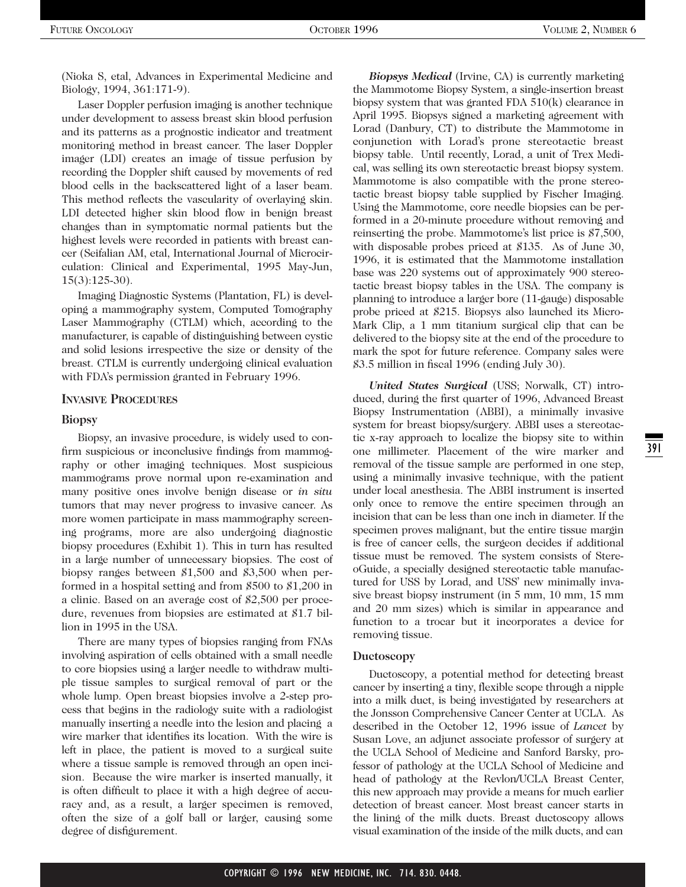(Nioka S, etal, Advances in Experimental Medicine and Biology, 1994, 361:171-9).

Laser Doppler perfusion imaging is another technique under development to assess breast skin blood perfusion and its patterns as a prognostic indicator and treatment monitoring method in breast cancer. The laser Doppler imager (LDI) creates an image of tissue perfusion by recording the Doppler shift caused by movements of red blood cells in the backscattered light of a laser beam. This method reflects the vascularity of overlaying skin. LDI detected higher skin blood flow in benign breast changes than in symptomatic normal patients but the highest levels were recorded in patients with breast cancer (Seifalian AM, etal, International Journal of Microcirculation: Clinical and Experimental, 1995 May-Jun, 15(3):125-30).

Imaging Diagnostic Systems (Plantation, FL) is developing a mammography system, Computed Tomography Laser Mammography (CTLM) which, according to the manufacturer, is capable of distinguishing between cystic and solid lesions irrespective the size or density of the breast. CTLM is currently undergoing clinical evaluation with FDA's permission granted in February 1996.

## Invasive Procedures

### Biopsy

Biopsy, an invasive procedure, is widely used to confirm suspicious or inconclusive findings from mammography or other imaging techniques. Most suspicious mammograms prove normal upon re-examination and many positive ones involve benign disease or *in situ* tumors that may never progress to invasive cancer. As more women participate in mass mammography screening programs, more are also undergoing diagnostic biopsy procedures (Exhibit 1). This in turn has resulted in a large number of unnecessary biopsies. The cost of biopsy ranges between $1,500 and $3,500 when performed in a hospital setting and from $500 to $1,200 in a clinic. Based on an average cost of $2,500 per procedure, revenues from biopsies are estimated at $1.7 billion in 1995 in the USA.

There are many types of biopsies ranging from FNAs involving aspiration of cells obtained with a small needle to core biopsies using a larger needle to withdraw multiple tissue samples to surgical removal of part or the whole lump. Open breast biopsies involve a 2-step process that begins in the radiology suite with a radiologist manually inserting a needle into the lesion and placing a wire marker that identifies its location. With the wire is left in place, the patient is moved to a surgical suite where a tissue sample is removed through an open incision. Because the wire marker is inserted manually, it is often difficult to place it with a high degree of accuracy and, as a result, a larger specimen is removed, often the size of a golf ball or larger, causing some degree of disfigurement.

***Biopsys Medical*** (Irvine, CA) is currently marketing the Mammotome Biopsy System, a single-insertion breast biopsy system that was granted FDA 510(k) clearance in April 1995. Biopsys signed a marketing agreement with Lorad (Danbury, CT) to distribute the Mammotome in conjunction with Lorad's prone stereotactic breast biopsy table. Until recently, Lorad, a unit of Trex Medical, was selling its own stereotactic breast biopsy system. Mammotome is also compatible with the prone stereotactic breast biopsy table supplied by Fischer Imaging. Using the Mammotome, core needle biopsies can be performed in a 20-minute procedure without removing and reinserting the probe. Mammotome's list price is $7,500, with disposable probes priced at $135. As of June 30, 1996, it is estimated that the Mammotome installation base was 220 systems out of approximately 900 stereotactic breast biopsy tables in the USA. The company is planning to introduce a larger bore (11-gauge) disposable probe priced at $215. Biopsys also launched its MicroMark Clip, a 1 mm titanium surgical clip that can be delivered to the biopsy site at the end of the procedure to mark the spot for future reference. Company sales were $3.5 million in fiscal 1996 (ending July 30).

***United States Surgical*** (USS; Norwalk, CT) introduced, during the first quarter of 1996, Advanced Breast Biopsy Instrumentation (ABBI), a minimally invasive system for breast biopsy/surgery. ABBI uses a stereotactic x-ray approach to localize the biopsy site to within one millimeter. Placement of the wire marker and removal of the tissue sample are performed in one step, using a minimally invasive technique, with the patient under local anesthesia. The ABBI instrument is inserted only once to remove the entire specimen through an incision that can be less than one inch in diameter. If the specimen proves malignant, but the entire tissue margin is free of cancer cells, the surgeon decides if additional tissue must be removed. The system consists of StereoGuide, a specially designed stereotactic table manufactured for USS by Lorad, and USS' new minimally invasive breast biopsy instrument (in 5 mm, 10 mm, 15 mm and 20 mm sizes) which is similar in appearance and function to a trocar but it incorporates a device for removing tissue.

### Ductoscopy

Ductoscopy, a potential method for detecting breast cancer by inserting a tiny, flexible scope through a nipple into a milk duct, is being investigated by researchers at the Jonsson Comprehensive Cancer Center at UCLA. As described in the October 12, 1996 issue of *Lancet* by Susan Love, an adjunct associate professor of surgery at the UCLA School of Medicine and Sanford Barsky, professor of pathology at the UCLA School of Medicine and head of pathology at the Revlon/UCLA Breast Center, this new approach may provide a means for much earlier detection of breast cancer. Most breast cancer starts in the lining of the milk ducts. Breast ductoscopy allows visual examination of the inside of the milk ducts, and can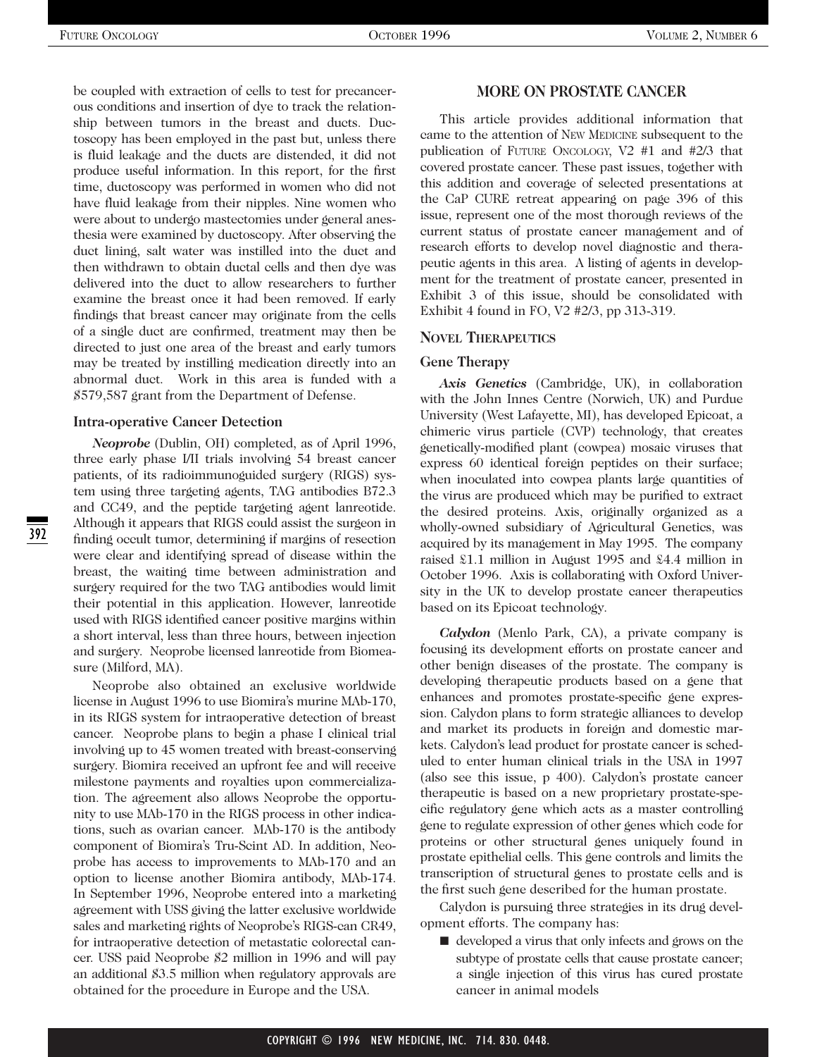be coupled with extraction of cells to test for precancerous conditions and insertion of dye to track the relationship between tumors in the breast and ducts. Ductoscopy has been employed in the past but, unless there is fluid leakage and the ducts are distended, it did not produce useful information. In this report, for the first time, ductoscopy was performed in women who did not have fluid leakage from their nipples. Nine women who were about to undergo mastectomies under general anesthesia were examined by ductoscopy. After observing the duct lining, salt water was instilled into the duct and then withdrawn to obtain ductal cells and then dye was delivered into the duct to allow researchers to further examine the breast once it had been removed. If early findings that breast cancer may originate from the cells of a single duct are confirmed, treatment may then be directed to just one area of the breast and early tumors may be treated by instilling medication directly into an abnormal duct. Work in this area is funded with a $579,587 grant from the Department of Defense.

### Intra-operative Cancer Detection

***Neoprobe*** (Dublin, OH) completed, as of April 1996, three early phase I/II trials involving 54 breast cancer patients, of its radioimmunoguided surgery (RIGS) system using three targeting agents, TAG antibodies B72.3 and CC49, and the peptide targeting agent lanreotide. Although it appears that RIGS could assist the surgeon in finding occult tumor, determining if margins of resection were clear and identifying spread of disease within the breast, the waiting time between administration and surgery required for the two TAG antibodies would limit their potential in this application. However, lanreotide used with RIGS identified cancer positive margins within a short interval, less than three hours, between injection and surgery. Neoprobe licensed lanreotide from Biomeasure (Milford, MA).

Neoprobe also obtained an exclusive worldwide license in August 1996 to use Biomira's murine MAb-170, in its RIGS system for intraoperative detection of breast cancer. Neoprobe plans to begin a phase I clinical trial involving up to 45 women treated with breast-conserving surgery. Biomira received an upfront fee and will receive milestone payments and royalties upon commercialization. The agreement also allows Neoprobe the opportunity to use MAb-170 in the RIGS process in other indications, such as ovarian cancer. MAb-170 is the antibody component of Biomira's Tru-Scint AD. In addition, Neoprobe has access to improvements to MAb-170 and an option to license another Biomira antibody, MAb-174. In September 1996, Neoprobe entered into a marketing agreement with USS giving the latter exclusive worldwide sales and marketing rights of Neoprobe's RIGS-can CR49, for intraoperative detection of metastatic colorectal cancer. USS paid Neoprobe $2 million in 1996 and will pay an additional $3.5 million when regulatory approvals are obtained for the procedure in Europe and the USA.

## MORE ON PROSTATE CANCER

This article provides additional information that came to the attention of NEW MEDICINE subsequent to the publication of FUTURE ONCOLOGY, V2 #1 and #2/3 that covered prostate cancer. These past issues, together with this addition and coverage of selected presentations at the CaP CURE retreat appearing on page 396 of this issue, represent one of the most thorough reviews of the current status of prostate cancer management and of research efforts to develop novel diagnostic and therapeutic agents in this area. A listing of agents in development for the treatment of prostate cancer, presented in Exhibit 3 of this issue, should be consolidated with Exhibit 4 found in FO, V2 #2/3, pp 313-319.

### NOVEL THERAPEUTICS

### Gene Therapy

***Axis Genetics*** (Cambridge, UK), in collaboration with the John Innes Centre (Norwich, UK) and Purdue University (West Lafayette, MI), has developed Epicoat, a chimeric virus particle (CVP) technology, that creates genetically-modified plant (cowpea) mosaic viruses that express 60 identical foreign peptides on their surface; when inoculated into cowpea plants large quantities of the virus are produced which may be purified to extract the desired proteins. Axis, originally organized as a wholly-owned subsidiary of Agricultural Genetics, was acquired by its management in May 1995. The company raised £1.1 million in August 1995 and £4.4 million in October 1996. Axis is collaborating with Oxford University in the UK to develop prostate cancer therapeutics based on its Epicoat technology.

***Calydon*** (Menlo Park, CA), a private company is focusing its development efforts on prostate cancer and other benign diseases of the prostate. The company is developing therapeutic products based on a gene that enhances and promotes prostate-specific gene expression. Calydon plans to form strategic alliances to develop and market its products in foreign and domestic markets. Calydon's lead product for prostate cancer is scheduled to enter human clinical trials in the USA in 1997 (also see this issue, p 400). Calydon's prostate cancer therapeutic is based on a new proprietary prostate-specific regulatory gene which acts as a master controlling gene to regulate expression of other genes which code for proteins or other structural genes uniquely found in prostate epithelial cells. This gene controls and limits the transcription of structural genes to prostate cells and is the first such gene described for the human prostate.

Calydon is pursuing three strategies in its drug development efforts. The company has:

- developed a virus that only infects and grows on the subtype of prostate cells that cause prostate cancer; a single injection of this virus has cured prostate cancer in animal models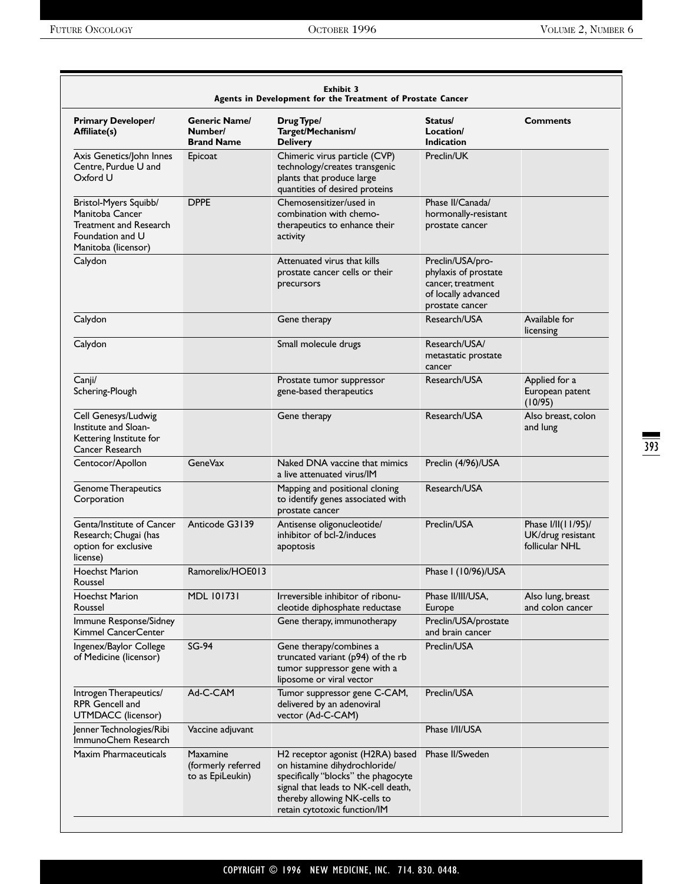**Exhibit 3**
**Agents in Development for the Treatment of Prostate Cancer**

| Primary Developer/ Affiliate(s) | Generic Name/ Number/ Brand Name | Drug Type/ Target/Mechanism/ Delivery | Status/ Location/ Indication | Comments |
|---|---|---|---|---|
| Axis Genetics/John Innes Centre, Purdue U and Oxford U | Epicoat | Chimeric virus particle (CVP) technology/creates transgenic plants that produce large quantities of desired proteins | Preclin/UK | |
| Bristol-Myers Squibb/ Manitoba Cancer Treatment and Research Foundation and U Manitoba (licensor) | DPPE | Chemosensitizer/used in combination with chemo-therapeutics to enhance their activity | Phase II/Canada/ hormonally-resistant prostate cancer | |
| Calydon | | Attenuated virus that kills prostate cancer cells or their precursors | Preclin/USA/pro-phylaxis of prostate cancer, treatment of locally advanced prostate cancer | |
| Calydon | | Gene therapy | Research/USA | Available for licensing |
| Calydon | | Small molecule drugs | Research/USA/ metastatic prostate cancer | |
| Canji/ Schering-Plough | | Prostate tumor suppressor gene-based therapeutics | Research/USA | Applied for a European patent (10/95) |
| Cell Genesys/Ludwig Institute and Sloan-Kettering Institute for Cancer Research | | Gene therapy | Research/USA | Also breast, colon and lung |
| Centocor/Apollon | GeneVax | Naked DNA vaccine that mimics a live attenuated virus/IM | Preclin (4/96)/USA | |
| Genome Therapeutics Corporation | | Mapping and positional cloning to identify genes associated with prostate cancer | Research/USA | |
| Genta/Institute of Cancer Research; Chugai (has option for exclusive license) | Anticode G3139 | Antisense oligonucleotide/ inhibitor of bcl-2/induces apoptosis | Preclin/USA | Phase I/II(11/95)/ UK/drug resistant follicular NHL |
| Hoechst Marion Roussel | Ramorelix/HOE013 | | Phase I (10/96)/USA | |
| Hoechst Marion Roussel | MDL 101731 | Irreversible inhibitor of ribonu-cleotide diphosphate reductase | Phase II/III/USA, Europe | Also lung, breast and colon cancer |
| Immune Response/Sidney Kimmel CancerCenter | | Gene therapy, immunotherapy | Preclin/USA/prostate and brain cancer | |
| Ingenex/Baylor College of Medicine (licensor) | SG-94 | Gene therapy/combines a truncated variant (p94) of the rb tumor suppressor gene with a liposome or viral vector | Preclin/USA | |
| Introgen Therapeutics/ RPR Gencell and UTMDACC (licensor) | Ad-C-CAM | Tumor suppressor gene C-CAM, delivered by an adenoviral vector (Ad-C-CAM) | Preclin/USA | |
| Jenner Technologies/Ribi ImmunoChem Research | Vaccine adjuvant | | Phase I/II/USA | |
| Maxim Pharmaceuticals | Maxamine (formerly referred to as EpiLeukin) | H2 receptor agonist (H2RA) based on histamine dihydrochloride/ specifically "blocks" the phagocyte signal that leads to NK-cell death, thereby allowing NK-cells to retain cytotoxic function/IM | Phase II/Sweden | |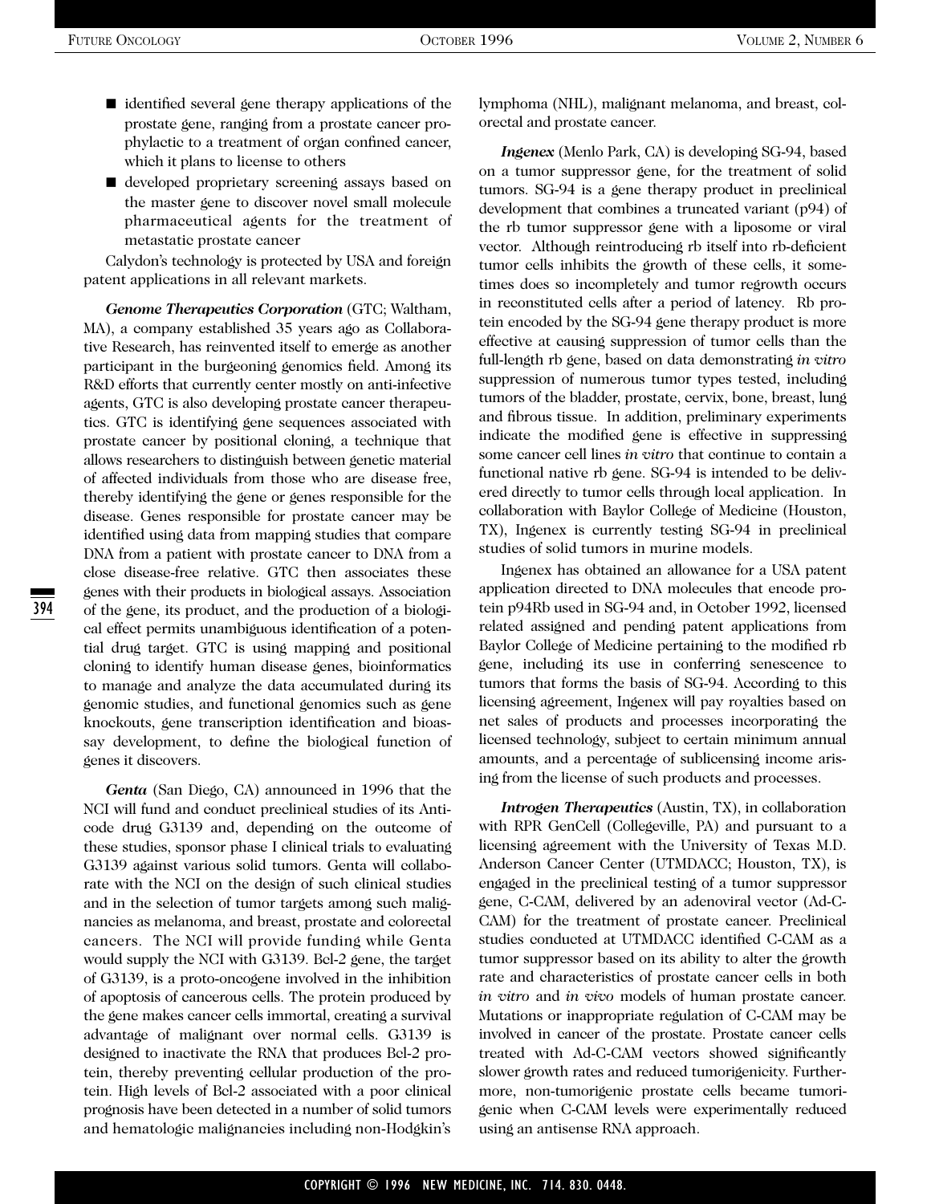- identified several gene therapy applications of the prostate gene, ranging from a prostate cancer prophylactic to a treatment of organ confined cancer, which it plans to license to others
- developed proprietary screening assays based on the master gene to discover novel small molecule pharmaceutical agents for the treatment of metastatic prostate cancer

Calydon's technology is protected by USA and foreign patent applications in all relevant markets.

***Genome Therapeutics Corporation*** (GTC; Waltham, MA), a company established 35 years ago as Collaborative Research, has reinvented itself to emerge as another participant in the burgeoning genomics field. Among its R&D efforts that currently center mostly on anti-infective agents, GTC is also developing prostate cancer therapeutics. GTC is identifying gene sequences associated with prostate cancer by positional cloning, a technique that allows researchers to distinguish between genetic material of affected individuals from those who are disease free, thereby identifying the gene or genes responsible for the disease. Genes responsible for prostate cancer may be identified using data from mapping studies that compare DNA from a patient with prostate cancer to DNA from a close disease-free relative. GTC then associates these genes with their products in biological assays. Association of the gene, its product, and the production of a biological effect permits unambiguous identification of a potential drug target. GTC is using mapping and positional cloning to identify human disease genes, bioinformatics to manage and analyze the data accumulated during its genomic studies, and functional genomics such as gene knockouts, gene transcription identification and bioassay development, to define the biological function of genes it discovers.

***Genta*** (San Diego, CA) announced in 1996 that the NCI will fund and conduct preclinical studies of its Anticode drug G3139 and, depending on the outcome of these studies, sponsor phase I clinical trials to evaluating G3139 against various solid tumors. Genta will collaborate with the NCI on the design of such clinical studies and in the selection of tumor targets among such malignancies as melanoma, and breast, prostate and colorectal cancers. The NCI will provide funding while Genta would supply the NCI with G3139. Bcl-2 gene, the target of G3139, is a proto-oncogene involved in the inhibition of apoptosis of cancerous cells. The protein produced by the gene makes cancer cells immortal, creating a survival advantage of malignant over normal cells. G3139 is designed to inactivate the RNA that produces Bcl-2 protein, thereby preventing cellular production of the protein. High levels of Bcl-2 associated with a poor clinical prognosis have been detected in a number of solid tumors and hematologic malignancies including non-Hodgkin's lymphoma (NHL), malignant melanoma, and breast, colorectal and prostate cancer.

***Ingenex*** (Menlo Park, CA) is developing SG-94, based on a tumor suppressor gene, for the treatment of solid tumors. SG-94 is a gene therapy product in preclinical development that combines a truncated variant (p94) of the rb tumor suppressor gene with a liposome or viral vector. Although reintroducing rb itself into rb-deficient tumor cells inhibits the growth of these cells, it sometimes does so incompletely and tumor regrowth occurs in reconstituted cells after a period of latency. Rb protein encoded by the SG-94 gene therapy product is more effective at causing suppression of tumor cells than the full-length rb gene, based on data demonstrating *in vitro* suppression of numerous tumor types tested, including tumors of the bladder, prostate, cervix, bone, breast, lung and fibrous tissue. In addition, preliminary experiments indicate the modified gene is effective in suppressing some cancer cell lines *in vitro* that continue to contain a functional native rb gene. SG-94 is intended to be delivered directly to tumor cells through local application. In collaboration with Baylor College of Medicine (Houston, TX), Ingenex is currently testing SG-94 in preclinical studies of solid tumors in murine models.

Ingenex has obtained an allowance for a USA patent application directed to DNA molecules that encode protein p94Rb used in SG-94 and, in October 1992, licensed related assigned and pending patent applications from Baylor College of Medicine pertaining to the modified rb gene, including its use in conferring senescence to tumors that forms the basis of SG-94. According to this licensing agreement, Ingenex will pay royalties based on net sales of products and processes incorporating the licensed technology, subject to certain minimum annual amounts, and a percentage of sublicensing income arising from the license of such products and processes.

***Introgen Therapeutics*** (Austin, TX), in collaboration with RPR GenCell (Collegeville, PA) and pursuant to a licensing agreement with the University of Texas M.D. Anderson Cancer Center (UTMDACC; Houston, TX), is engaged in the preclinical testing of a tumor suppressor gene, C-CAM, delivered by an adenoviral vector (Ad-C-CAM) for the treatment of prostate cancer. Preclinical studies conducted at UTMDACC identified C-CAM as a tumor suppressor based on its ability to alter the growth rate and characteristics of prostate cancer cells in both *in vitro* and *in vivo* models of human prostate cancer. Mutations or inappropriate regulation of C-CAM may be involved in cancer of the prostate. Prostate cancer cells treated with Ad-C-CAM vectors showed significantly slower growth rates and reduced tumorigenicity. Furthermore, non-tumorigenic prostate cells became tumorigenic when C-CAM levels were experimentally reduced using an antisense RNA approach.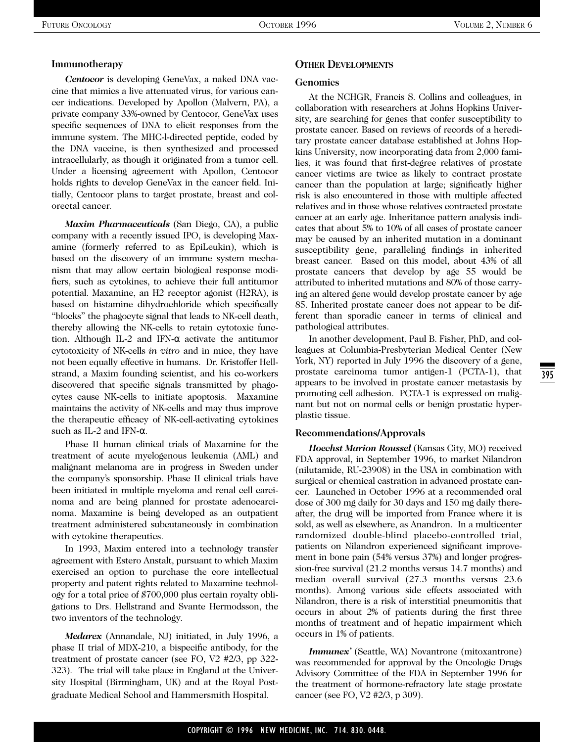## Immunotherapy

***Centocor*** is developing GeneVax, a naked DNA vaccine that mimics a live attenuated virus, for various cancer indications. Developed by Apollon (Malvern, PA), a private company 33%-owned by Centocor, GeneVax uses specific sequences of DNA to elicit responses from the immune system. The MHC-l-directed peptide, coded by the DNA vaccine, is then synthesized and processed intracellularly, as though it originated from a tumor cell. Under a licensing agreement with Apollon, Centocor holds rights to develop GeneVax in the cancer field. Initially, Centocor plans to target prostate, breast and colorectal cancer.

***Maxim Pharmaceuticals*** (San Diego, CA), a public company with a recently issued IPO, is developing Maxamine (formerly referred to as EpiLeukin), which is based on the discovery of an immune system mechanism that may allow certain biological response modifiers, such as cytokines, to achieve their full antitumor potential. Maxamine, an H2 receptor agonist (H2RA), is based on histamine dihydrochloride which specifically "blocks" the phagocyte signal that leads to NK-cell death, thereby allowing the NK-cells to retain cytotoxic function. Although IL-2 and IFN-α activate the antitumor cytotoxicity of NK-cells *in vitro* and in mice, they have not been equally effective in humans. Dr. Kristoffer Hellstrand, a Maxim founding scientist, and his co-workers discovered that specific signals transmitted by phagocytes cause NK-cells to initiate apoptosis. Maxamine maintains the activity of NK-cells and may thus improve the therapeutic efficacy of NK-cell-activating cytokines such as IL-2 and IFN-α.

Phase II human clinical trials of Maxamine for the treatment of acute myelogenous leukemia (AML) and malignant melanoma are in progress in Sweden under the company's sponsorship. Phase II clinical trials have been initiated in multiple myeloma and renal cell carcinoma and are being planned for prostate adenocarcinoma. Maxamine is being developed as an outpatient treatment administered subcutaneously in combination with cytokine therapeutics.

In 1993, Maxim entered into a technology transfer agreement with Estero Anstalt, pursuant to which Maxim exercised an option to purchase the core intellectual property and patent rights related to Maxamine technology for a total price of $700,000 plus certain royalty obligations to Drs. Hellstrand and Svante Hermodsson, the two inventors of the technology.

***Medarex*** (Annandale, NJ) initiated, in July 1996, a phase II trial of MDX-210, a bispecific antibody, for the treatment of prostate cancer (see FO, V2 #2/3, pp 322-323). The trial will take place in England at the University Hospital (Birmingham, UK) and at the Royal Postgraduate Medical School and Hammersmith Hospital.

## Other Developments

### Genomics

At the NCHGR, Francis S. Collins and colleagues, in collaboration with researchers at Johns Hopkins University, are searching for genes that confer susceptibility to prostate cancer. Based on reviews of records of a hereditary prostate cancer database established at Johns Hopkins University, now incorporating data from 2,000 families, it was found that first-degree relatives of prostate cancer victims are twice as likely to contract prostate cancer than the population at large; significatly higher risk is also encountered in those with multiple affected relatives and in those whose relatives contracted prostate cancer at an early age. Inheritance pattern analysis indicates that about 5% to 10% of all cases of prostate cancer may be caused by an inherited mutation in a dominant susceptibility gene, paralleling findings in inherited breast cancer. Based on this model, about 43% of all prostate cancers that develop by age 55 would be attributed to inherited mutations and 80% of those carrying an altered gene would develop prostate cancer by age 85. Inherited prostate cancer does not appear to be different than sporadic cancer in terms of clinical and pathological attributes.

In another development, Paul B. Fisher, PhD, and colleagues at Columbia-Presbyterian Medical Center (New York, NY) reported in July 1996 the discovery of a gene, prostate carcinoma tumor antigen-1 (PCTA-1), that appears to be involved in prostate cancer metastasis by promoting cell adhesion. PCTA-1 is expressed on malignant but not on normal cells or benign prostatic hyperplastic tissue.

### Recommendations/Approvals

***Hoechst Marion Roussel*** (Kansas City, MO) received FDA approval, in September 1996, to market Nilandron (nilutamide, RU-23908) in the USA in combination with surgical or chemical castration in advanced prostate cancer. Launched in October 1996 at a recommended oral dose of 300 mg daily for 30 days and 150 mg daily thereafter, the drug will be imported from France where it is sold, as well as elsewhere, as Anandron. In a multicenter randomized double-blind placebo-controlled trial, patients on Nilandron experienced significant improvement in bone pain (54% versus 37%) and longer progression-free survival (21.2 months versus 14.7 months) and median overall survival (27.3 months versus 23.6 months). Among various side effects associated with Nilandron, there is a risk of interstitial pneumonitis that occurs in about 2% of patients during the first three months of treatment and of hepatic impairment which occurs in 1% of patients.

***Immunex'*** (Seattle, WA) Novantrone (mitoxantrone) was recommended for approval by the Oncologic Drugs Advisory Committee of the FDA in September 1996 for the treatment of hormone-refractory late stage prostate cancer (see FO, V2 #2/3, p 309).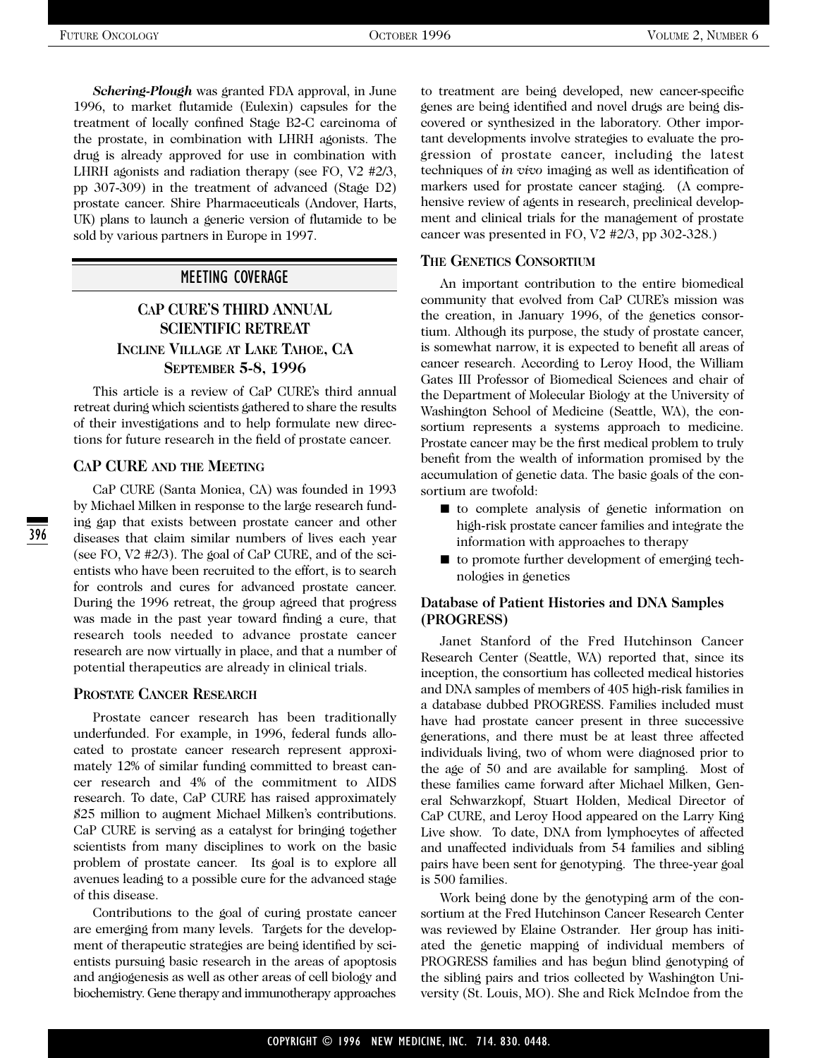***Schering-Plough*** was granted FDA approval, in June 1996, to market flutamide (Eulexin) capsules for the treatment of locally confined Stage B2-C carcinoma of the prostate, in combination with LHRH agonists. The drug is already approved for use in combination with LHRH agonists and radiation therapy (see FO, V2 #2/3, pp 307-309) in the treatment of advanced (Stage D2) prostate cancer. Shire Pharmaceuticals (Andover, Harts, UK) plans to launch a generic version of flutamide to be sold by various partners in Europe in 1997.

## MEETING COVERAGE

### CaP CURE'S THIRD ANNUAL SCIENTIFIC RETREAT
### INCLINE VILLAGE AT LAKE TAHOE, CA
### SEPTEMBER 5-8, 1996

This article is a review of CaP CURE's third annual retreat during which scientists gathered to share the results of their investigations and to help formulate new directions for future research in the field of prostate cancer.

### CaP CURE AND THE MEETING

CaP CURE (Santa Monica, CA) was founded in 1993 by Michael Milken in response to the large research funding gap that exists between prostate cancer and other diseases that claim similar numbers of lives each year (see FO, V2 #2/3). The goal of CaP CURE, and of the scientists who have been recruited to the effort, is to search for controls and cures for advanced prostate cancer. During the 1996 retreat, the group agreed that progress was made in the past year toward finding a cure, that research tools needed to advance prostate cancer research are now virtually in place, and that a number of potential therapeutics are already in clinical trials.

### PROSTATE CANCER RESEARCH

Prostate cancer research has been traditionally underfunded. For example, in 1996, federal funds allocated to prostate cancer research represent approximately 12% of similar funding committed to breast cancer research and 4% of the commitment to AIDS research. To date, CaP CURE has raised approximately $25 million to augment Michael Milken's contributions. CaP CURE is serving as a catalyst for bringing together scientists from many disciplines to work on the basic problem of prostate cancer. Its goal is to explore all avenues leading to a possible cure for the advanced stage of this disease.

Contributions to the goal of curing prostate cancer are emerging from many levels. Targets for the development of therapeutic strategies are being identified by scientists pursuing basic research in the areas of apoptosis and angiogenesis as well as other areas of cell biology and biochemistry. Gene therapy and immunotherapy approaches to treatment are being developed, new cancer-specific genes are being identified and novel drugs are being discovered or synthesized in the laboratory. Other important developments involve strategies to evaluate the progression of prostate cancer, including the latest techniques of *in vivo* imaging as well as identification of markers used for prostate cancer staging. (A comprehensive review of agents in research, preclinical development and clinical trials for the management of prostate cancer was presented in FO, V2 #2/3, pp 302-328.)

### THE GENETICS CONSORTIUM

An important contribution to the entire biomedical community that evolved from CaP CURE's mission was the creation, in January 1996, of the genetics consortium. Although its purpose, the study of prostate cancer, is somewhat narrow, it is expected to benefit all areas of cancer research. According to Leroy Hood, the William Gates III Professor of Biomedical Sciences and chair of the Department of Molecular Biology at the University of Washington School of Medicine (Seattle, WA), the consortium represents a systems approach to medicine. Prostate cancer may be the first medical problem to truly benefit from the wealth of information promised by the accumulation of genetic data. The basic goals of the consortium are twofold:

- to complete analysis of genetic information on high-risk prostate cancer families and integrate the information with approaches to therapy
- to promote further development of emerging technologies in genetics

#### Database of Patient Histories and DNA Samples (PROGRESS)

Janet Stanford of the Fred Hutchinson Cancer Research Center (Seattle, WA) reported that, since its inception, the consortium has collected medical histories and DNA samples of members of 405 high-risk families in a database dubbed PROGRESS. Families included must have had prostate cancer present in three successive generations, and there must be at least three affected individuals living, two of whom were diagnosed prior to the age of 50 and are available for sampling. Most of these families came forward after Michael Milken, General Schwarzkopf, Stuart Holden, Medical Director of CaP CURE, and Leroy Hood appeared on the Larry King Live show. To date, DNA from lymphocytes of affected and unaffected individuals from 54 families and sibling pairs have been sent for genotyping. The three-year goal is 500 families.

Work being done by the genotyping arm of the consortium at the Fred Hutchinson Cancer Research Center was reviewed by Elaine Ostrander. Her group has initiated the genetic mapping of individual members of PROGRESS families and has begun blind genotyping of the sibling pairs and trios collected by Washington University (St. Louis, MO). She and Rick McIndoe from the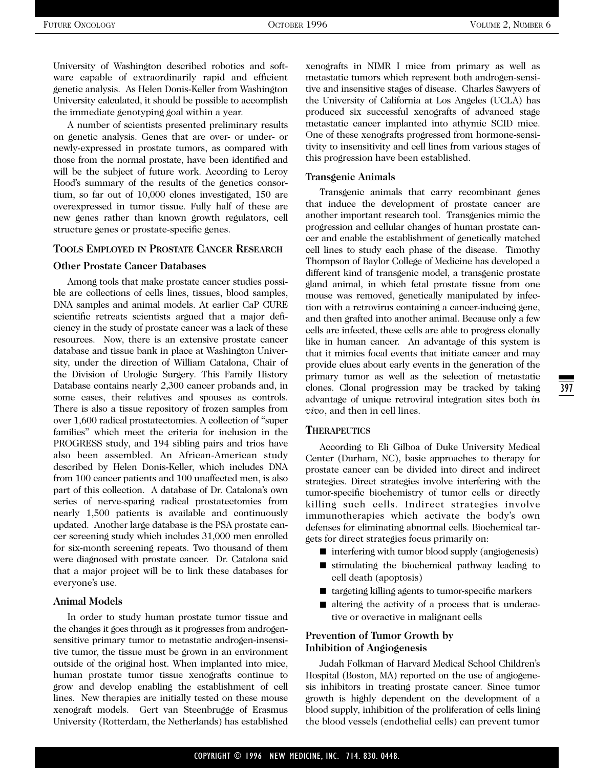University of Washington described robotics and software capable of extraordinarily rapid and efficient genetic analysis. As Helen Donis-Keller from Washington University calculated, it should be possible to accomplish the immediate genotyping goal within a year.

A number of scientists presented preliminary results on genetic analysis. Genes that are over- or under- or newly-expressed in prostate tumors, as compared with those from the normal prostate, have been identified and will be the subject of future work. According to Leroy Hood's summary of the results of the genetics consortium, so far out of 10,000 clones investigated, 150 are overexpressed in tumor tissue. Fully half of these are new genes rather than known growth regulators, cell structure genes or prostate-specific genes.

## TOOLS EMPLOYED IN PROSTATE CANCER RESEARCH

### Other Prostate Cancer Databases

Among tools that make prostate cancer studies possible are collections of cells lines, tissues, blood samples, DNA samples and animal models. At earlier CaP CURE scientific retreats scientists argued that a major deficiency in the study of prostate cancer was a lack of these resources. Now, there is an extensive prostate cancer database and tissue bank in place at Washington University, under the direction of William Catalona, Chair of the Division of Urologic Surgery. This Family History Database contains nearly 2,300 cancer probands and, in some cases, their relatives and spouses as controls. There is also a tissue repository of frozen samples from over 1,600 radical prostatectomies. A collection of "super families" which meet the criteria for inclusion in the PROGRESS study, and 194 sibling pairs and trios have also been assembled. An African-American study described by Helen Donis-Keller, which includes DNA from 100 cancer patients and 100 unaffected men, is also part of this collection. A database of Dr. Catalona's own series of nerve-sparing radical prostatectomies from nearly 1,500 patients is available and continuously updated. Another large database is the PSA prostate cancer screening study which includes 31,000 men enrolled for six-month screening repeats. Two thousand of them were diagnosed with prostate cancer. Dr. Catalona said that a major project will be to link these databases for everyone's use.

### Animal Models

In order to study human prostate tumor tissue and the changes it goes through as it progresses from androgen-sensitive primary tumor to metastatic androgen-insensitive tumor, the tissue must be grown in an environment outside of the original host. When implanted into mice, human prostate tumor tissue xenografts continue to grow and develop enabling the establishment of cell lines. New therapies are initially tested on these mouse xenograft models. Gert van Steenbrugge of Erasmus University (Rotterdam, the Netherlands) has established xenografts in NIMR I mice from primary as well as metastatic tumors which represent both androgen-sensitive and insensitive stages of disease. Charles Sawyers of the University of California at Los Angeles (UCLA) has produced six successful xenografts of advanced stage metastatic cancer implanted into athymic SCID mice. One of these xenografts progressed from hormone-sensitivity to insensitivity and cell lines from various stages of this progression have been established.

### Transgenic Animals

Transgenic animals that carry recombinant genes that induce the development of prostate cancer are another important research tool. Transgenics mimic the progression and cellular changes of human prostate cancer and enable the establishment of genetically matched cell lines to study each phase of the disease. Timothy Thompson of Baylor College of Medicine has developed a different kind of transgenic model, a transgenic prostate gland animal, in which fetal prostate tissue from one mouse was removed, genetically manipulated by infection with a retrovirus containing a cancer-inducing gene, and then grafted into another animal. Because only a few cells are infected, these cells are able to progress clonally like in human cancer. An advantage of this system is that it mimics focal events that initiate cancer and may provide clues about early events in the generation of the primary tumor as well as the selection of metastatic clones. Clonal progression may be tracked by taking advantage of unique retroviral integration sites both *in vivo*, and then in cell lines.

## THERAPEUTICS

According to Eli Gilboa of Duke University Medical Center (Durham, NC), basic approaches to therapy for prostate cancer can be divided into direct and indirect strategies. Direct strategies involve interfering with the tumor-specific biochemistry of tumor cells or directly killing such cells. Indirect strategies involve immunotherapies which activate the body's own defenses for eliminating abnormal cells. Biochemical targets for direct strategies focus primarily on:

- interfering with tumor blood supply (angiogenesis)
- stimulating the biochemical pathway leading to cell death (apoptosis)
- targeting killing agents to tumor-specific markers
- altering the activity of a process that is underactive or overactive in malignant cells

### Prevention of Tumor Growth by Inhibition of Angiogenesis

Judah Folkman of Harvard Medical School Children's Hospital (Boston, MA) reported on the use of angiogenesis inhibitors in treating prostate cancer. Since tumor growth is highly dependent on the development of a blood supply, inhibition of the proliferation of cells lining the blood vessels (endothelial cells) can prevent tumor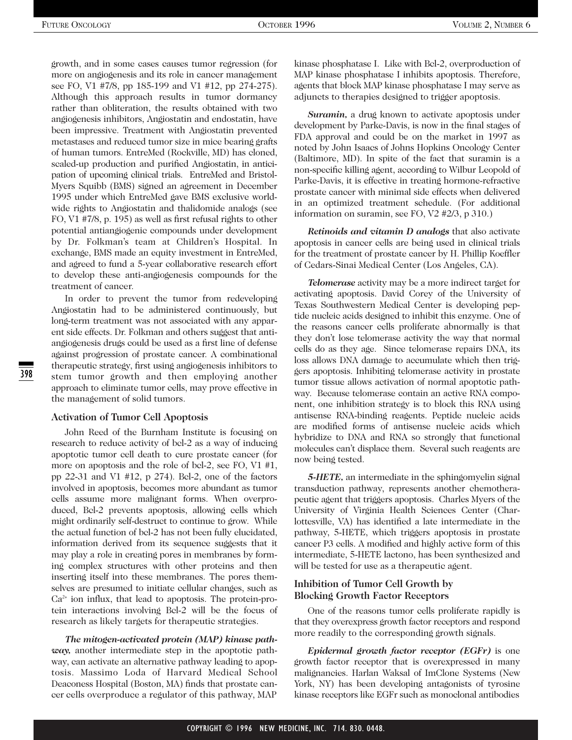growth, and in some cases causes tumor regression (for more on angiogenesis and its role in cancer management see FO, V1 #7/8, pp 185-199 and V1 #12, pp 274-275). Although this approach results in tumor dormancy rather than obliteration, the results obtained with two angiogenesis inhibitors, Angiostatin and endostatin, have been impressive. Treatment with Angiostatin prevented metastases and reduced tumor size in mice bearing grafts of human tumors. EntreMed (Rockville, MD) has cloned, scaled-up production and purified Angiostatin, in anticipation of upcoming clinical trials. EntreMed and Bristol-Myers Squibb (BMS) signed an agreement in December 1995 under which EntreMed gave BMS exclusive worldwide rights to Angiostatin and thalidomide analogs (see FO, V1 #7/8, p. 195) as well as first refusal rights to other potential antiangiogenic compounds under development by Dr. Folkman's team at Children's Hospital. In exchange, BMS made an equity investment in EntreMed, and agreed to fund a 5-year collaborative research effort to develop these anti-angiogenesis compounds for the treatment of cancer.

In order to prevent the tumor from redeveloping Angiostatin had to be administered continuously, but long-term treatment was not associated with any apparent side effects. Dr. Folkman and others suggest that anti-angiogenesis drugs could be used as a first line of defense against progression of prostate cancer. A combinational therapeutic strategy, first using angiogenesis inhibitors to stem tumor growth and then employing another approach to eliminate tumor cells, may prove effective in the management of solid tumors.

### Activation of Tumor Cell Apoptosis

John Reed of the Burnham Institute is focusing on research to reduce activity of bcl-2 as a way of inducing apoptotic tumor cell death to cure prostate cancer (for more on apoptosis and the role of bcl-2, see FO, V1 #1, pp 22-31 and V1 #12, p 274). Bcl-2, one of the factors involved in apoptosis, becomes more abundant as tumor cells assume more malignant forms. When overproduced, Bcl-2 prevents apoptosis, allowing cells which might ordinarily self-destruct to continue to grow. While the actual function of bcl-2 has not been fully elucidated, information derived from its sequence suggests that it may play a role in creating pores in membranes by forming complex structures with other proteins and then inserting itself into these membranes. The pores themselves are presumed to initiate cellular changes, such as $Ca^{2+}$ ion influx, that lead to apoptosis. The protein-protein interactions involving Bcl-2 will be the focus of research as likely targets for therapeutic strategies.

***The mitogen-activated protein (MAP) kinase pathway,*** another intermediate step in the apoptotic pathway, can activate an alternative pathway leading to apoptosis. Massimo Loda of Harvard Medical School Deaconess Hospital (Boston, MA) finds that prostate cancer cells overproduce a regulator of this pathway, MAP kinase phosphatase I. Like with Bcl-2, overproduction of MAP kinase phosphatase I inhibits apoptosis. Therefore, agents that block MAP kinase phosphatase I may serve as adjuncts to therapies designed to trigger apoptosis.

***Suramin,*** a drug known to activate apoptosis under development by Parke-Davis, is now in the final stages of FDA approval and could be on the market in 1997 as noted by John Isaacs of Johns Hopkins Oncology Center (Baltimore, MD). In spite of the fact that suramin is a non-specific killing agent, according to Wilbur Leopold of Parke-Davis, it is effective in treating hormone-refractive prostate cancer with minimal side effects when delivered in an optimized treatment schedule. (For additional information on suramin, see FO, V2 #2/3, p 310.)

***Retinoids and vitamin D analogs*** that also activate apoptosis in cancer cells are being used in clinical trials for the treatment of prostate cancer by H. Phillip Koeffler of Cedars-Sinai Medical Center (Los Angeles, CA).

***Telomerase*** activity may be a more indirect target for activating apoptosis. David Corey of the University of Texas Southwestern Medical Center is developing peptide nucleic acids designed to inhibit this enzyme. One of the reasons cancer cells proliferate abnormally is that they don't lose telomerase activity the way that normal cells do as they age. Since telomerase repairs DNA, its loss allows DNA damage to accumulate which then triggers apoptosis. Inhibiting telomerase activity in prostate tumor tissue allows activation of normal apoptotic pathway. Because telomerase contain an active RNA component, one inhibition strategy is to block this RNA using antisense RNA-binding reagents. Peptide nucleic acids are modified forms of antisense nucleic acids which hybridize to DNA and RNA so strongly that functional molecules can't displace them. Several such reagents are now being tested.

***5-HETE,*** an intermediate in the sphingomyelin signal transduction pathway, represents another chemotherapeutic agent that triggers apoptosis. Charles Myers of the University of Virginia Health Sciences Center (Charlottesville, VA) has identified a late intermediate in the pathway, 5-HETE, which triggers apoptosis in prostate cancer P3 cells. A modified and highly active form of this intermediate, 5-HETE lactono, has been synthesized and will be tested for use as a therapeutic agent.

### Inhibition of Tumor Cell Growth by Blocking Growth Factor Receptors

One of the reasons tumor cells proliferate rapidly is that they overexpress growth factor receptors and respond more readily to the corresponding growth signals.

***Epidermal growth factor receptor (EGFr)*** is one growth factor receptor that is overexpressed in many malignancies. Harlan Waksal of ImClone Systems (New York, NY) has been developing antagonists of tyrosine kinase receptors like EGFr such as monoclonal antibodies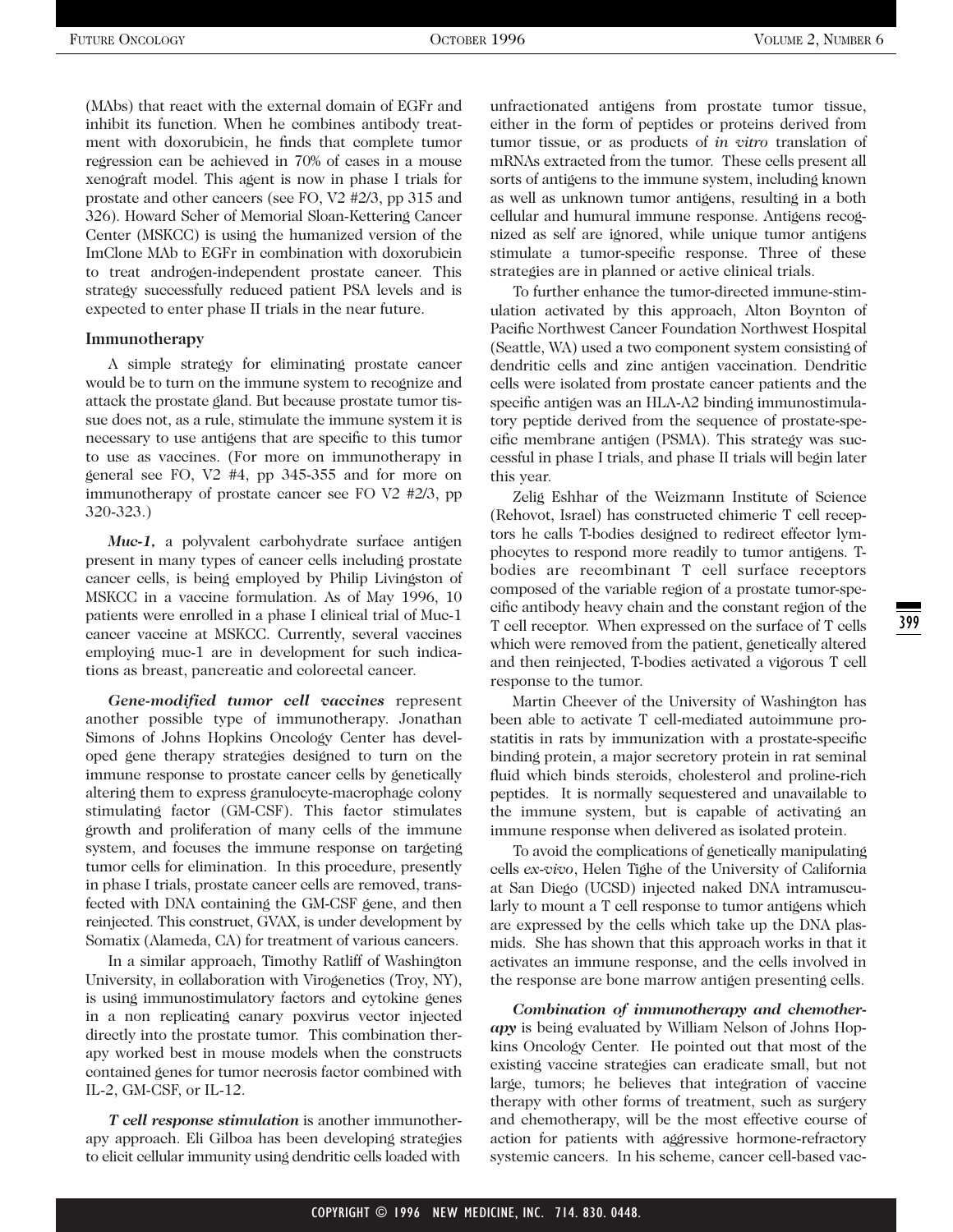(MAbs) that react with the external domain of EGFr and inhibit its function. When he combines antibody treatment with doxorubicin, he finds that complete tumor regression can be achieved in 70% of cases in a mouse xenograft model. This agent is now in phase I trials for prostate and other cancers (see FO, V2 #2/3, pp 315 and 326). Howard Scher of Memorial Sloan-Kettering Cancer Center (MSKCC) is using the humanized version of the ImClone MAb to EGFr in combination with doxorubicin to treat androgen-independent prostate cancer. This strategy successfully reduced patient PSA levels and is expected to enter phase II trials in the near future.

### Immunotherapy

A simple strategy for eliminating prostate cancer would be to turn on the immune system to recognize and attack the prostate gland. But because prostate tumor tissue does not, as a rule, stimulate the immune system it is necessary to use antigens that are specific to this tumor to use as vaccines. (For more on immunotherapy in general see FO, V2 #4, pp 345-355 and for more on immunotherapy of prostate cancer see FO V2 #2/3, pp 320-323.)

***Muc-1***, a polyvalent carbohydrate surface antigen present in many types of cancer cells including prostate cancer cells, is being employed by Philip Livingston of MSKCC in a vaccine formulation. As of May 1996, 10 patients were enrolled in a phase I clinical trial of Muc-1 cancer vaccine at MSKCC. Currently, several vaccines employing muc-1 are in development for such indications as breast, pancreatic and colorectal cancer.

***Gene-modified tumor cell vaccines*** represent another possible type of immunotherapy. Jonathan Simons of Johns Hopkins Oncology Center has developed gene therapy strategies designed to turn on the immune response to prostate cancer cells by genetically altering them to express granulocyte-macrophage colony stimulating factor (GM-CSF). This factor stimulates growth and proliferation of many cells of the immune system, and focuses the immune response on targeting tumor cells for elimination. In this procedure, presently in phase I trials, prostate cancer cells are removed, transfected with DNA containing the GM-CSF gene, and then reinjected. This construct, GVAX, is under development by Somatix (Alameda, CA) for treatment of various cancers.

In a similar approach, Timothy Ratliff of Washington University, in collaboration with Virogenetics (Troy, NY), is using immunostimulatory factors and cytokine genes in a non replicating canary poxvirus vector injected directly into the prostate tumor. This combination therapy worked best in mouse models when the constructs contained genes for tumor necrosis factor combined with IL-2, GM-CSF, or IL-12.

***T cell response stimulation*** is another immunotherapy approach. Eli Gilboa has been developing strategies to elicit cellular immunity using dendritic cells loaded with unfractionated antigens from prostate tumor tissue, either in the form of peptides or proteins derived from tumor tissue, or as products of *in vitro* translation of mRNAs extracted from the tumor. These cells present all sorts of antigens to the immune system, including known as well as unknown tumor antigens, resulting in a both cellular and humural immune response. Antigens recognized as self are ignored, while unique tumor antigens stimulate a tumor-specific response. Three of these strategies are in planned or active clinical trials.

To further enhance the tumor-directed immune-stimulation activated by this approach, Alton Boynton of Pacific Northwest Cancer Foundation Northwest Hospital (Seattle, WA) used a two component system consisting of dendritic cells and zinc antigen vaccination. Dendritic cells were isolated from prostate cancer patients and the specific antigen was an HLA-A2 binding immunostimulatory peptide derived from the sequence of prostate-specific membrane antigen (PSMA). This strategy was successful in phase I trials, and phase II trials will begin later this year.

Zelig Eshhar of the Weizmann Institute of Science (Rehovot, Israel) has constructed chimeric T cell receptors he calls T-bodies designed to redirect effector lymphocytes to respond more readily to tumor antigens. T-bodies are recombinant T cell surface receptors composed of the variable region of a prostate tumor-specific antibody heavy chain and the constant region of the T cell receptor. When expressed on the surface of T cells which were removed from the patient, genetically altered and then reinjected, T-bodies activated a vigorous T cell response to the tumor.

Martin Cheever of the University of Washington has been able to activate T cell-mediated autoimmune prostatitis in rats by immunization with a prostate-specific binding protein, a major secretory protein in rat seminal fluid which binds steroids, cholesterol and proline-rich peptides. It is normally sequestered and unavailable to the immune system, but is capable of activating an immune response when delivered as isolated protein.

To avoid the complications of genetically manipulating cells *ex-vivo*, Helen Tighe of the University of California at San Diego (UCSD) injected naked DNA intramuscularly to mount a T cell response to tumor antigens which are expressed by the cells which take up the DNA plasmids. She has shown that this approach works in that it activates an immune response, and the cells involved in the response are bone marrow antigen presenting cells.

***Combination of immunotherapy and chemotherapy*** is being evaluated by William Nelson of Johns Hopkins Oncology Center. He pointed out that most of the existing vaccine strategies can eradicate small, but not large, tumors; he believes that integration of vaccine therapy with other forms of treatment, such as surgery and chemotherapy, will be the most effective course of action for patients with aggressive hormone-refractory systemic cancers. In his scheme, cancer cell-based vac-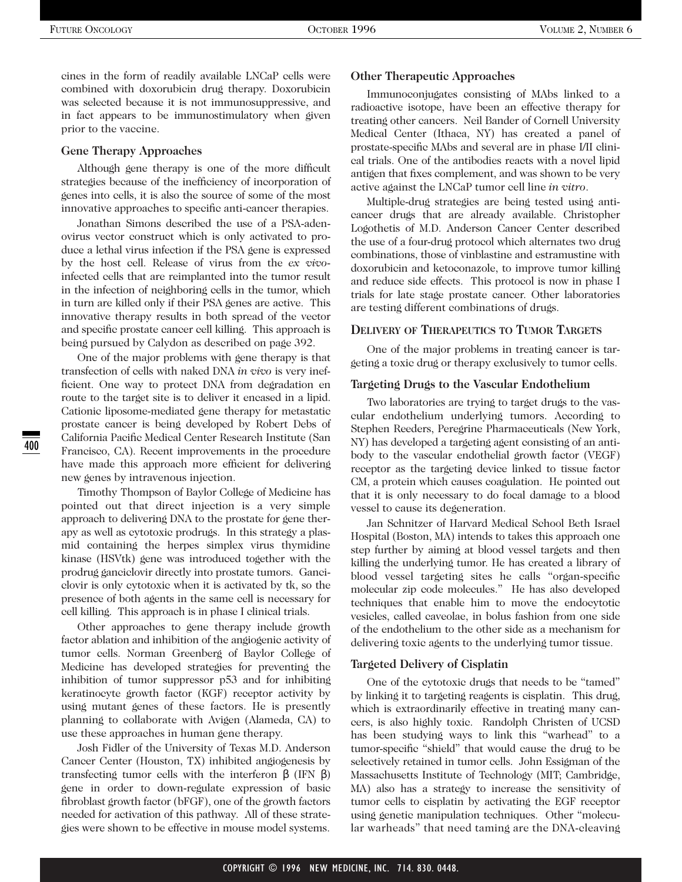cines in the form of readily available LNCaP cells were combined with doxorubicin drug therapy. Doxorubicin was selected because it is not immunosuppressive, and in fact appears to be immunostimulatory when given prior to the vaccine.

### Gene Therapy Approaches

Although gene therapy is one of the more difficult strategies because of the inefficiency of incorporation of genes into cells, it is also the source of some of the most innovative approaches to specific anti-cancer therapies.

Jonathan Simons described the use of a PSA-adenovirus vector construct which is only activated to produce a lethal virus infection if the PSA gene is expressed by the host cell. Release of virus from the *ex vivo*-infected cells that are reimplanted into the tumor result in the infection of neighboring cells in the tumor, which in turn are killed only if their PSA genes are active. This innovative therapy results in both spread of the vector and specific prostate cancer cell killing. This approach is being pursued by Calydon as described on page 392.

One of the major problems with gene therapy is that transfection of cells with naked DNA *in vivo* is very inefficient. One way to protect DNA from degradation en route to the target site is to deliver it encased in a lipid. Cationic liposome-mediated gene therapy for metastatic prostate cancer is being developed by Robert Debs of California Pacific Medical Center Research Institute (San Francisco, CA). Recent improvements in the procedure have made this approach more efficient for delivering new genes by intravenous injection.

Timothy Thompson of Baylor College of Medicine has pointed out that direct injection is a very simple approach to delivering DNA to the prostate for gene therapy as well as cytotoxic prodrugs. In this strategy a plasmid containing the herpes simplex virus thymidine kinase (HSVtk) gene was introduced together with the prodrug ganciclovir directly into prostate tumors. Ganciclovir is only cytotoxic when it is activated by tk, so the presence of both agents in the same cell is necessary for cell killing. This approach is in phase I clinical trials.

Other approaches to gene therapy include growth factor ablation and inhibition of the angiogenic activity of tumor cells. Norman Greenberg of Baylor College of Medicine has developed strategies for preventing the inhibition of tumor suppressor p53 and for inhibiting keratinocyte growth factor (KGF) receptor activity by using mutant genes of these factors. He is presently planning to collaborate with Avigen (Alameda, CA) to use these approaches in human gene therapy.

Josh Fidler of the University of Texas M.D. Anderson Cancer Center (Houston, TX) inhibited angiogenesis by transfecting tumor cells with the interferon β (IFN β) gene in order to down-regulate expression of basic fibroblast growth factor (bFGF), one of the growth factors needed for activation of this pathway. All of these strategies were shown to be effective in mouse model systems.

### Other Therapeutic Approaches

Immunoconjugates consisting of MAbs linked to a radioactive isotope, have been an effective therapy for treating other cancers. Neil Bander of Cornell University Medical Center (Ithaca, NY) has created a panel of prostate-specific MAbs and several are in phase I/II clinical trials. One of the antibodies reacts with a novel lipid antigen that fixes complement, and was shown to be very active against the LNCaP tumor cell line *in vitro*.

Multiple-drug strategies are being tested using anticancer drugs that are already available. Christopher Logothetis of M.D. Anderson Cancer Center described the use of a four-drug protocol which alternates two drug combinations, those of vinblastine and estramustine with doxorubicin and ketoconazole, to improve tumor killing and reduce side effects. This protocol is now in phase I trials for late stage prostate cancer. Other laboratories are testing different combinations of drugs.

## Delivery of Therapeutics to Tumor Targets

One of the major problems in treating cancer is targeting a toxic drug or therapy exclusively to tumor cells.

### Targeting Drugs to the Vascular Endothelium

Two laboratories are trying to target drugs to the vascular endothelium underlying tumors. According to Stephen Reeders, Peregrine Pharmaceuticals (New York, NY) has developed a targeting agent consisting of an antibody to the vascular endothelial growth factor (VEGF) receptor as the targeting device linked to tissue factor CM, a protein which causes coagulation. He pointed out that it is only necessary to do focal damage to a blood vessel to cause its degeneration.

Jan Schnitzer of Harvard Medical School Beth Israel Hospital (Boston, MA) intends to takes this approach one step further by aiming at blood vessel targets and then killing the underlying tumor. He has created a library of blood vessel targeting sites he calls "organ-specific molecular zip code molecules." He has also developed techniques that enable him to move the endocytotic vesicles, called caveolae, in bolus fashion from one side of the endothelium to the other side as a mechanism for delivering toxic agents to the underlying tumor tissue.

### Targeted Delivery of Cisplatin

One of the cytotoxic drugs that needs to be "tamed" by linking it to targeting reagents is cisplatin. This drug, which is extraordinarily effective in treating many cancers, is also highly toxic. Randolph Christen of UCSD has been studying ways to link this "warhead" to a tumor-specific "shield" that would cause the drug to be selectively retained in tumor cells. John Essigman of the Massachusetts Institute of Technology (MIT; Cambridge, MA) also has a strategy to increase the sensitivity of tumor cells to cisplatin by activating the EGF receptor using genetic manipulation techniques. Other "molecular warheads" that need taming are the DNA-cleaving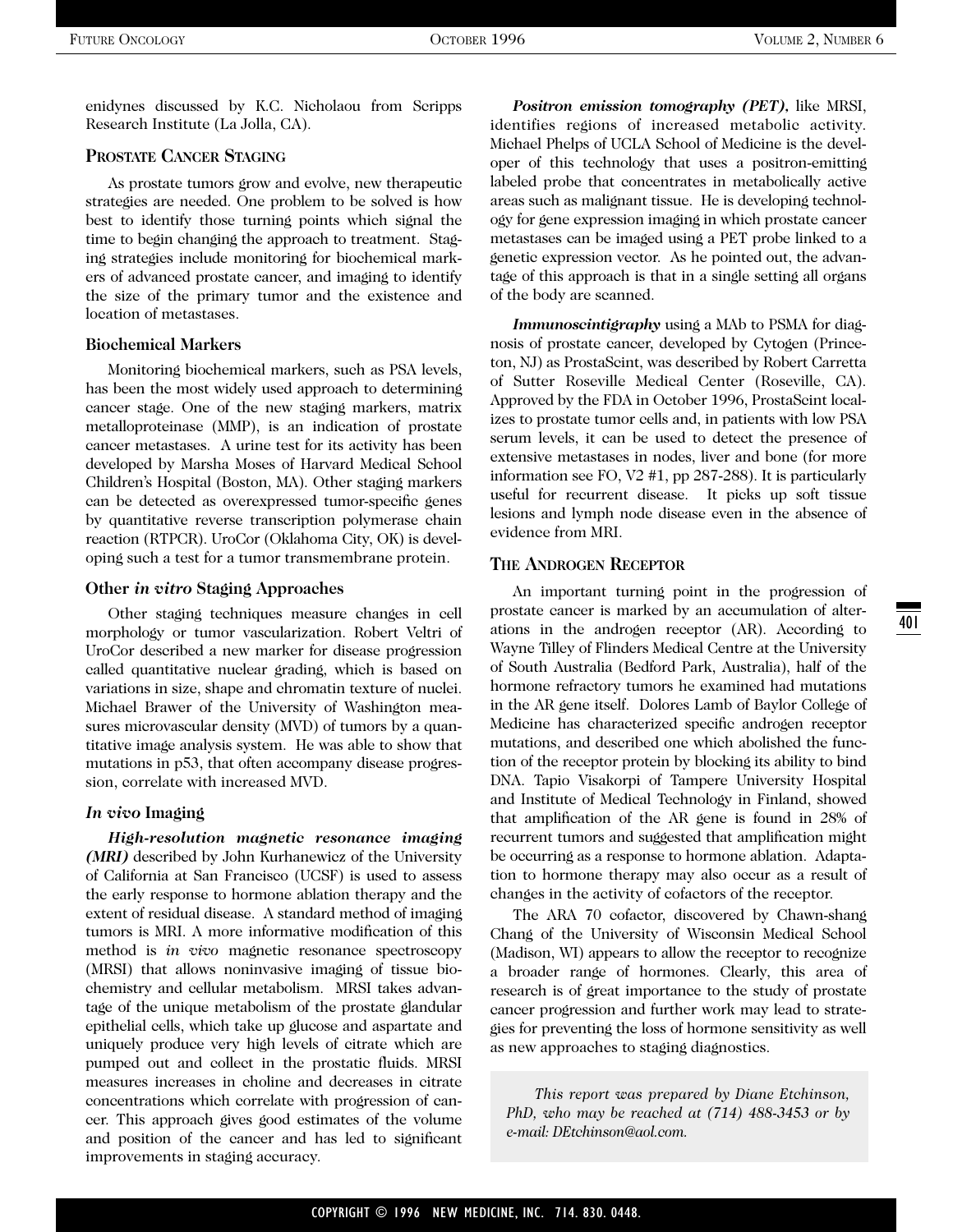enidynes discussed by K.C. Nicholaou from Scripps Research Institute (La Jolla, CA).

## Prostate Cancer Staging

As prostate tumors grow and evolve, new therapeutic strategies are needed. One problem to be solved is how best to identify those turning points which signal the time to begin changing the approach to treatment. Staging strategies include monitoring for biochemical markers of advanced prostate cancer, and imaging to identify the size of the primary tumor and the existence and location of metastases.

### Biochemical Markers

Monitoring biochemical markers, such as PSA levels, has been the most widely used approach to determining cancer stage. One of the new staging markers, matrix metalloproteinase (MMP), is an indication of prostate cancer metastases. A urine test for its activity has been developed by Marsha Moses of Harvard Medical School Children's Hospital (Boston, MA). Other staging markers can be detected as overexpressed tumor-specific genes by quantitative reverse transcription polymerase chain reaction (RTPCR). UroCor (Oklahoma City, OK) is developing such a test for a tumor transmembrane protein.

### Other *in vitro* Staging Approaches

Other staging techniques measure changes in cell morphology or tumor vascularization. Robert Veltri of UroCor described a new marker for disease progression called quantitative nuclear grading, which is based on variations in size, shape and chromatin texture of nuclei. Michael Brawer of the University of Washington measures microvascular density (MVD) of tumors by a quantitative image analysis system. He was able to show that mutations in p53, that often accompany disease progression, correlate with increased MVD.

### *In vivo* Imaging

***High-resolution magnetic resonance imaging (MRI)*** described by John Kurhanewicz of the University of California at San Francisco (UCSF) is used to assess the early response to hormone ablation therapy and the extent of residual disease. A standard method of imaging tumors is MRI. A more informative modification of this method is *in vivo* magnetic resonance spectroscopy (MRSI) that allows noninvasive imaging of tissue biochemistry and cellular metabolism. MRSI takes advantage of the unique metabolism of the prostate glandular epithelial cells, which take up glucose and aspartate and uniquely produce very high levels of citrate which are pumped out and collect in the prostatic fluids. MRSI measures increases in choline and decreases in citrate concentrations which correlate with progression of cancer. This approach gives good estimates of the volume and position of the cancer and has led to significant improvements in staging accuracy.

***Positron emission tomography (PET)***, like MRSI, identifies regions of increased metabolic activity. Michael Phelps of UCLA School of Medicine is the developer of this technology that uses a positron-emitting labeled probe that concentrates in metabolically active areas such as malignant tissue. He is developing technology for gene expression imaging in which prostate cancer metastases can be imaged using a PET probe linked to a genetic expression vector. As he pointed out, the advantage of this approach is that in a single setting all organs of the body are scanned.

***Immunoscintigraphy*** using a MAb to PSMA for diagnosis of prostate cancer, developed by Cytogen (Princeton, NJ) as ProstaScint, was described by Robert Carretta of Sutter Roseville Medical Center (Roseville, CA). Approved by the FDA in October 1996, ProstaScint localizes to prostate tumor cells and, in patients with low PSA serum levels, it can be used to detect the presence of extensive metastases in nodes, liver and bone (for more information see FO, V2 #1, pp 287-288). It is particularly useful for recurrent disease. It picks up soft tissue lesions and lymph node disease even in the absence of evidence from MRI.

## The Androgen Receptor

An important turning point in the progression of prostate cancer is marked by an accumulation of alterations in the androgen receptor (AR). According to Wayne Tilley of Flinders Medical Centre at the University of South Australia (Bedford Park, Australia), half of the hormone refractory tumors he examined had mutations in the AR gene itself. Dolores Lamb of Baylor College of Medicine has characterized specific androgen receptor mutations, and described one which abolished the function of the receptor protein by blocking its ability to bind DNA. Tapio Visakorpi of Tampere University Hospital and Institute of Medical Technology in Finland, showed that amplification of the AR gene is found in 28% of recurrent tumors and suggested that amplification might be occurring as a response to hormone ablation. Adaptation to hormone therapy may also occur as a result of changes in the activity of cofactors of the receptor.

The ARA 70 cofactor, discovered by Chawn-shang Chang of the University of Wisconsin Medical School (Madison, WI) appears to allow the receptor to recognize a broader range of hormones. Clearly, this area of research is of great importance to the study of prostate cancer progression and further work may lead to strategies for preventing the loss of hormone sensitivity as well as new approaches to staging diagnostics.

*This report was prepared by Diane Etchinson, PhD, who may be reached at (714) 488-3453 or by e-mail: DEtchinson@aol.com.*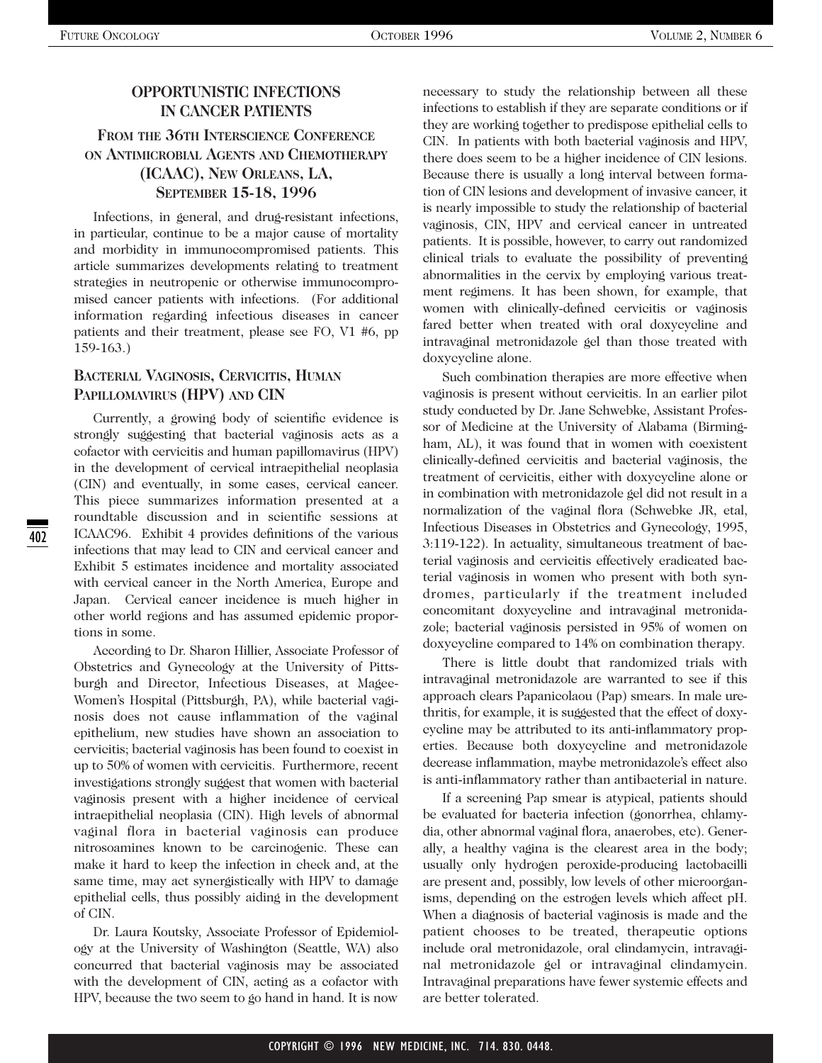## OPPORTUNISTIC INFECTIONS IN CANCER PATIENTS

### FROM THE 36TH INTERSCIENCE CONFERENCE ON ANTIMICROBIAL AGENTS AND CHEMOTHERAPY (ICAAC), NEW ORLEANS, LA, SEPTEMBER 15-18, 1996

Infections, in general, and drug-resistant infections, in particular, continue to be a major cause of mortality and morbidity in immunocompromised patients. This article summarizes developments relating to treatment strategies in neutropenic or otherwise immunocompromised cancer patients with infections. (For additional information regarding infectious diseases in cancer patients and their treatment, please see FO, V1 #6, pp 159-163.)

### BACTERIAL VAGINOSIS, CERVICITIS, HUMAN PAPILLOMAVIRUS (HPV) AND CIN

Currently, a growing body of scientific evidence is strongly suggesting that bacterial vaginosis acts as a cofactor with cervicitis and human papillomavirus (HPV) in the development of cervical intraepithelial neoplasia (CIN) and eventually, in some cases, cervical cancer. This piece summarizes information presented at a roundtable discussion and in scientific sessions at ICAAC96. Exhibit 4 provides definitions of the various infections that may lead to CIN and cervical cancer and Exhibit 5 estimates incidence and mortality associated with cervical cancer in the North America, Europe and Japan. Cervical cancer incidence is much higher in other world regions and has assumed epidemic proportions in some.

According to Dr. Sharon Hillier, Associate Professor of Obstetrics and Gynecology at the University of Pittsburgh and Director, Infectious Diseases, at Magee-Women's Hospital (Pittsburgh, PA), while bacterial vaginosis does not cause inflammation of the vaginal epithelium, new studies have shown an association to cervicitis; bacterial vaginosis has been found to coexist in up to 50% of women with cervicitis. Furthermore, recent investigations strongly suggest that women with bacterial vaginosis present with a higher incidence of cervical intraepithelial neoplasia (CIN). High levels of abnormal vaginal flora in bacterial vaginosis can produce nitrosoamines known to be carcinogenic. These can make it hard to keep the infection in check and, at the same time, may act synergistically with HPV to damage epithelial cells, thus possibly aiding in the development of CIN.

Dr. Laura Koutsky, Associate Professor of Epidemiology at the University of Washington (Seattle, WA) also concurred that bacterial vaginosis may be associated with the development of CIN, acting as a cofactor with HPV, because the two seem to go hand in hand. It is now necessary to study the relationship between all these infections to establish if they are separate conditions or if they are working together to predispose epithelial cells to CIN. In patients with both bacterial vaginosis and HPV, there does seem to be a higher incidence of CIN lesions. Because there is usually a long interval between formation of CIN lesions and development of invasive cancer, it is nearly impossible to study the relationship of bacterial vaginosis, CIN, HPV and cervical cancer in untreated patients. It is possible, however, to carry out randomized clinical trials to evaluate the possibility of preventing abnormalities in the cervix by employing various treatment regimens. It has been shown, for example, that women with clinically-defined cervicitis or vaginosis fared better when treated with oral doxycycline and intravaginal metronidazole gel than those treated with doxycycline alone.

Such combination therapies are more effective when vaginosis is present without cervicitis. In an earlier pilot study conducted by Dr. Jane Schwebke, Assistant Professor of Medicine at the University of Alabama (Birmingham, AL), it was found that in women with coexistent clinically-defined cervicitis and bacterial vaginosis, the treatment of cervicitis, either with doxycycline alone or in combination with metronidazole gel did not result in a normalization of the vaginal flora (Schwebke JR, etal, Infectious Diseases in Obstetrics and Gynecology, 1995, 3:119-122). In actuality, simultaneous treatment of bacterial vaginosis and cervicitis effectively eradicated bacterial vaginosis in women who present with both syndromes, particularly if the treatment included concomitant doxycycline and intravaginal metronidazole; bacterial vaginosis persisted in 95% of women on doxycycline compared to 14% on combination therapy.

There is little doubt that randomized trials with intravaginal metronidazole are warranted to see if this approach clears Papanicolaou (Pap) smears. In male urethritis, for example, it is suggested that the effect of doxycycline may be attributed to its anti-inflammatory properties. Because both doxycycline and metronidazole decrease inflammation, maybe metronidazole's effect also is anti-inflammatory rather than antibacterial in nature.

If a screening Pap smear is atypical, patients should be evaluated for bacteria infection (gonorrhea, chlamydia, other abnormal vaginal flora, anaerobes, etc). Generally, a healthy vagina is the clearest area in the body; usually only hydrogen peroxide-producing lactobacilli are present and, possibly, low levels of other microorganisms, depending on the estrogen levels which affect pH. When a diagnosis of bacterial vaginosis is made and the patient chooses to be treated, therapeutic options include oral metronidazole, oral clindamycin, intravaginal metronidazole gel or intravaginal clindamycin. Intravaginal preparations have fewer systemic effects and are better tolerated.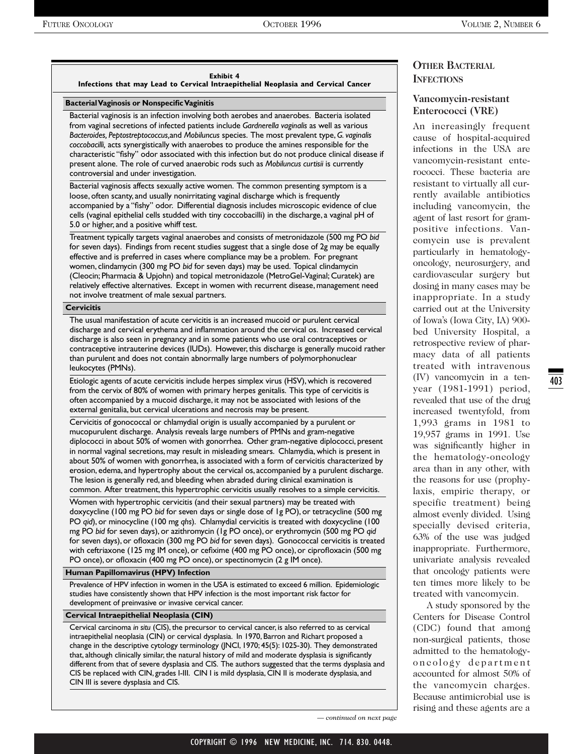**Exhibit 4**
**Infections that may Lead to Cervical Intraepithelial Neoplasia and Cervical Cancer**

**Bacterial Vaginosis or Nonspecific Vaginitis**

Bacterial vaginosis is an infection involving both aerobes and anaerobes. Bacteria isolated from vaginal secretions of infected patients include *Gardnerella vaginalis* as well as various *Bacteroides, Peptostreptococcus,* and *Mobiluncus* species. The most prevalent type, *G. vaginalis coccobacilli,* acts synergistically with anaerobes to produce the amines responsible for the characteristic "fishy" odor associated with this infection but do not produce clinical disease if present alone. The role of curved anaerobic rods such as *Mobiluncus curtisii* is currently controversial and under investigation.

Bacterial vaginosis affects sexually active women. The common presenting symptom is a loose, often scanty, and usually nonirritating vaginal discharge which is frequently accompanied by a "fishy" odor. Differential diagnosis includes microscopic evidence of clue cells (vaginal epithelial cells studded with tiny coccobacilli) in the discharge, a vaginal pH of 5.0 or higher, and a positive whiff test.

Treatment typically targets vaginal anaerobes and consists of metronidazole (500 mg PO *bid* for seven days). Findings from recent studies suggest that a single dose of 2g may be equally effective and is preferred in cases where compliance may be a problem. For pregnant women, clindamycin (300 mg PO *bid* for seven days) may be used. Topical clindamycin (Cleocin; Pharmacia & Upjohn) and topical metronidazole (MetroGel-Vaginal; Curatek) are relatively effective alternatives. Except in women with recurrent disease, management need not involve treatment of male sexual partners.

**Cervicitis**

The usual manifestation of acute cervicitis is an increased mucoid or purulent cervical discharge and cervical erythema and inflammation around the cervical os. Increased cervical discharge is also seen in pregnancy and in some patients who use oral contraceptives or contraceptive intrauterine devices (IUDs). However, this discharge is generally mucoid rather than purulent and does not contain abnormally large numbers of polymorphonuclear leukocytes (PMNs).

Etiologic agents of acute cervicitis include herpes simplex virus (HSV), which is recovered from the cervix of 80% of women with primary herpes genitalis. This type of cervicitis is often accompanied by a mucoid discharge, it may not be associated with lesions of the external genitalia, but cervical ulcerations and necrosis may be present.

Cervicitis of gonococcal or chlamydial origin is usually accompanied by a purulent or mucopurulent discharge. Analysis reveals large numbers of PMNs and gram-negative diplococci in about 50% of women with gonorrhea. Other gram-negative diplococci, present in normal vaginal secretions, may result in misleading smears. Chlamydia, which is present in about 50% of women with gonorrhea, is associated with a form of cervicitis characterized by erosion, edema, and hypertrophy about the cervical os, accompanied by a purulent discharge. The lesion is generally red, and bleeding when abraded during clinical examination is common. After treatment, this hypertrophic cervicitis usually resolves to a simple cervicitis.

Women with hypertrophic cervicitis (and their sexual partners) may be treated with doxycycline (100 mg PO *bid* for seven days or single dose of 1g PO), or tetracycline (500 mg PO *qid*), or minocycline (100 mg *qhs*). Chlamydial cervicitis is treated with doxycycline (100 mg PO *bid* for seven days), or azithromycin (1g PO once), or erythromycin (500 mg PO *qid* for seven days), or ofloxacin (300 mg PO *bid* for seven days). Gonococcal cervicitis is treated with ceftriaxone (125 mg IM once), or cefixime (400 mg PO once), or ciprofloxacin (500 mg PO once), or ofloxacin (400 mg PO once), or spectinomycin (2 g IM once).

**Human Papillomavirus (HPV) Infection**

Prevalence of HPV infection in women in the USA is estimated to exceed 6 million. Epidemiologic studies have consistently shown that HPV infection is the most important risk factor for development of preinvasive or invasive cervical cancer.

**Cervical Intraepithelial Neoplasia (CIN)**

Cervical carcinoma *in situ* (CIS), the precursor to cervical cancer, is also referred to as cervical intraepithelial neoplasia (CIN) or cervical dysplasia. In 1970, Barron and Richart proposed a change in the descriptive cytology terminology (JNCI, 1970; 45(5): 1025-30). They demonstrated that, although clinically similar, the natural history of mild and moderate dysplasia is significantly different from that of severe dysplasia and CIS. The authors suggested that the terms dysplasia and CIS be replaced with CIN, grades I-III. CIN I is mild dysplasia, CIN II is moderate dysplasia, and CIN III is severe dysplasia and CIS.

*— continued on next page*

## Other Bacterial Infections

### Vancomycin-resistant Enterococci (VRE)

An increasingly frequent cause of hospital-acquired infections in the USA are vancomycin-resistant enterococci. These bacteria are resistant to virtually all currently available antibiotics including vancomycin, the agent of last resort for gram-positive infections. Vancomycin use is prevalent particularly in hematology-oncology, neurosurgery, and cardiovascular surgery but dosing in many cases may be inappropriate. In a study carried out at the University of Iowa's (Iowa City, IA) 900-bed University Hospital, a retrospective review of pharmacy data of all patients treated with intravenous (IV) vancomycin in a ten-year (1981-1991) period, revealed that use of the drug increased twentyfold, from 1,993 grams in 1981 to 19,957 grams in 1991. Use was significantly higher in the hematology-oncology area than in any other, with the reasons for use (prophylaxis, empiric therapy, or specific treatment) being almost evenly divided. Using specially devised criteria, 63% of the use was judged inappropriate. Furthermore, univariate analysis revealed that oncology patients were ten times more likely to be treated with vancomycin.

A study sponsored by the Centers for Disease Control (CDC) found that among non-surgical patients, those admitted to the hematology-oncology department accounted for almost 50% of the vancomycin charges. Because antimicrobial use is rising and these agents are a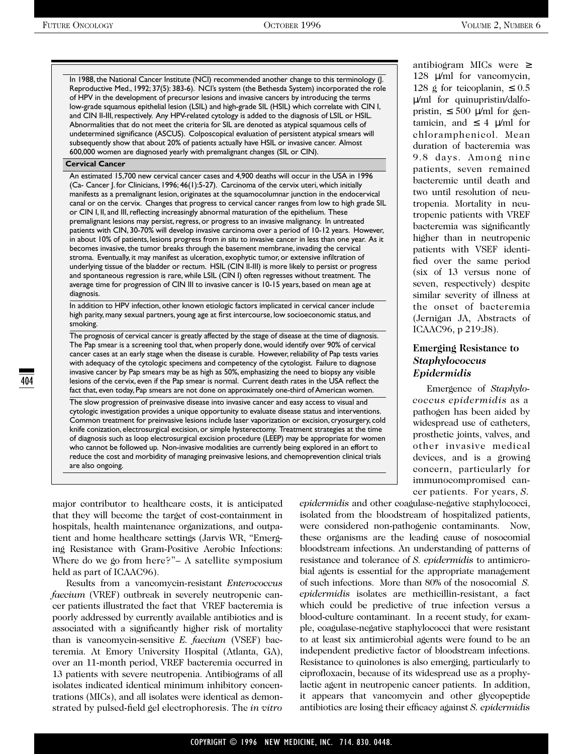In 1988, the National Cancer Institute (NCI) recommended another change to this terminology (J. Reproductive Med., 1992; 37(5): 383-6). NCI's system (the Bethesda System) incorporated the role of HPV in the development of precursor lesions and invasive cancers by introducing the terms low-grade squamous epithelial lesion (LSIL) and high-grade SIL (HSIL) which correlate with CIN I, and CIN II-III, respectively. Any HPV-related cytology is added to the diagnosis of LSIL or HSIL. Abnormalities that do not meet the criteria for SIL are denoted as atypical squamous cells of undetermined significance (ASCUS). Colposcopical evaluation of persistent atypical smears will subsequently show that about 20% of patients actually have HSIL or invasive cancer. Almost 600,000 women are diagnosed yearly with premalignant changes (SIL or CIN).

**Cervical Cancer**

An estimated 15,700 new cervical cancer cases and 4,900 deaths will occur in the USA in 1996 (Ca- Cancer J. for Clinicians, 1996; 46(1):5-27). Carcinoma of the cervix uteri, which initially manifests as a premalignant lesion, originates at the squamocolumnar junction in the endocervical canal or on the cervix. Changes that progress to cervical cancer ranges from low to high grade SIL or CIN I, II, and III, reflecting increasingly abnormal maturation of the epithelium. These premalignant lesions may persist, regress, or progress to an invasive malignancy. In untreated patients with CIN, 30-70% will develop invasive carcinoma over a period of 10-12 years. However, in about 10% of patients, lesions progress from *in situ* to invasive cancer in less than one year. As it becomes invasive, the tumor breaks through the basement membrane, invading the cervical stroma. Eventually, it may manifest as ulceration, exophytic tumor, or extensive infiltration of underlying tissue of the bladder or rectum. HSIL (CIN II-III) is more likely to persist or progress and spontaneous regression is rare, while LSIL (CIN I) often regresses without treatment. The average time for progression of CIN III to invasive cancer is 10-15 years, based on mean age at diagnosis.

In addition to HPV infection, other known etiologic factors implicated in cervical cancer include high parity, many sexual partners, young age at first intercourse, low socioeconomic status, and smoking.

The prognosis of cervical cancer is greatly affected by the stage of disease at the time of diagnosis. The Pap smear is a screening tool that, when properly done, would identify over 90% of cervical cancer cases at an early stage when the disease is curable. However, reliability of Pap tests varies with adequacy of the cytologic specimens and competency of the cytologist. Failure to diagnose invasive cancer by Pap smears may be as high as 50%, emphasizing the need to biopsy any visible lesions of the cervix, even if the Pap smear is normal. Current death rates in the USA reflect the fact that, even today, Pap smears are not done on approximately one-third of American women.

The slow progression of preinvasive disease into invasive cancer and easy access to visual and cytologic investigation provides a unique opportunity to evaluate disease status and interventions. Common treatment for preinvasive lesions include laser vaporization or excision, cryosurgery, cold knife conization, electrosurgical excision, or simple hysterectomy. Treatment strategies at the time of diagnosis such as loop electrosurgical excision procedure (LEEP) may be appropriate for women who cannot be followed up. Non-invasive modalities are currently being explored in an effort to reduce the cost and morbidity of managing preinvasive lesions, and chemoprevention clinical trials are also ongoing.

major contributor to healthcare costs, it is anticipated that they will become the target of cost-containment in hospitals, health maintenance organizations, and outpatient and home healthcare settings (Jarvis WR, "Emerging Resistance with Gram-Positive Aerobic Infections: Where do we go from here?"– A satellite symposium held as part of ICAAC96).

Results from a vancomycin-resistant *Enterococcus faecium* (VREF) outbreak in severely neutropenic cancer patients illustrated the fact that VREF bacteremia is poorly addressed by currently available antibiotics and is associated with a significantly higher risk of mortality than is vancomycin-sensitive *E. faecium* (VSEF) bacteremia. At Emory University Hospital (Atlanta, GA), over an 11-month period, VREF bacteremia occurred in 13 patients with severe neutropenia. Antibiograms of all isolates indicated identical minimum inhibitory concentrations (MICs), and all isolates were identical as demonstrated by pulsed-field gel electrophoresis. The *in vitro* antibiogram MICs were ≥ 128 µ/ml for vancomycin, 128 g for teicoplanin, ≤ 0.5 µ/ml for quinupristin/dalfopristin, ≤ 500 µ/ml for gentamicin, and ≤ 4 µ/ml for chloramphenicol. Mean duration of bacteremia was 9.8 days. Among nine patients, seven remained bacteremic until death and two until resolution of neutropenia. Mortality in neutropenic patients with VREF bacteremia was significantly higher than in neutropenic patients with VSEF identified over the same period (six of 13 versus none of seven, respectively) despite similar severity of illness at the onset of bacteremia (Jernigan JA, Abstracts of ICAAC96, p 219:J8).

## Emerging Resistance to *Staphylococcus Epidermidis*

Emergence of *Staphylococcus epidermidis* as a pathogen has been aided by widespread use of catheters, prosthetic joints, valves, and other invasive medical devices, and is a growing concern, particularly for immunocompromised cancer patients. For years, *S. epidermidis* and other coagulase-negative staphylococci, isolated from the bloodstream of hospitalized patients, were considered non-pathogenic contaminants. Now, these organisms are the leading cause of nosocomial bloodstream infections. An understanding of patterns of resistance and tolerance of *S. epidermidis* to antimicrobial agents is essential for the appropriate management of such infections. More than 80% of the nosocomial *S. epidermidis* isolates are methicillin-resistant, a fact which could be predictive of true infection versus a blood-culture contaminant. In a recent study, for example, coagulase-negative staphylococci that were resistant to at least six antimicrobial agents were found to be an independent predictive factor of bloodstream infections. Resistance to quinolones is also emerging, particularly to ciprofloxacin, because of its widespread use as a prophylactic agent in neutropenic cancer patients. In addition, it appears that vancomycin and other glycopeptide antibiotics are losing their efficacy against *S. epidermidis*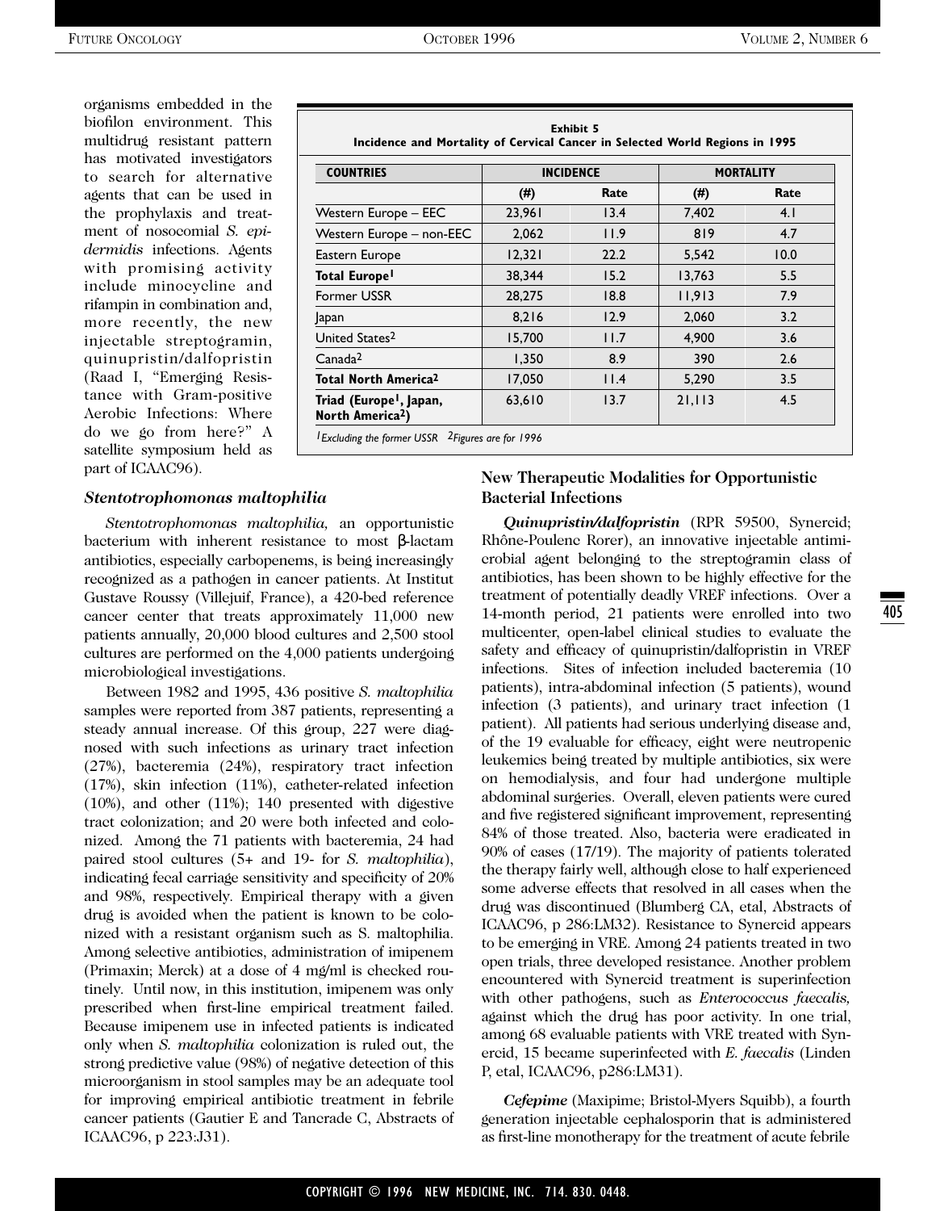organisms embedded in the biofilon environment. This multidrug resistant pattern has motivated investigators to search for alternative agents that can be used in the prophylaxis and treatment of nosocomial *S. epidermidis* infections. Agents with promising activity include minocycline and rifampin in combination and, more recently, the new injectable streptogramin, quinupristin/dalfopristin (Raad I, "Emerging Resistance with Gram-positive Aerobic Infections: Where do we go from here?" A satellite symposium held as part of ICAAC96).

**Exhibit 5**
**Incidence and Mortality of Cervical Cancer in Selected World Regions in 1995**

| COUNTRIES | INCIDENCE | | MORTALITY | |
|---|---|---|---|---|
| | (#) | Rate | (#) | Rate |
| Western Europe – EEC | 23,961 | 13.4 | 7,402 | 4.1 |
| Western Europe – non-EEC | 2,062 | 11.9 | 819 | 4.7 |
| Eastern Europe | 12,321 | 22.2 | 5,542 | 10.0 |
| **Total Europe[1]** | 38,344 | 15.2 | 13,763 | 5.5 |
| Former USSR | 28,275 | 18.8 | 11,913 | 7.9 |
| Japan | 8,216 | 12.9 | 2,060 | 3.2 |
| United States[2] | 15,700 | 11.7 | 4,900 | 3.6 |
| Canada[2] | 1,350 | 8.9 | 390 | 2.6 |
| **Total North America[2]** | 17,050 | 11.4 | 5,290 | 3.5 |
| **Triad (Europe[1], Japan, North America[2])** | 63,610 | 13.7 | 21,113 | 4.5 |

*[1]Excluding the former USSR [2]Figures are for 1996*

### *Stentotrophomonas maltophilia*

*Stentotrophomonas maltophilia,* an opportunistic bacterium with inherent resistance to most β-lactam antibiotics, especially carbopenems, is being increasingly recognized as a pathogen in cancer patients. At Institut Gustave Roussy (Villejuif, France), a 420-bed reference cancer center that treats approximately 11,000 new patients annually, 20,000 blood cultures and 2,500 stool cultures are performed on the 4,000 patients undergoing microbiological investigations.

Between 1982 and 1995, 436 positive *S. maltophilia* samples were reported from 387 patients, representing a steady annual increase. Of this group, 227 were diagnosed with such infections as urinary tract infection (27%), bacteremia (24%), respiratory tract infection (17%), skin infection (11%), catheter-related infection (10%), and other (11%); 140 presented with digestive tract colonization; and 20 were both infected and colonized. Among the 71 patients with bacteremia, 24 had paired stool cultures (5+ and 19- for *S. maltophilia*), indicating fecal carriage sensitivity and specificity of 20% and 98%, respectively. Empirical therapy with a given drug is avoided when the patient is known to be colonized with a resistant organism such as S. maltophilia. Among selective antibiotics, administration of imipenem (Primaxin; Merck) at a dose of 4 mg/ml is checked routinely. Until now, in this institution, imipenem was only prescribed when first-line empirical treatment failed. Because imipenem use in infected patients is indicated only when *S. maltophilia* colonization is ruled out, the strong predictive value (98%) of negative detection of this microorganism in stool samples may be an adequate tool for improving empirical antibiotic treatment in febrile cancer patients (Gautier E and Tancrade C, Abstracts of ICAAC96, p 223:J31).

## New Therapeutic Modalities for Opportunistic Bacterial Infections

***Quinupristin/dalfopristin*** (RPR 59500, Synercid; Rhône-Poulenc Rorer), an innovative injectable antimicrobial agent belonging to the streptogramin class of antibiotics, has been shown to be highly effective for the treatment of potentially deadly VREF infections. Over a 14-month period, 21 patients were enrolled into two multicenter, open-label clinical studies to evaluate the safety and efficacy of quinupristin/dalfopristin in VREF infections. Sites of infection included bacteremia (10 patients), intra-abdominal infection (5 patients), wound infection (3 patients), and urinary tract infection (1 patient). All patients had serious underlying disease and, of the 19 evaluable for efficacy, eight were neutropenic leukemics being treated by multiple antibiotics, six were on hemodialysis, and four had undergone multiple abdominal surgeries. Overall, eleven patients were cured and five registered significant improvement, representing 84% of those treated. Also, bacteria were eradicated in 90% of cases (17/19). The majority of patients tolerated the therapy fairly well, although close to half experienced some adverse effects that resolved in all cases when the drug was discontinued (Blumberg CA, etal, Abstracts of ICAAC96, p 286:LM32). Resistance to Synercid appears to be emerging in VRE. Among 24 patients treated in two open trials, three developed resistance. Another problem encountered with Synercid treatment is superinfection with other pathogens, such as *Enterococcus faecalis,* against which the drug has poor activity. In one trial, among 68 evaluable patients with VRE treated with Synercid, 15 became superinfected with *E. faecalis* (Linden P, etal, ICAAC96, p286:LM31).

***Cefepime*** (Maxipime; Bristol-Myers Squibb), a fourth generation injectable cephalosporin that is administered as first-line monotherapy for the treatment of acute febrile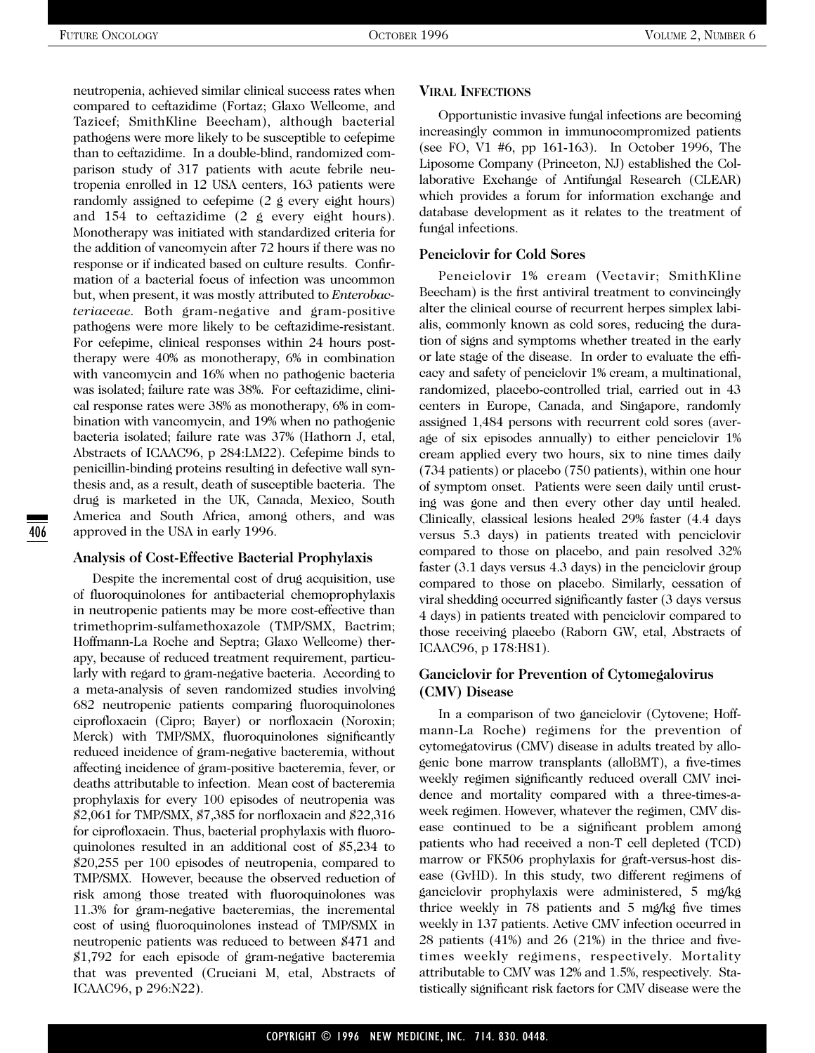neutropenia, achieved similar clinical success rates when compared to ceftazidime (Fortaz; Glaxo Wellcome, and Tazicef; SmithKline Beecham), although bacterial pathogens were more likely to be susceptible to cefepime than to ceftazidime. In a double-blind, randomized comparison study of 317 patients with acute febrile neutropenia enrolled in 12 USA centers, 163 patients were randomly assigned to cefepime (2 g every eight hours) and 154 to ceftazidime (2 g every eight hours). Monotherapy was initiated with standardized criteria for the addition of vancomycin after 72 hours if there was no response or if indicated based on culture results. Confirmation of a bacterial focus of infection was uncommon but, when present, it was mostly attributed to *Enterobacteriaceae*. Both gram-negative and gram-positive pathogens were more likely to be ceftazidime-resistant. For cefepime, clinical responses within 24 hours post-therapy were 40% as monotherapy, 6% in combination with vancomycin and 16% when no pathogenic bacteria was isolated; failure rate was 38%. For ceftazidime, clinical response rates were 38% as monotherapy, 6% in combination with vancomycin, and 19% when no pathogenic bacteria isolated; failure rate was 37% (Hathorn J, etal, Abstracts of ICAAC96, p 284:LM22). Cefepime binds to penicillin-binding proteins resulting in defective wall synthesis and, as a result, death of susceptible bacteria. The drug is marketed in the UK, Canada, Mexico, South America and South Africa, among others, and was approved in the USA in early 1996.

### Analysis of Cost-Effective Bacterial Prophylaxis

Despite the incremental cost of drug acquisition, use of fluoroquinolones for antibacterial chemoprophylaxis in neutropenic patients may be more cost-effective than trimethoprim-sulfamethoxazole (TMP/SMX, Bactrim; Hoffmann-La Roche and Septra; Glaxo Wellcome) therapy, because of reduced treatment requirement, particularly with regard to gram-negative bacteria. According to a meta-analysis of seven randomized studies involving 682 neutropenic patients comparing fluoroquinolones ciprofloxacin (Cipro; Bayer) or norfloxacin (Noroxin; Merck) with TMP/SMX, fluoroquinolones significantly reduced incidence of gram-negative bacteremia, without affecting incidence of gram-positive bacteremia, fever, or deaths attributable to infection. Mean cost of bacteremia prophylaxis for every 100 episodes of neutropenia was $2,061 for TMP/SMX, $7,385 for norfloxacin and $22,316 for ciprofloxacin. Thus, bacterial prophylaxis with fluoroquinolones resulted in an additional cost of $5,234 to $20,255 per 100 episodes of neutropenia, compared to TMP/SMX. However, because the observed reduction of risk among those treated with fluoroquinolones was 11.3% for gram-negative bacteremias, the incremental cost of using fluoroquinolones instead of TMP/SMX in neutropenic patients was reduced to between $471 and $1,792 for each episode of gram-negative bacteremia that was prevented (Cruciani M, etal, Abstracts of ICAAC96, p 296:N22).

## Viral Infections

Opportunistic invasive fungal infections are becoming increasingly common in immunocompromized patients (see FO, V1 #6, pp 161-163). In October 1996, The Liposome Company (Princeton, NJ) established the Collaborative Exchange of Antifungal Research (CLEAR) which provides a forum for information exchange and database development as it relates to the treatment of fungal infections.

### Penciclovir for Cold Sores

Penciclovir 1% cream (Vectavir; SmithKline Beecham) is the first antiviral treatment to convincingly alter the clinical course of recurrent herpes simplex labialis, commonly known as cold sores, reducing the duration of signs and symptoms whether treated in the early or late stage of the disease. In order to evaluate the efficacy and safety of penciclovir 1% cream, a multinational, randomized, placebo-controlled trial, carried out in 43 centers in Europe, Canada, and Singapore, randomly assigned 1,484 persons with recurrent cold sores (average of six episodes annually) to either penciclovir 1% cream applied every two hours, six to nine times daily (734 patients) or placebo (750 patients), within one hour of symptom onset. Patients were seen daily until crusting was gone and then every other day until healed. Clinically, classical lesions healed 29% faster (4.4 days versus 5.3 days) in patients treated with penciclovir compared to those on placebo, and pain resolved 32% faster (3.1 days versus 4.3 days) in the penciclovir group compared to those on placebo. Similarly, cessation of viral shedding occurred significantly faster (3 days versus 4 days) in patients treated with penciclovir compared to those receiving placebo (Raborn GW, etal, Abstracts of ICAAC96, p 178:H81).

### Ganciclovir for Prevention of Cytomegalovirus (CMV) Disease

In a comparison of two ganciclovir (Cytovene; Hoffmann-La Roche) regimens for the prevention of cytomegatovirus (CMV) disease in adults treated by allogenic bone marrow transplants (alloBMT), a five-times weekly regimen significantly reduced overall CMV incidence and mortality compared with a three-times-a-week regimen. However, whatever the regimen, CMV disease continued to be a significant problem among patients who had received a non-T cell depleted (TCD) marrow or FK506 prophylaxis for graft-versus-host disease (GvHD). In this study, two different regimens of ganciclovir prophylaxis were administered, 5 mg/kg thrice weekly in 78 patients and 5 mg/kg five times weekly in 137 patients. Active CMV infection occurred in 28 patients (41%) and 26 (21%) in the thrice and five-times weekly regimens, respectively. Mortality attributable to CMV was 12% and 1.5%, respectively. Statistically significant risk factors for CMV disease were the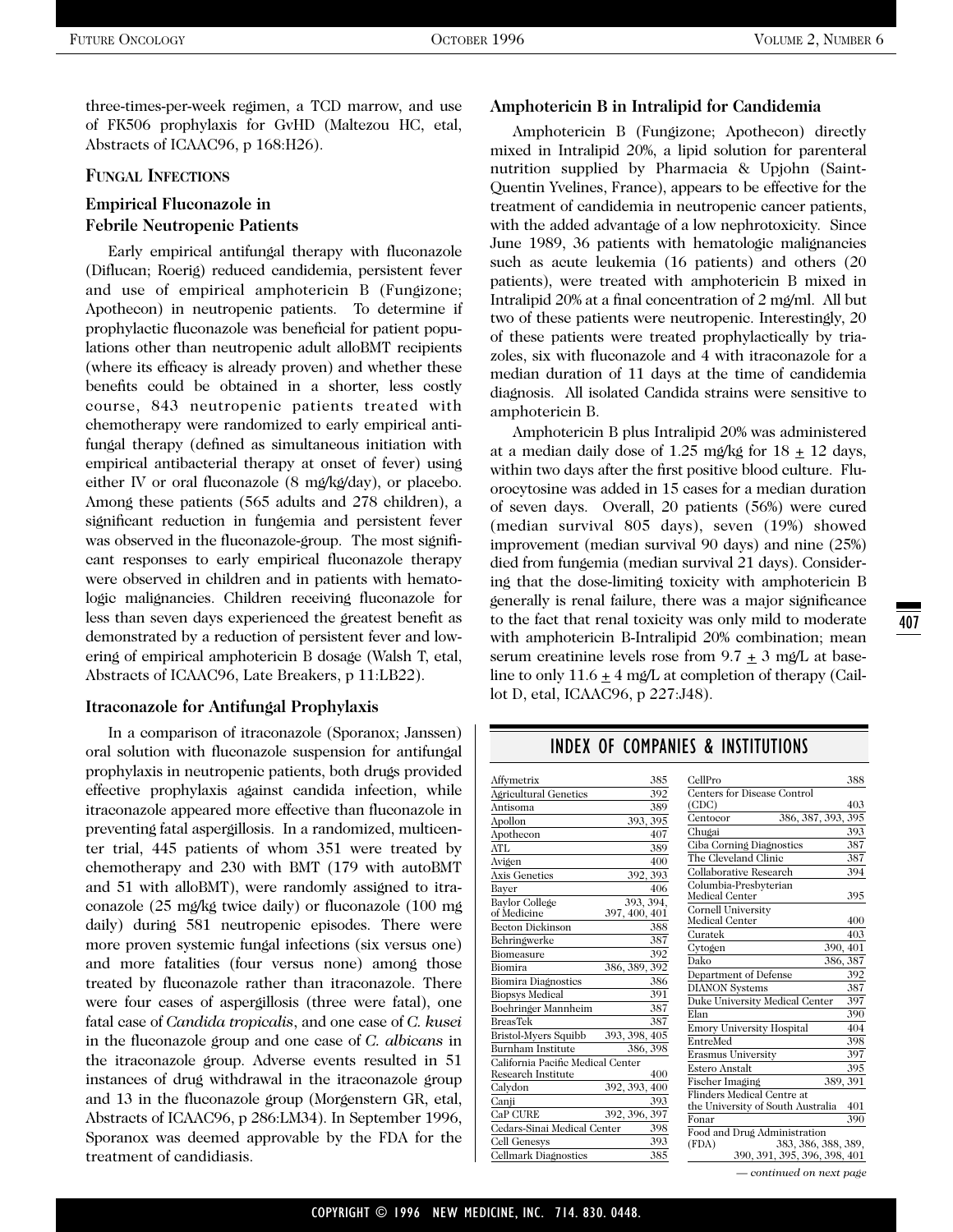three-times-per-week regimen, a TCD marrow, and use of FK506 prophylaxis for GvHD (Maltezou HC, etal, Abstracts of ICAAC96, p 168:H26).

## FUNGAL INFECTIONS

### Empirical Fluconazole in Febrile Neutropenic Patients

Early empirical antifungal therapy with fluconazole (Diflucan; Roerig) reduced candidemia, persistent fever and use of empirical amphotericin B (Fungizone; Apothecon) in neutropenic patients. To determine if prophylactic fluconazole was beneficial for patient populations other than neutropenic adult alloBMT recipients (where its efficacy is already proven) and whether these benefits could be obtained in a shorter, less costly course, 843 neutropenic patients treated with chemotherapy were randomized to early empirical antifungal therapy (defined as simultaneous initiation with empirical antibacterial therapy at onset of fever) using either IV or oral fluconazole (8 mg/kg/day), or placebo. Among these patients (565 adults and 278 children), a significant reduction in fungemia and persistent fever was observed in the fluconazole-group. The most significant responses to early empirical fluconazole therapy were observed in children and in patients with hematologic malignancies. Children receiving fluconazole for less than seven days experienced the greatest benefit as demonstrated by a reduction of persistent fever and lowering of empirical amphotericin B dosage (Walsh T, etal, Abstracts of ICAAC96, Late Breakers, p 11:LB22).

### Itraconazole for Antifungal Prophylaxis

In a comparison of itraconazole (Sporanox; Janssen) oral solution with fluconazole suspension for antifungal prophylaxis in neutropenic patients, both drugs provided effective prophylaxis against candida infection, while itraconazole appeared more effective than fluconazole in preventing fatal aspergillosis. In a randomized, multicenter trial, 445 patients of whom 351 were treated by chemotherapy and 230 with BMT (179 with autoBMT and 51 with alloBMT), were randomly assigned to itraconazole (25 mg/kg twice daily) or fluconazole (100 mg daily) during 581 neutropenic episodes. There were more proven systemic fungal infections (six versus one) and more fatalities (four versus none) among those treated by fluconazole rather than itraconazole. There were four cases of aspergillosis (three were fatal), one fatal case of *Candida tropicalis*, and one case of *C. kusei* in the fluconazole group and one case of *C. albicans* in the itraconazole group. Adverse events resulted in 51 instances of drug withdrawal in the itraconazole group and 13 in the fluconazole group (Morgenstern GR, etal, Abstracts of ICAAC96, p 286:LM34). In September 1996, Sporanox was deemed approvable by the FDA for the treatment of candidiasis.

### Amphotericin B in Intralipid for Candidemia

Amphotericin B (Fungizone; Apothecon) directly mixed in Intralipid 20%, a lipid solution for parenteral nutrition supplied by Pharmacia & Upjohn (Saint-Quentin Yvelines, France), appears to be effective for the treatment of candidemia in neutropenic cancer patients, with the added advantage of a low nephrotoxicity. Since June 1989, 36 patients with hematologic malignancies such as acute leukemia (16 patients) and others (20 patients), were treated with amphotericin B mixed in Intralipid 20% at a final concentration of 2 mg/ml. All but two of these patients were neutropenic. Interestingly, 20 of these patients were treated prophylactically by triazoles, six with fluconazole and 4 with itraconazole for a median duration of 11 days at the time of candidemia diagnosis. All isolated Candida strains were sensitive to amphotericin B.

Amphotericin B plus Intralipid 20% was administered at a median daily dose of 1.25 mg/kg for $18 \pm 12$ days, within two days after the first positive blood culture. Flucocytosine was added in 15 cases for a median duration of seven days. Overall, 20 patients (56%) were cured (median survival 805 days), seven (19%) showed improvement (median survival 90 days) and nine (25%) died from fungemia (median survival 21 days). Considering that the dose-limiting toxicity with amphotericin B generally is renal failure, there was a major significance to the fact that renal toxicity was only mild to moderate with amphotericin B-Intralipid 20% combination; mean serum creatinine levels rose from $9.7 \pm 3$ mg/L at baseline to only $11.6 \pm 4$ mg/L at completion of therapy (Caillot D, etal, ICAAC96, p 227:J48).

## INDEX OF COMPANIES & INSTITUTIONS

| Company | Page |
|---|---|
| Affymetrix | 385 |
| Agricultural Genetics | 392 |
| Antisoma | 389 |
| Apollon | 393, 395 |
| Apothecon | 407 |
| ATL | 389 |
| Avigen | 400 |
| Axis Genetics | 392, 393 |
| Bayer | 406 |
| Baylor College of Medicine | 393, 394, 397, 400, 401 |
| Becton Dickinson | 388 |
| Behringwerke | 387 |
| Biomeasure | 392 |
| Biomira | 386, 389, 392 |
| Biomira Diagnostics | 386 |
| Biopsys Medical | 391 |
| Boehringer Mannheim | 387 |
| BreasTek | 387 |
| Bristol-Myers Squibb | 393, 398, 405 |
| Burnham Institute | 386, 398 |
| California Pacific Medical Center Research Institute | 400 |
| Calydon | 392, 393, 400 |
| Canji | 393 |
| CaP CURE | 392, 396, 397 |
| Cedars-Sinai Medical Center | 398 |
| Cell Genesys | 393 |
| Cellmark Diagnostics | 385 |
| CellPro | 388 |
| Centers for Disease Control (CDC) | 403 |
| Centocor | 386, 387, 393, 395 |
| Chugai | 393 |
| Ciba Corning Diagnostics | 387 |
| The Cleveland Clinic | 387 |
| Collaborative Research | 394 |
| Columbia-Presbyterian Medical Center | 395 |
| Cornell University Medical Center | 400 |
| Curatek | 403 |
| Cytogen | 390, 401 |
| Dako | 386, 387 |
| Department of Defense | 392 |
| DIANON Systems | 387 |
| Duke University Medical Center | 397 |
| Elan | 390 |
| Emory University Hospital | 404 |
| EntreMed | 398 |
| Erasmus University | 397 |
| Estero Anstalt | 395 |
| Fischer Imaging | 389, 391 |
| Flinders Medical Centre at the University of South Australia | 401 |
| Fonar | 390 |
| Food and Drug Administration (FDA) | 383, 386, 388, 389, 390, 391, 395, 396, 398, 401 |

*— continued on next page*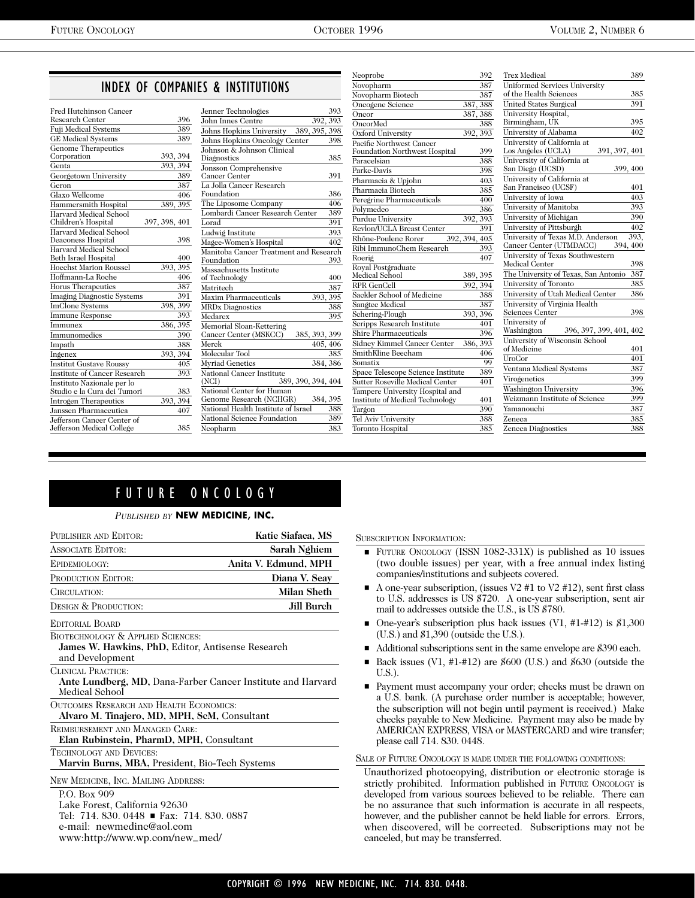## INDEX OF COMPANIES & INSTITUTIONS

| | |
|---|---|
| Fred Hutchinson Cancer Research Center | 396 |
| Fuji Medical Systems | 389 |
| GE Medical Systems | 389 |
| Genome Therapeutics Corporation | 393, 394 |
| Genta | 393, 394 |
| Georgetown University | 389 |
| Geron | 387 |
| Glaxo Wellcome | 406 |
| Hammersmith Hospital | 389, 395 |
| Harvard Medical School Children's Hospital | 397, 398, 401 |
| Harvard Medical School Deaconess Hospital | 398 |
| Harvard Medical School Beth Israel Hospital | 400 |
| Hoechst Marion Roussel | 393, 395 |
| Hoffmann-La Roche | 406 |
| Horus Therapeutics | 387 |
| Imaging Diagnostic Systems | 391 |
| ImClone Systems | 398, 399 |
| Immune Response | 393 |
| Immunex | 386, 395 |
| Immunomedics | 390 |
| Impath | 388 |
| Ingenex | 393, 394 |
| Institut Gustave Roussy | 405 |
| Institute of Cancer Research | 393 |
| Instituto Nazionale per lo Studio e la Cura dei Tumori | 383 |
| Introgen Therapeutics | 393, 394 |
| Janssen Pharmaceutica | 407 |
| Jefferson Cancer Center of Jefferson Medical College | 385 |
| Jenner Technologies | 393 |
| John Innes Centre | 392, 393 |
| Johns Hopkins University | 389, 395, 398 |
| Johns Hopkins Oncology Center | 398 |
| Johnson & Johnson Clinical Diagnostics | 385 |
| Jonsson Comprehensive Cancer Center | 391 |
| La Jolla Cancer Research Foundation | 386 |
| The Liposome Company | 406 |
| Lombardi Cancer Research Center | 389 |
| Lorad | 391 |
| Ludwig Institute | 393 |
| Magee-Women's Hospital | 402 |
| Manitoba Cancer Treatment and Research Foundation | 393 |
| Massachusetts Institute of Technology | 400 |
| Matritech | 387 |
| Maxim Pharmaceuticals | 393, 395 |
| MRDx Diagnostics | 388 |
| Medarex | 395 |
| Memorial Sloan-Kettering Cancer Center (MSKCC) | 385, 393, 399 |
| Merck | 405, 406 |
| Molecular Tool | 385 |
| Myriad Genetics | 384, 386 |
| National Cancer Institute (NCI) | 389, 390, 394, 404 |
| National Center for Human Genome Research (NCHGR) | 384, 395 |
| National Health Institute of Israel | 388 |
| National Science Foundation | 389 |
| Neopharm | 383 |
| Neoprobe | 392 |
| Novopharm | 387 |
| Novopharm Biotech | 387 |
| Oncogene Science | 387, 388 |
| Oncor | 387, 388 |
| OncorMed | 388 |
| Oxford University | 392, 393 |
| Pacific Northwest Cancer Foundation Northwest Hospital | 399 |
| Paracelsian | 388 |
| Parke-Davis | 398 |
| Pharmacia & Upjohn | 403 |
| Pharmacia Biotech | 385 |
| Peregrine Pharmaceuticals | 400 |
| Polymedco | 386 |
| Purdue University | 392, 393 |
| Revlon/UCLA Breast Center | 391 |
| Rhône-Poulenc Rorer | 392, 394, 405 |
| Ribi ImmunoChem Research | 393 |
| Roerig | 407 |
| Royal Postgraduate Medical School | 389, 395 |
| RPR GenCell | 392, 394 |
| Sackler School of Medicine | 388 |
| Sangtec Medical | 387 |
| Schering-Plough | 393, 396 |
| Scripps Research Institute | 401 |
| Shire Pharmaceuticals | 396 |
| Sidney Kimmel Cancer Center | 386, 393 |
| SmithKline Beecham | 406 |
| Somatix | 99 |
| Space Telescope Science Institute | 389 |
| Sutter Roseville Medical Center | 401 |
| Tampere University Hospital and Institute of Medical Technology | 401 |
| Targon | 390 |
| Tel Aviv University | 388 |
| Toronto Hospital | 385 |
| Trex Medical | 389 |
| Uniformed Services University of the Health Sciences | 385 |
| United States Surgical | 391 |
| University Hospital, Birmingham, UK | 395 |
| University of Alabama | 402 |
| University of California at Los Angeles (UCLA) | 391, 397, 401 |
| University of California at San Diego (UCSD) | 399, 400 |
| University of California at San Francisco (UCSF) | 401 |
| University of Iowa | 403 |
| University of Manitoba | 393 |
| University of Michigan | 390 |
| University of Pittsburgh | 402 |
| University of Texas M.D. Anderson Cancer Center (UTMDACC) | 393, 394, 400 |
| University of Texas Southwestern Medical Center | 398 |
| The University of Texas, San Antonio | 387 |
| University of Toronto | 385 |
| University of Utah Medical Center | 386 |
| University of Virginia Health Sciences Center | 398 |
| University of Washington | 396, 397, 399, 401, 402 |
| University of Wisconsin School of Medicine | 401 |
| UroCor | 401 |
| Ventana Medical Systems | 387 |
| Virogenetics | 399 |
| Washington University | 396 |
| Weizmann Institute of Science | 399 |
| Yamanouchi | 387 |
| Zeneca | 385 |
| Zeneca Diagnostics | 388 |

## FUTURE ONCOLOGY

*PUBLISHED BY* **NEW MEDICINE, INC.**

| | |
|---|---|
| PUBLISHER AND EDITOR: | **Katie Siafaca, MS** |
| ASSOCIATE EDITOR: | **Sarah Nghiem** |
| EPIDEMIOLOGY: | **Anita V. Edmund, MPH** |
| PRODUCTION EDITOR: | **Diana V. Seay** |
| CIRCULATION: | **Milan Sheth** |
| DESIGN & PRODUCTION: | **Jill Burch** |

EDITORIAL BOARD

BIOTECHNOLOGY & APPLIED SCIENCES:
**James W. Hawkins, PhD,** Editor, Antisense Research and Development

CLINICAL PRACTICE:
**Ante Lundberg, MD,** Dana-Farber Cancer Institute and Harvard Medical School

OUTCOMES RESEARCH AND HEALTH ECONOMICS:
**Alvaro M. Tinajero, MD, MPH, ScM,** Consultant

REIMBURSEMENT AND MANAGED CARE:
**Elan Rubinstein, PharmD, MPH,** Consultant

TECHNOLOGY AND DEVICES:
**Marvin Burns, MBA,** President, Bio-Tech Systems

NEW MEDICINE, INC. MAILING ADDRESS:

P.O. Box 909
Lake Forest, California 92630
Tel: 714. 830. 0448 ■ Fax: 714. 830. 0887
e-mail: newmedinc@aol.com
www:http://www.wp.com/new_med/

SUBSCRIPTION INFORMATION:

- FUTURE ONCOLOGY (ISSN 1082-331X) is published as 10 issues (two double issues) per year, with a free annual index listing companies/institutions and subjects covered.
- A one-year subscription, (issues V2 #1 to V2 #12), sent first class to U.S. addresses is US $720. A one-year subscription, sent air mail to addresses outside the U.S., is US $780.
- One-year's subscription plus back issues (V1, #1-#12) is $1,300 (U.S.) and $1,390 (outside the U.S.).
- Additional subscriptions sent in the same envelope are $390 each.
- Back issues (V1, #1-#12) are $600 (U.S.) and $630 (outside the U.S.).
- Payment must accompany your order; checks must be drawn on a U.S. bank. (A purchase order number is acceptable; however, the subscription will not begin until payment is received.) Make checks payable to New Medicine. Payment may also be made by AMERICAN EXPRESS, VISA or MASTERCARD and wire transfer; please call 714. 830. 0448.

SALE OF FUTURE ONCOLOGY IS MADE UNDER THE FOLLOWING CONDITIONS:

Unauthorized photocopying, distribution or electronic storage is strictly prohibited. Information published in FUTURE ONCOLOGY is developed from various sources believed to be reliable. There can be no assurance that such information is accurate in all respects, however, and the publisher cannot be held liable for errors. Errors, when discovered, will be corrected. Subscriptions may not be canceled, but may be transferred.

COPYRIGHT © 1996 NEW MEDICINE, INC. 714. 830. 0448.